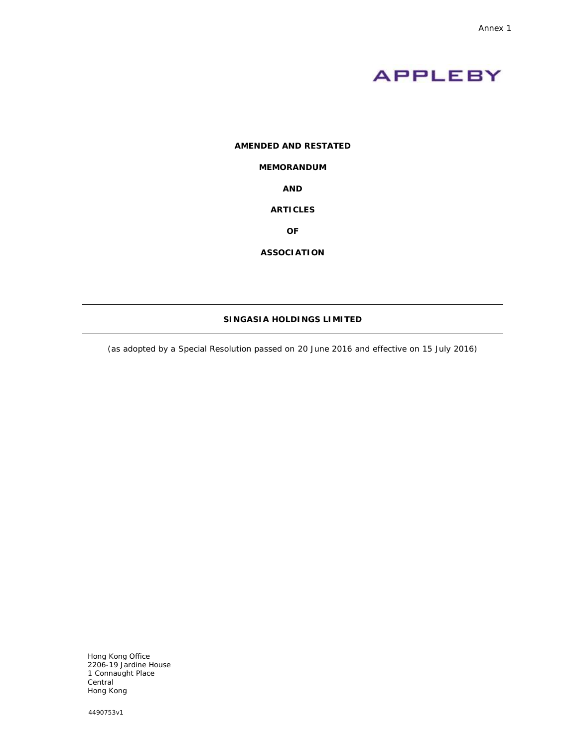Annex 1

APPLEBY

**AMENDED AND RESTATED**

**MEMORANDUM**

**AND**

**ARTICLES**

**OF**

**ASSOCIATION**

---

**SINGASIA HOLDINGS LIMITED**

---

*(as adopted by a Special Resolution passed on 20 June 2016 and effective on 15 July 2016)*

Hong Kong Office
2206-19 Jardine House
1 Connaught Place
Central
Hong Kong

4490753v1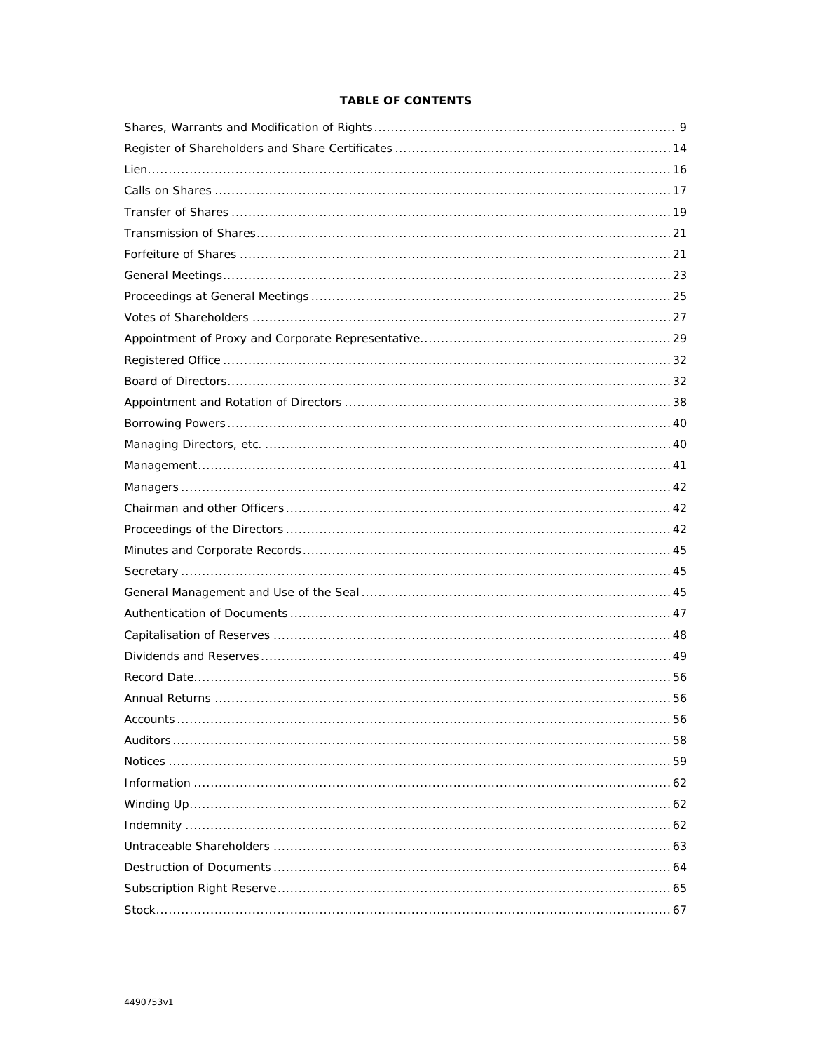# TABLE OF CONTENTS

| | |
|---|---|
| Shares, Warrants and Modification of Rights | 9 |
| Register of Shareholders and Share Certificates | 14 |
| Lien | 16 |
| Calls on Shares | 17 |
| Transfer of Shares | 19 |
| Transmission of Shares | 21 |
| Forfeiture of Shares | 21 |
| General Meetings | 23 |
| Proceedings at General Meetings | 25 |
| Votes of Shareholders | 27 |
| Appointment of Proxy and Corporate Representative | 29 |
| Registered Office | 32 |
| Board of Directors | 32 |
| Appointment and Rotation of Directors | 38 |
| Borrowing Powers | 40 |
| Managing Directors, etc. | 40 |
| Management | 41 |
| Managers | 42 |
| Chairman and other Officers | 42 |
| Proceedings of the Directors | 42 |
| Minutes and Corporate Records | 45 |
| Secretary | 45 |
| General Management and Use of the Seal | 45 |
| Authentication of Documents | 47 |
| Capitalisation of Reserves | 48 |
| Dividends and Reserves | 49 |
| Record Date | 56 |
| Annual Returns | 56 |
| Accounts | 56 |
| Auditors | 58 |
| Notices | 59 |
| Information | 62 |
| Winding Up | 62 |
| Indemnity | 62 |
| Untraceable Shareholders | 63 |
| Destruction of Documents | 64 |
| Subscription Right Reserve | 65 |
| Stock | 67 |

4490753v1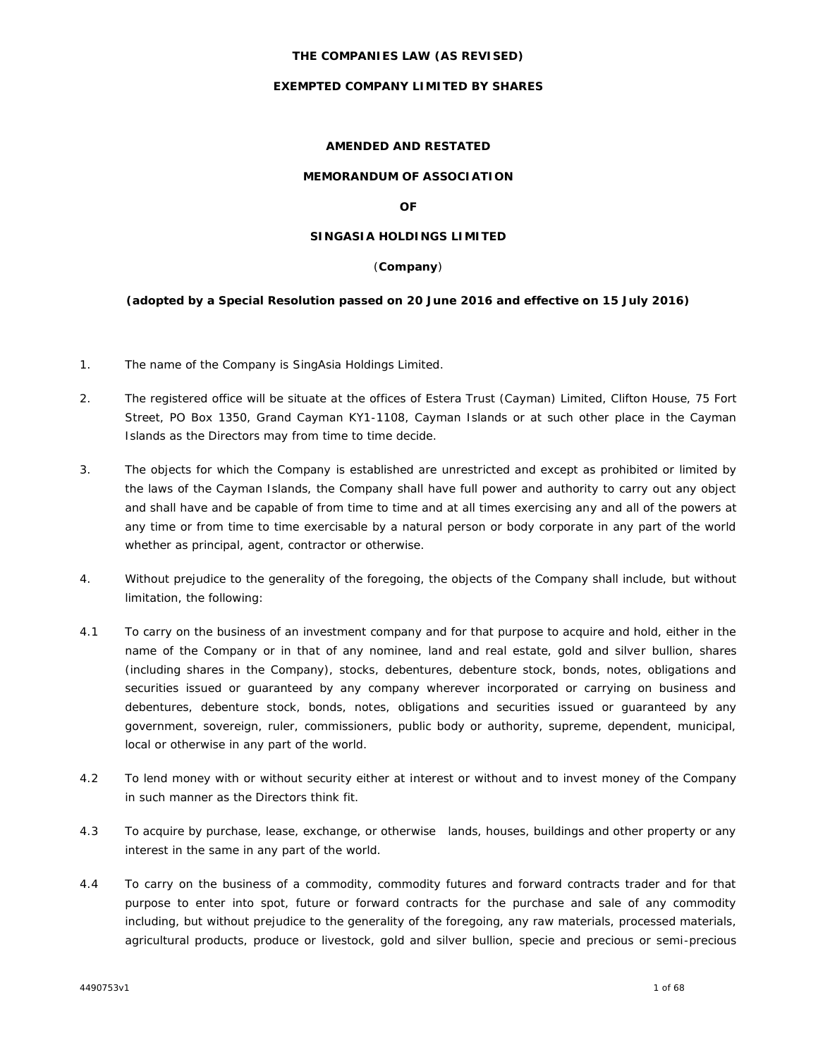**THE COMPANIES LAW (AS REVISED)**

**EXEMPTED COMPANY LIMITED BY SHARES**

**AMENDED AND RESTATED**

**MEMORANDUM OF ASSOCIATION**

**OF**

**SINGASIA HOLDINGS LIMITED**

(**Company**)

**(adopted by a Special Resolution passed on 20 June 2016 and effective on 15 July 2016)**

1. The name of the Company is SingAsia Holdings Limited.

2. The registered office will be situate at the offices of Estera Trust (Cayman) Limited, Clifton House, 75 Fort Street, PO Box 1350, Grand Cayman KY1-1108, Cayman Islands or at such other place in the Cayman Islands as the Directors may from time to time decide.

3. The objects for which the Company is established are unrestricted and except as prohibited or limited by the laws of the Cayman Islands, the Company shall have full power and authority to carry out any object and shall have and be capable of from time to time and at all times exercising any and all of the powers at any time or from time to time exercisable by a natural person or body corporate in any part of the world whether as principal, agent, contractor or otherwise.

4. Without prejudice to the generality of the foregoing, the objects of the Company shall include, but without limitation, the following:

4.1 To carry on the business of an investment company and for that purpose to acquire and hold, either in the name of the Company or in that of any nominee, land and real estate, gold and silver bullion, shares (including shares in the Company), stocks, debentures, debenture stock, bonds, notes, obligations and securities issued or guaranteed by any company wherever incorporated or carrying on business and debentures, debenture stock, bonds, notes, obligations and securities issued or guaranteed by any government, sovereign, ruler, commissioners, public body or authority, supreme, dependent, municipal, local or otherwise in any part of the world.

4.2 To lend money with or without security either at interest or without and to invest money of the Company in such manner as the Directors think fit.

4.3 To acquire by purchase, lease, exchange, or otherwise lands, houses, buildings and other property or any interest in the same in any part of the world.

4.4 To carry on the business of a commodity, commodity futures and forward contracts trader and for that purpose to enter into spot, future or forward contracts for the purchase and sale of any commodity including, but without prejudice to the generality of the foregoing, any raw materials, processed materials, agricultural products, produce or livestock, gold and silver bullion, specie and precious or semi-precious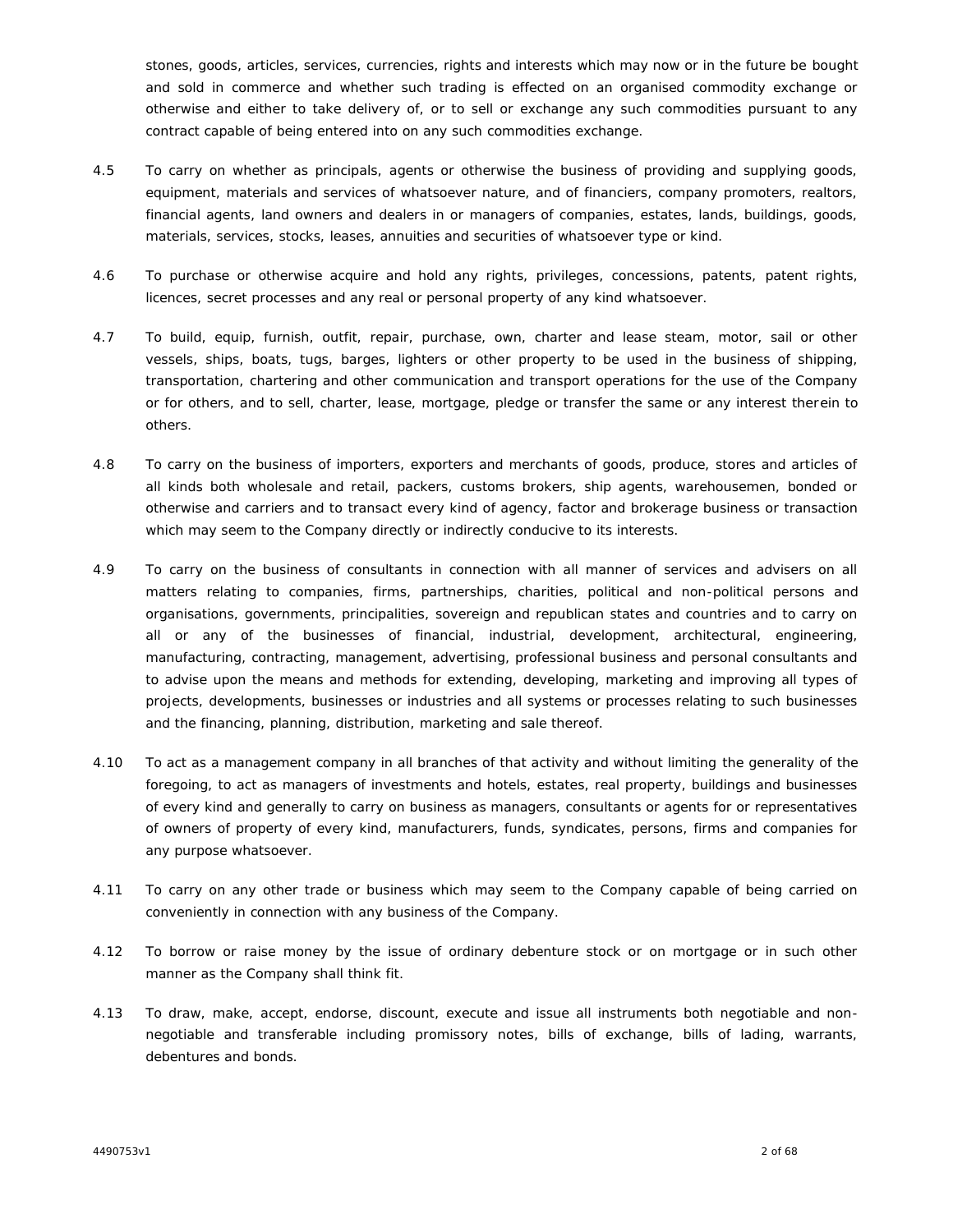stones, goods, articles, services, currencies, rights and interests which may now or in the future be bought and sold in commerce and whether such trading is effected on an organised commodity exchange or otherwise and either to take delivery of, or to sell or exchange any such commodities pursuant to any contract capable of being entered into on any such commodities exchange.

4.5 To carry on whether as principals, agents or otherwise the business of providing and supplying goods, equipment, materials and services of whatsoever nature, and of financiers, company promoters, realtors, financial agents, land owners and dealers in or managers of companies, estates, lands, buildings, goods, materials, services, stocks, leases, annuities and securities of whatsoever type or kind.

4.6 To purchase or otherwise acquire and hold any rights, privileges, concessions, patents, patent rights, licences, secret processes and any real or personal property of any kind whatsoever.

4.7 To build, equip, furnish, outfit, repair, purchase, own, charter and lease steam, motor, sail or other vessels, ships, boats, tugs, barges, lighters or other property to be used in the business of shipping, transportation, chartering and other communication and transport operations for the use of the Company or for others, and to sell, charter, lease, mortgage, pledge or transfer the same or any interest therein to others.

4.8 To carry on the business of importers, exporters and merchants of goods, produce, stores and articles of all kinds both wholesale and retail, packers, customs brokers, ship agents, warehousemen, bonded or otherwise and carriers and to transact every kind of agency, factor and brokerage business or transaction which may seem to the Company directly or indirectly conducive to its interests.

4.9 To carry on the business of consultants in connection with all manner of services and advisers on all matters relating to companies, firms, partnerships, charities, political and non-political persons and organisations, governments, principalities, sovereign and republican states and countries and to carry on all or any of the businesses of financial, industrial, development, architectural, engineering, manufacturing, contracting, management, advertising, professional business and personal consultants and to advise upon the means and methods for extending, developing, marketing and improving all types of projects, developments, businesses or industries and all systems or processes relating to such businesses and the financing, planning, distribution, marketing and sale thereof.

4.10 To act as a management company in all branches of that activity and without limiting the generality of the foregoing, to act as managers of investments and hotels, estates, real property, buildings and businesses of every kind and generally to carry on business as managers, consultants or agents for or representatives of owners of property of every kind, manufacturers, funds, syndicates, persons, firms and companies for any purpose whatsoever.

4.11 To carry on any other trade or business which may seem to the Company capable of being carried on conveniently in connection with any business of the Company.

4.12 To borrow or raise money by the issue of ordinary debenture stock or on mortgage or in such other manner as the Company shall think fit.

4.13 To draw, make, accept, endorse, discount, execute and issue all instruments both negotiable and non-negotiable and transferable including promissory notes, bills of exchange, bills of lading, warrants, debentures and bonds.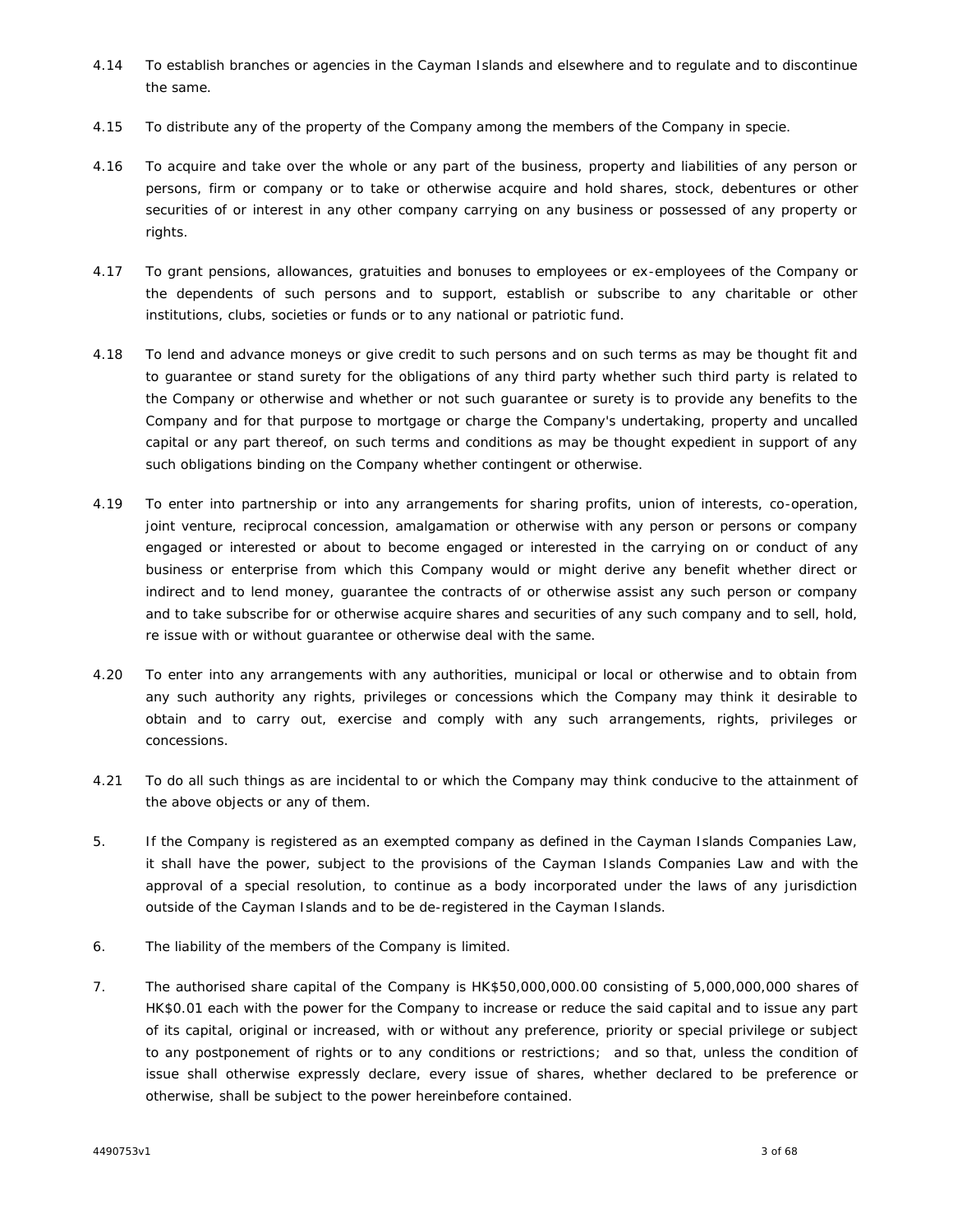4.14 To establish branches or agencies in the Cayman Islands and elsewhere and to regulate and to discontinue the same.

4.15 To distribute any of the property of the Company among the members of the Company in specie.

4.16 To acquire and take over the whole or any part of the business, property and liabilities of any person or persons, firm or company or to take or otherwise acquire and hold shares, stock, debentures or other securities of or interest in any other company carrying on any business or possessed of any property or rights.

4.17 To grant pensions, allowances, gratuities and bonuses to employees or ex-employees of the Company or the dependents of such persons and to support, establish or subscribe to any charitable or other institutions, clubs, societies or funds or to any national or patriotic fund.

4.18 To lend and advance moneys or give credit to such persons and on such terms as may be thought fit and to guarantee or stand surety for the obligations of any third party whether such third party is related to the Company or otherwise and whether or not such guarantee or surety is to provide any benefits to the Company and for that purpose to mortgage or charge the Company's undertaking, property and uncalled capital or any part thereof, on such terms and conditions as may be thought expedient in support of any such obligations binding on the Company whether contingent or otherwise.

4.19 To enter into partnership or into any arrangements for sharing profits, union of interests, co-operation, joint venture, reciprocal concession, amalgamation or otherwise with any person or persons or company engaged or interested or about to become engaged or interested in the carrying on or conduct of any business or enterprise from which this Company would or might derive any benefit whether direct or indirect and to lend money, guarantee the contracts of or otherwise assist any such person or company and to take subscribe for or otherwise acquire shares and securities of any such company and to sell, hold, re issue with or without guarantee or otherwise deal with the same.

4.20 To enter into any arrangements with any authorities, municipal or local or otherwise and to obtain from any such authority any rights, privileges or concessions which the Company may think it desirable to obtain and to carry out, exercise and comply with any such arrangements, rights, privileges or concessions.

4.21 To do all such things as are incidental to or which the Company may think conducive to the attainment of the above objects or any of them.

5. If the Company is registered as an exempted company as defined in the Cayman Islands Companies Law, it shall have the power, subject to the provisions of the Cayman Islands Companies Law and with the approval of a special resolution, to continue as a body incorporated under the laws of any jurisdiction outside of the Cayman Islands and to be de-registered in the Cayman Islands.

6. The liability of the members of the Company is limited.

7. The authorised share capital of the Company is HK$50,000,000.00 consisting of 5,000,000,000 shares of HK$0.01 each with the power for the Company to increase or reduce the said capital and to issue any part of its capital, original or increased, with or without any preference, priority or special privilege or subject to any postponement of rights or to any conditions or restrictions; and so that, unless the condition of issue shall otherwise expressly declare, every issue of shares, whether declared to be preference or otherwise, shall be subject to the power hereinbefore contained.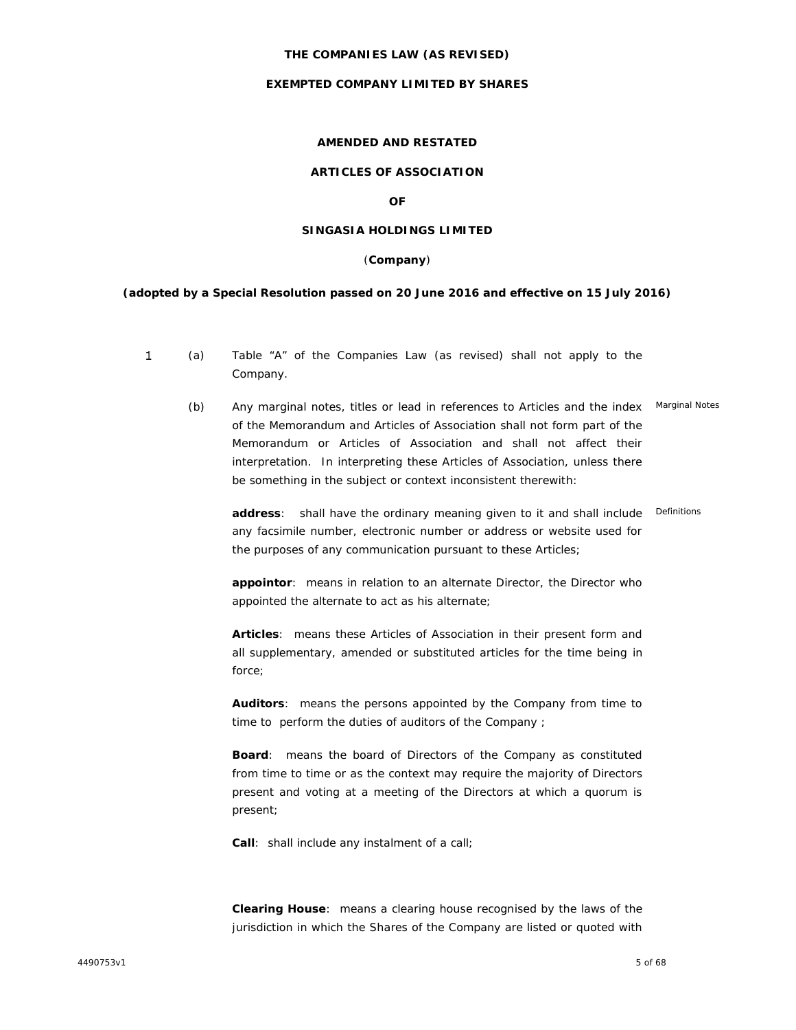**THE COMPANIES LAW (AS REVISED)**

**EXEMPTED COMPANY LIMITED BY SHARES**

**AMENDED AND RESTATED**

**ARTICLES OF ASSOCIATION**

**OF**

**SINGASIA HOLDINGS LIMITED**

(**Company**)

**(adopted by a Special Resolution passed on 20 June 2016 and effective on 15 July 2016)**

1 (a) Table "A" of the Companies Law (as revised) shall not apply to the Company.

(b) Any marginal notes, titles or lead in references to Articles and the index of the Memorandum and Articles of Association shall not form part of the Memorandum or Articles of Association and shall not affect their interpretation. In interpreting these Articles of Association, unless there be something in the subject or context inconsistent therewith: *Marginal Notes*

*Definitions*

**address**: shall have the ordinary meaning given to it and shall include any facsimile number, electronic number or address or website used for the purposes of any communication pursuant to these Articles;

**appointor**: means in relation to an alternate Director, the Director who appointed the alternate to act as his alternate;

**Articles**: means these Articles of Association in their present form and all supplementary, amended or substituted articles for the time being in force;

**Auditors**: means the persons appointed by the Company from time to time to perform the duties of auditors of the Company ;

**Board**: means the board of Directors of the Company as constituted from time to time or as the context may require the majority of Directors present and voting at a meeting of the Directors at which a quorum is present;

**Call**: shall include any instalment of a call;

**Clearing House**: means a clearing house recognised by the laws of the jurisdiction in which the Shares of the Company are listed or quoted with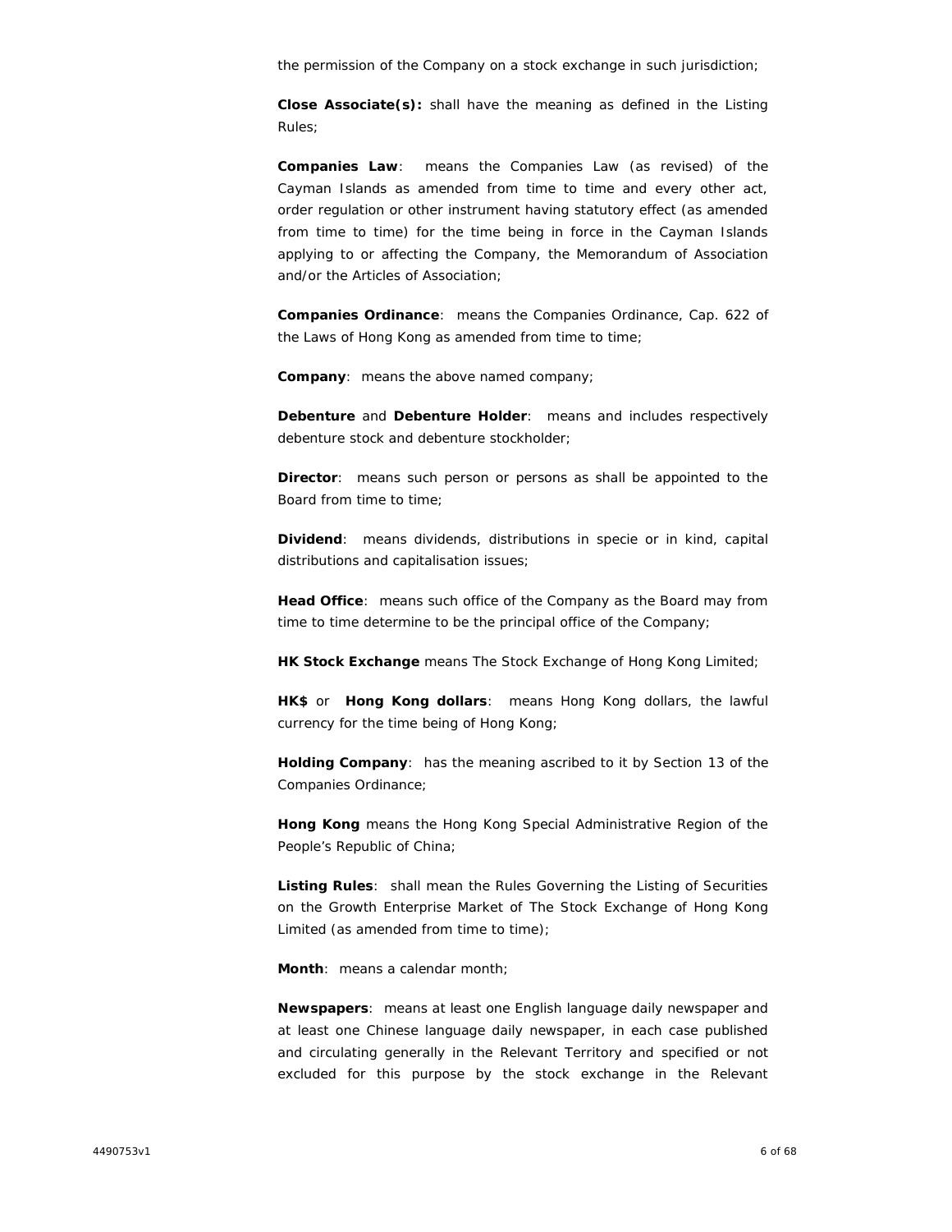the permission of the Company on a stock exchange in such jurisdiction;

**Close Associate(s):** shall have the meaning as defined in the Listing Rules;

**Companies Law**: means the Companies Law (as revised) of the Cayman Islands as amended from time to time and every other act, order regulation or other instrument having statutory effect (as amended from time to time) for the time being in force in the Cayman Islands applying to or affecting the Company, the Memorandum of Association and/or the Articles of Association;

**Companies Ordinance**: means the Companies Ordinance, Cap. 622 of the Laws of Hong Kong as amended from time to time;

**Company**: means the above named company;

**Debenture** and **Debenture Holder**: means and includes respectively debenture stock and debenture stockholder;

**Director**: means such person or persons as shall be appointed to the Board from time to time;

**Dividend**: means dividends, distributions in specie or in kind, capital distributions and capitalisation issues;

**Head Office**: means such office of the Company as the Board may from time to time determine to be the principal office of the Company;

**HK Stock Exchange** means The Stock Exchange of Hong Kong Limited;

**HK$** or **Hong Kong dollars**: means Hong Kong dollars, the lawful currency for the time being of Hong Kong;

**Holding Company**: has the meaning ascribed to it by Section 13 of the Companies Ordinance;

**Hong Kong** means the Hong Kong Special Administrative Region of the People's Republic of China;

**Listing Rules**: shall mean the Rules Governing the Listing of Securities on the Growth Enterprise Market of The Stock Exchange of Hong Kong Limited (as amended from time to time);

**Month**: means a calendar month;

**Newspapers**: means at least one English language daily newspaper and at least one Chinese language daily newspaper, in each case published and circulating generally in the Relevant Territory and specified or not excluded for this purpose by the stock exchange in the Relevant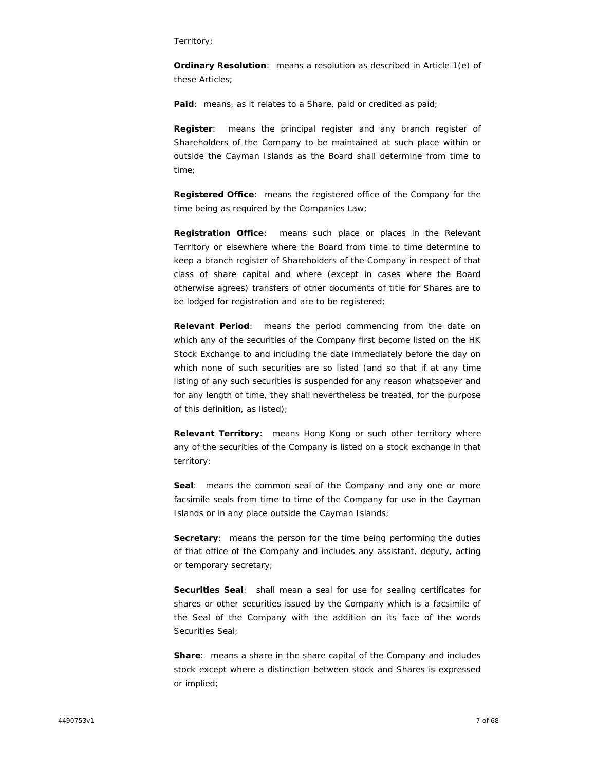Territory;

**Ordinary Resolution**: means a resolution as described in Article 1(e) of these Articles;

**Paid**: means, as it relates to a Share, paid or credited as paid;

**Register**: means the principal register and any branch register of Shareholders of the Company to be maintained at such place within or outside the Cayman Islands as the Board shall determine from time to time;

**Registered Office**: means the registered office of the Company for the time being as required by the Companies Law;

**Registration Office**: means such place or places in the Relevant Territory or elsewhere where the Board from time to time determine to keep a branch register of Shareholders of the Company in respect of that class of share capital and where (except in cases where the Board otherwise agrees) transfers of other documents of title for Shares are to be lodged for registration and are to be registered;

**Relevant Period**: means the period commencing from the date on which any of the securities of the Company first become listed on the HK Stock Exchange to and including the date immediately before the day on which none of such securities are so listed (and so that if at any time listing of any such securities is suspended for any reason whatsoever and for any length of time, they shall nevertheless be treated, for the purpose of this definition, as listed);

**Relevant Territory**: means Hong Kong or such other territory where any of the securities of the Company is listed on a stock exchange in that territory;

**Seal**: means the common seal of the Company and any one or more facsimile seals from time to time of the Company for use in the Cayman Islands or in any place outside the Cayman Islands;

**Secretary**: means the person for the time being performing the duties of that office of the Company and includes any assistant, deputy, acting or temporary secretary;

**Securities Seal**: shall mean a seal for use for sealing certificates for shares or other securities issued by the Company which is a facsimile of the Seal of the Company with the addition on its face of the words Securities Seal;

**Share**: means a share in the share capital of the Company and includes stock except where a distinction between stock and Shares is expressed or implied;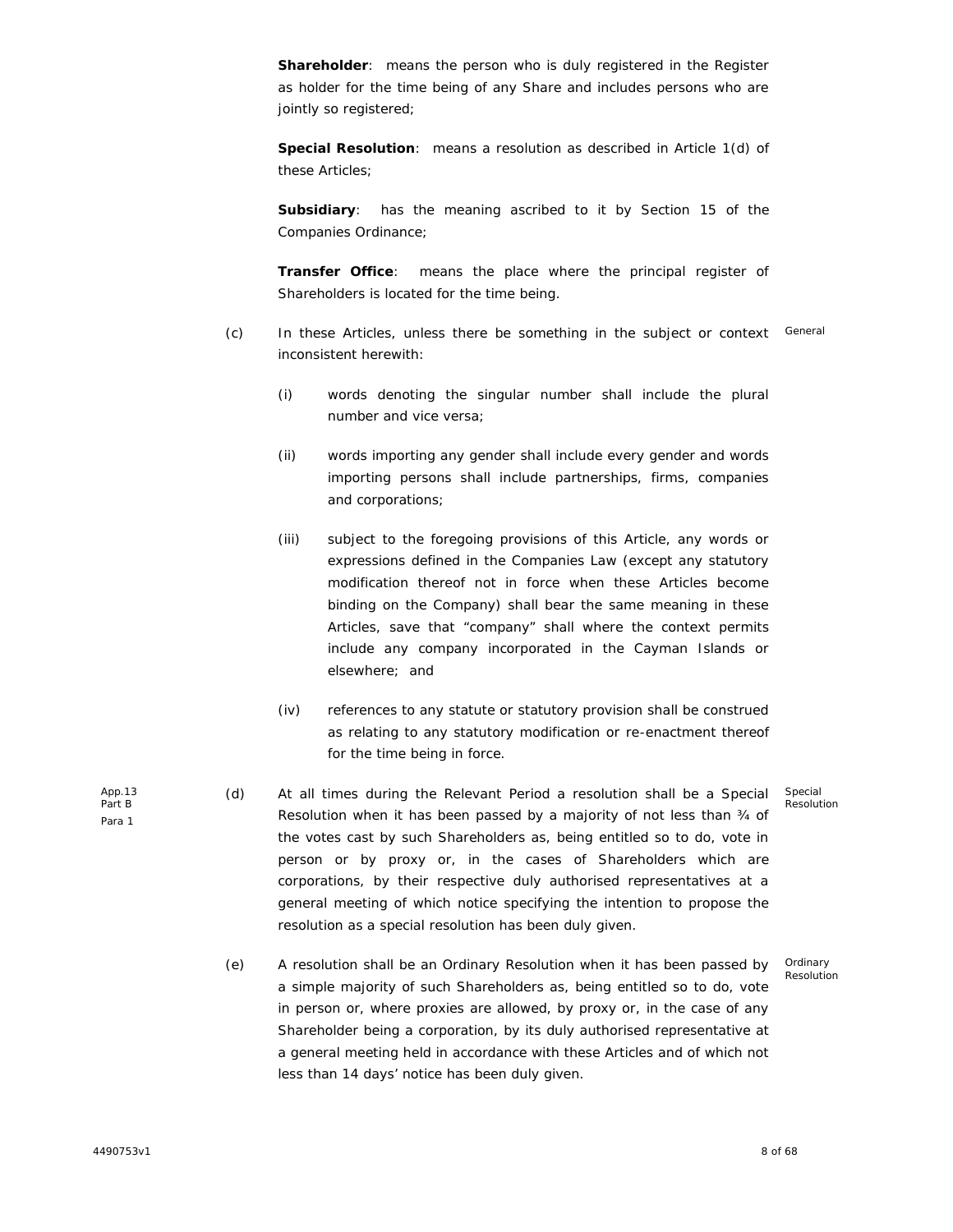**Shareholder**: means the person who is duly registered in the Register as holder for the time being of any Share and includes persons who are jointly so registered;

**Special Resolution**: means a resolution as described in Article 1(d) of these Articles;

**Subsidiary**: has the meaning ascribed to it by Section 15 of the Companies Ordinance;

**Transfer Office**: means the place where the principal register of Shareholders is located for the time being.

(c) In these Articles, unless there be something in the subject or context inconsistent herewith: General

(i) words denoting the singular number shall include the plural number and vice versa;

(ii) words importing any gender shall include every gender and words importing persons shall include partnerships, firms, companies and corporations;

(iii) subject to the foregoing provisions of this Article, any words or expressions defined in the Companies Law (except any statutory modification thereof not in force when these Articles become binding on the Company) shall bear the same meaning in these Articles, save that "company" shall where the context permits include any company incorporated in the Cayman Islands or elsewhere; and

(iv) references to any statute or statutory provision shall be construed as relating to any statutory modification or re-enactment thereof for the time being in force.

App.13 Part B Para 1

(d) At all times during the Relevant Period a resolution shall be a Special Resolution when it has been passed by a majority of not less than ¾ of the votes cast by such Shareholders as, being entitled so to do, vote in person or by proxy or, in the cases of Shareholders which are corporations, by their respective duly authorised representatives at a general meeting of which notice specifying the intention to propose the resolution as a special resolution has been duly given. Special Resolution

(e) A resolution shall be an Ordinary Resolution when it has been passed by a simple majority of such Shareholders as, being entitled so to do, vote in person or, where proxies are allowed, by proxy or, in the case of any Shareholder being a corporation, by its duly authorised representative at a general meeting held in accordance with these Articles and of which not less than 14 days' notice has been duly given. Ordinary Resolution

4490753v1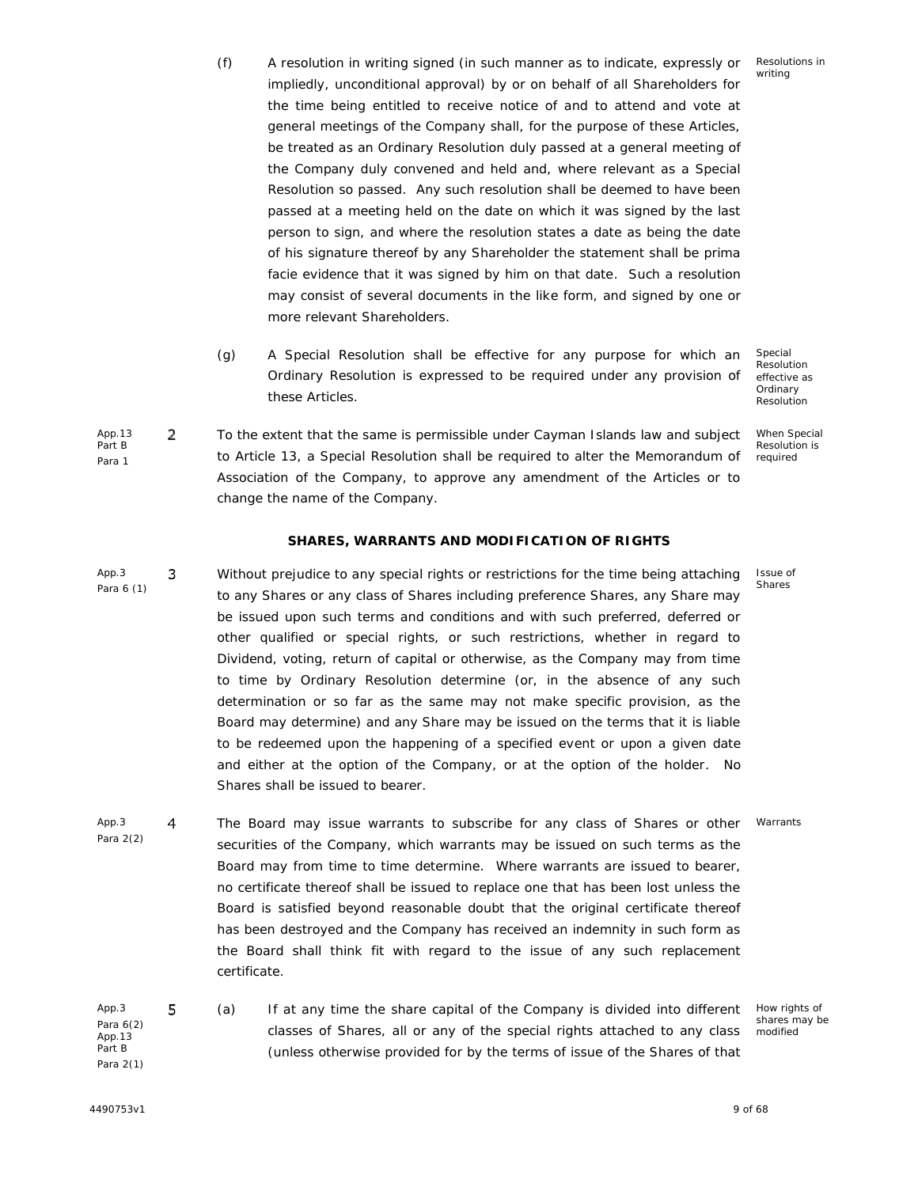(f) A resolution in writing signed (in such manner as to indicate, expressly or impliedly, unconditional approval) by or on behalf of all Shareholders for the time being entitled to receive notice of and to attend and vote at general meetings of the Company shall, for the purpose of these Articles, be treated as an Ordinary Resolution duly passed at a general meeting of the Company duly convened and held and, where relevant as a Special Resolution so passed. Any such resolution shall be deemed to have been passed at a meeting held on the date on which it was signed by the last person to sign, and where the resolution states a date as being the date of his signature thereof by any Shareholder the statement shall be prima facie evidence that it was signed by him on that date. Such a resolution may consist of several documents in the like form, and signed by one or more relevant Shareholders. *Resolutions in writing*

(g) A Special Resolution shall be effective for any purpose for which an Ordinary Resolution is expressed to be required under any provision of these Articles. *Special Resolution effective as Ordinary Resolution*

App.13 Part B Para 1

2 To the extent that the same is permissible under Cayman Islands law and subject to Article 13, a Special Resolution shall be required to alter the Memorandum of Association of the Company, to approve any amendment of the Articles or to change the name of the Company. *When Special Resolution is required*

**SHARES, WARRANTS AND MODIFICATION OF RIGHTS**

App.3 Para 6 (1)

3 Without prejudice to any special rights or restrictions for the time being attaching to any Shares or any class of Shares including preference Shares, any Share may be issued upon such terms and conditions and with such preferred, deferred or other qualified or special rights, or such restrictions, whether in regard to Dividend, voting, return of capital or otherwise, as the Company may from time to time by Ordinary Resolution determine (or, in the absence of any such determination or so far as the same may not make specific provision, as the Board may determine) and any Share may be issued on the terms that it is liable to be redeemed upon the happening of a specified event or upon a given date and either at the option of the Company, or at the option of the holder. No Shares shall be issued to bearer. *Issue of Shares*

App.3 Para 2(2)

4 The Board may issue warrants to subscribe for any class of Shares or other securities of the Company, which warrants may be issued on such terms as the Board may from time to time determine. Where warrants are issued to bearer, no certificate thereof shall be issued to replace one that has been lost unless the Board is satisfied beyond reasonable doubt that the original certificate thereof has been destroyed and the Company has received an indemnity in such form as the Board shall think fit with regard to the issue of any such replacement certificate. *Warrants*

App.3 Para 6(2) App.13 Part B Para 2(1)

5 (a) If at any time the share capital of the Company is divided into different classes of Shares, all or any of the special rights attached to any class (unless otherwise provided for by the terms of issue of the Shares of that *How rights of shares may be modified*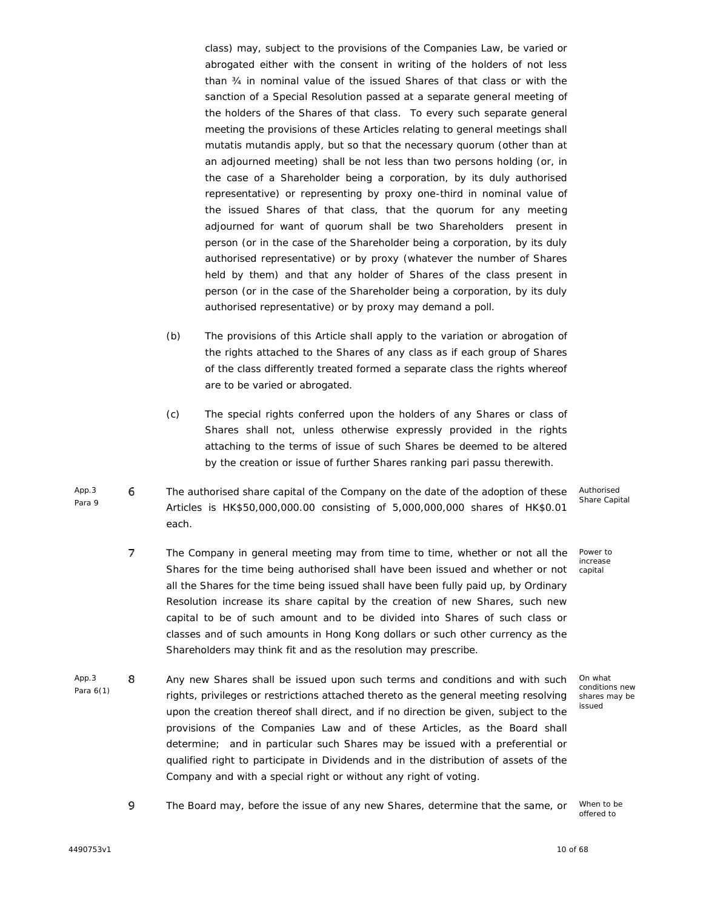class) may, subject to the provisions of the Companies Law, be varied or abrogated either with the consent in writing of the holders of not less than ¾ in nominal value of the issued Shares of that class or with the sanction of a Special Resolution passed at a separate general meeting of the holders of the Shares of that class. To every such separate general meeting the provisions of these Articles relating to general meetings shall mutatis mutandis apply, but so that the necessary quorum (other than at an adjourned meeting) shall be not less than two persons holding (or, in the case of a Shareholder being a corporation, by its duly authorised representative) or representing by proxy one-third in nominal value of the issued Shares of that class, that the quorum for any meeting adjourned for want of quorum shall be two Shareholders present in person (or in the case of the Shareholder being a corporation, by its duly authorised representative) or by proxy (whatever the number of Shares held by them) and that any holder of Shares of the class present in person (or in the case of the Shareholder being a corporation, by its duly authorised representative) or by proxy may demand a poll.

(b) The provisions of this Article shall apply to the variation or abrogation of the rights attached to the Shares of any class as if each group of Shares of the class differently treated formed a separate class the rights whereof are to be varied or abrogated.

(c) The special rights conferred upon the holders of any Shares or class of Shares shall not, unless otherwise expressly provided in the rights attaching to the terms of issue of such Shares be deemed to be altered by the creation or issue of further Shares ranking pari passu therewith.

App.3 Para 9

6 The authorised share capital of the Company on the date of the adoption of these Articles is HK$50,000,000.00 consisting of 5,000,000,000 shares of HK$0.01 each. *Authorised Share Capital*

7 The Company in general meeting may from time to time, whether or not all the Shares for the time being authorised shall have been issued and whether or not all the Shares for the time being issued shall have been fully paid up, by Ordinary Resolution increase its share capital by the creation of new Shares, such new capital to be of such amount and to be divided into Shares of such class or classes and of such amounts in Hong Kong dollars or such other currency as the Shareholders may think fit and as the resolution may prescribe. *Power to increase capital*

App.3 Para 6(1)

8 Any new Shares shall be issued upon such terms and conditions and with such rights, privileges or restrictions attached thereto as the general meeting resolving upon the creation thereof shall direct, and if no direction be given, subject to the provisions of the Companies Law and of these Articles, as the Board shall determine; and in particular such Shares may be issued with a preferential or qualified right to participate in Dividends and in the distribution of assets of the Company and with a special right or without any right of voting. *On what conditions new shares may be issued*

9 The Board may, before the issue of any new Shares, determine that the same, or *When to be offered to*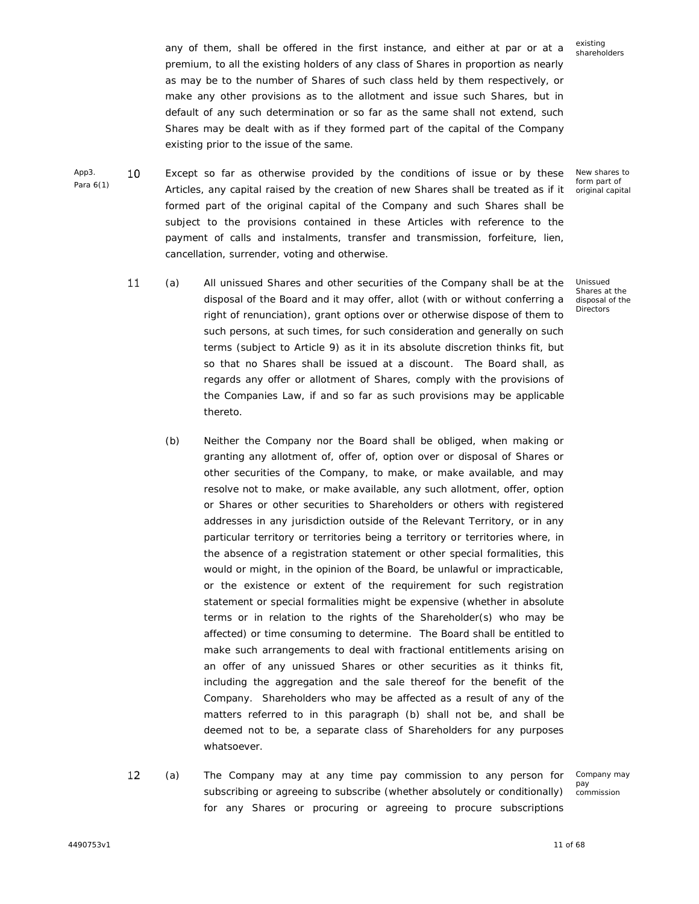any of them, shall be offered in the first instance, and either at par or at a premium, to all the existing holders of any class of Shares in proportion as nearly as may be to the number of Shares of such class held by them respectively, or make any other provisions as to the allotment and issue such Shares, but in default of any such determination or so far as the same shall not extend, such Shares may be dealt with as if they formed part of the capital of the Company existing prior to the issue of the same.

existing shareholders

App3. Para 6(1)

10 Except so far as otherwise provided by the conditions of issue or by these Articles, any capital raised by the creation of new Shares shall be treated as if it formed part of the original capital of the Company and such Shares shall be subject to the provisions contained in these Articles with reference to the payment of calls and instalments, transfer and transmission, forfeiture, lien, cancellation, surrender, voting and otherwise.

New shares to form part of original capital

11 (a) All unissued Shares and other securities of the Company shall be at the disposal of the Board and it may offer, allot (with or without conferring a right of renunciation), grant options over or otherwise dispose of them to such persons, at such times, for such consideration and generally on such terms (subject to Article 9) as it in its absolute discretion thinks fit, but so that no Shares shall be issued at a discount. The Board shall, as regards any offer or allotment of Shares, comply with the provisions of the Companies Law, if and so far as such provisions may be applicable thereto.

Unissued Shares at the disposal of the Directors

(b) Neither the Company nor the Board shall be obliged, when making or granting any allotment of, offer of, option over or disposal of Shares or other securities of the Company, to make, or make available, and may resolve not to make, or make available, any such allotment, offer, option or Shares or other securities to Shareholders or others with registered addresses in any jurisdiction outside of the Relevant Territory, or in any particular territory or territories being a territory or territories where, in the absence of a registration statement or other special formalities, this would or might, in the opinion of the Board, be unlawful or impracticable, or the existence or extent of the requirement for such registration statement or special formalities might be expensive (whether in absolute terms or in relation to the rights of the Shareholder(s) who may be affected) or time consuming to determine. The Board shall be entitled to make such arrangements to deal with fractional entitlements arising on an offer of any unissued Shares or other securities as it thinks fit, including the aggregation and the sale thereof for the benefit of the Company. Shareholders who may be affected as a result of any of the matters referred to in this paragraph (b) shall not be, and shall be deemed not to be, a separate class of Shareholders for any purposes whatsoever.

12 (a) The Company may at any time pay commission to any person for subscribing or agreeing to subscribe (whether absolutely or conditionally) for any Shares or procuring or agreeing to procure subscriptions

Company may pay commission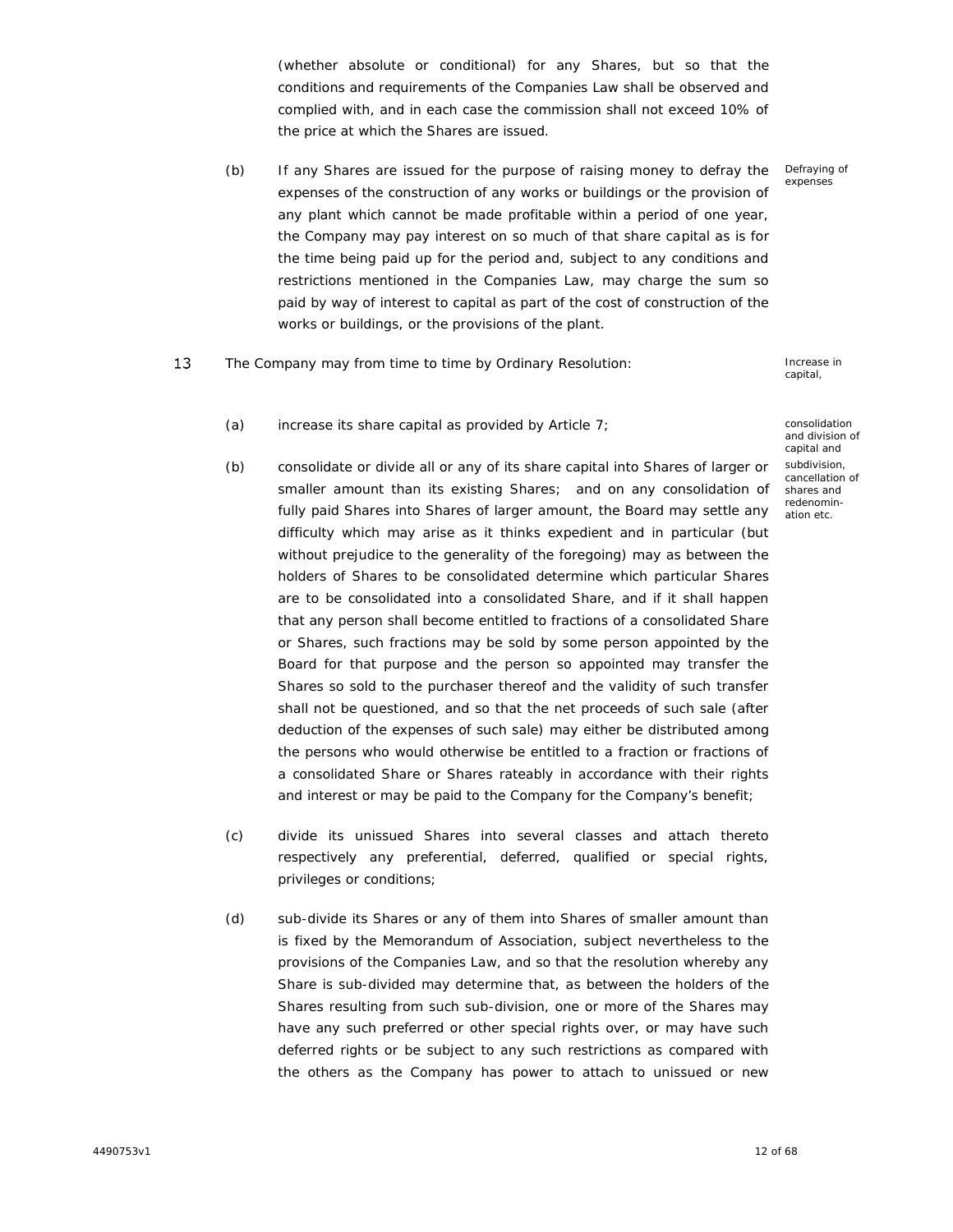(whether absolute or conditional) for any Shares, but so that the conditions and requirements of the Companies Law shall be observed and complied with, and in each case the commission shall not exceed 10% of the price at which the Shares are issued.

(b) If any Shares are issued for the purpose of raising money to defray the expenses of the construction of any works or buildings or the provision of any plant which cannot be made profitable within a period of one year, the Company may pay interest on so much of that share capital as is for the time being paid up for the period and, subject to any conditions and restrictions mentioned in the Companies Law, may charge the sum so paid by way of interest to capital as part of the cost of construction of the works or buildings, or the provisions of the plant.

Defraying of expenses

13 The Company may from time to time by Ordinary Resolution:

Increase in capital, consolidation and division of capital and subdivision, cancellation of shares and redenomination etc.

(a) increase its share capital as provided by Article 7;

(b) consolidate or divide all or any of its share capital into Shares of larger or smaller amount than its existing Shares; and on any consolidation of fully paid Shares into Shares of larger amount, the Board may settle any difficulty which may arise as it thinks expedient and in particular (but without prejudice to the generality of the foregoing) may as between the holders of Shares to be consolidated determine which particular Shares are to be consolidated into a consolidated Share, and if it shall happen that any person shall become entitled to fractions of a consolidated Share or Shares, such fractions may be sold by some person appointed by the Board for that purpose and the person so appointed may transfer the Shares so sold to the purchaser thereof and the validity of such transfer shall not be questioned, and so that the net proceeds of such sale (after deduction of the expenses of such sale) may either be distributed among the persons who would otherwise be entitled to a fraction or fractions of a consolidated Share or Shares rateably in accordance with their rights and interest or may be paid to the Company for the Company's benefit;

(c) divide its unissued Shares into several classes and attach thereto respectively any preferential, deferred, qualified or special rights, privileges or conditions;

(d) sub-divide its Shares or any of them into Shares of smaller amount than is fixed by the Memorandum of Association, subject nevertheless to the provisions of the Companies Law, and so that the resolution whereby any Share is sub-divided may determine that, as between the holders of the Shares resulting from such sub-division, one or more of the Shares may have any such preferred or other special rights over, or may have such deferred rights or be subject to any such restrictions as compared with the others as the Company has power to attach to unissued or new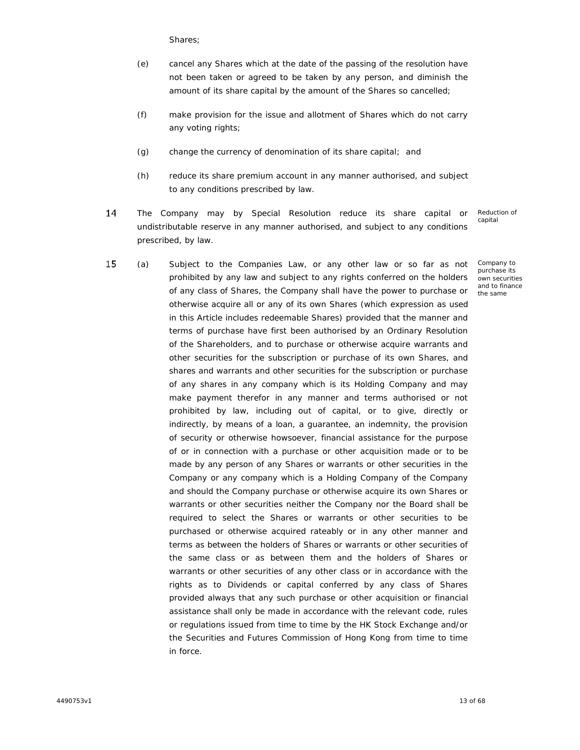Shares;

(e) cancel any Shares which at the date of the passing of the resolution have not been taken or agreed to be taken by any person, and diminish the amount of its share capital by the amount of the Shares so cancelled;

(f) make provision for the issue and allotment of Shares which do not carry any voting rights;

(g) change the currency of denomination of its share capital; and

(h) reduce its share premium account in any manner authorised, and subject to any conditions prescribed by law.

14 The Company may by Special Resolution reduce its share capital or undistributable reserve in any manner authorised, and subject to any conditions prescribed, by law. *Reduction of capital*

15 (a) Subject to the Companies Law, or any other law or so far as not prohibited by any law and subject to any rights conferred on the holders of any class of Shares, the Company shall have the power to purchase or otherwise acquire all or any of its own Shares (which expression as used in this Article includes redeemable Shares) provided that the manner and terms of purchase have first been authorised by an Ordinary Resolution of the Shareholders, and to purchase or otherwise acquire warrants and other securities for the subscription or purchase of its own Shares, and shares and warrants and other securities for the subscription or purchase of any shares in any company which is its Holding Company and may make payment therefor in any manner and terms authorised or not prohibited by law, including out of capital, or to give, directly or indirectly, by means of a loan, a guarantee, an indemnity, the provision of security or otherwise howsoever, financial assistance for the purpose of or in connection with a purchase or other acquisition made or to be made by any person of any Shares or warrants or other securities in the Company or any company which is a Holding Company of the Company and should the Company purchase or otherwise acquire its own Shares or warrants or other securities neither the Company nor the Board shall be required to select the Shares or warrants or other securities to be purchased or otherwise acquired rateably or in any other manner and terms as between the holders of Shares or warrants or other securities of the same class or as between them and the holders of Shares or warrants or other securities of any other class or in accordance with the rights as to Dividends or capital conferred by any class of Shares provided always that any such purchase or other acquisition or financial assistance shall only be made in accordance with the relevant code, rules or regulations issued from time to time by the HK Stock Exchange and/or the Securities and Futures Commission of Hong Kong from time to time in force. *Company to purchase its own securities and to finance the same*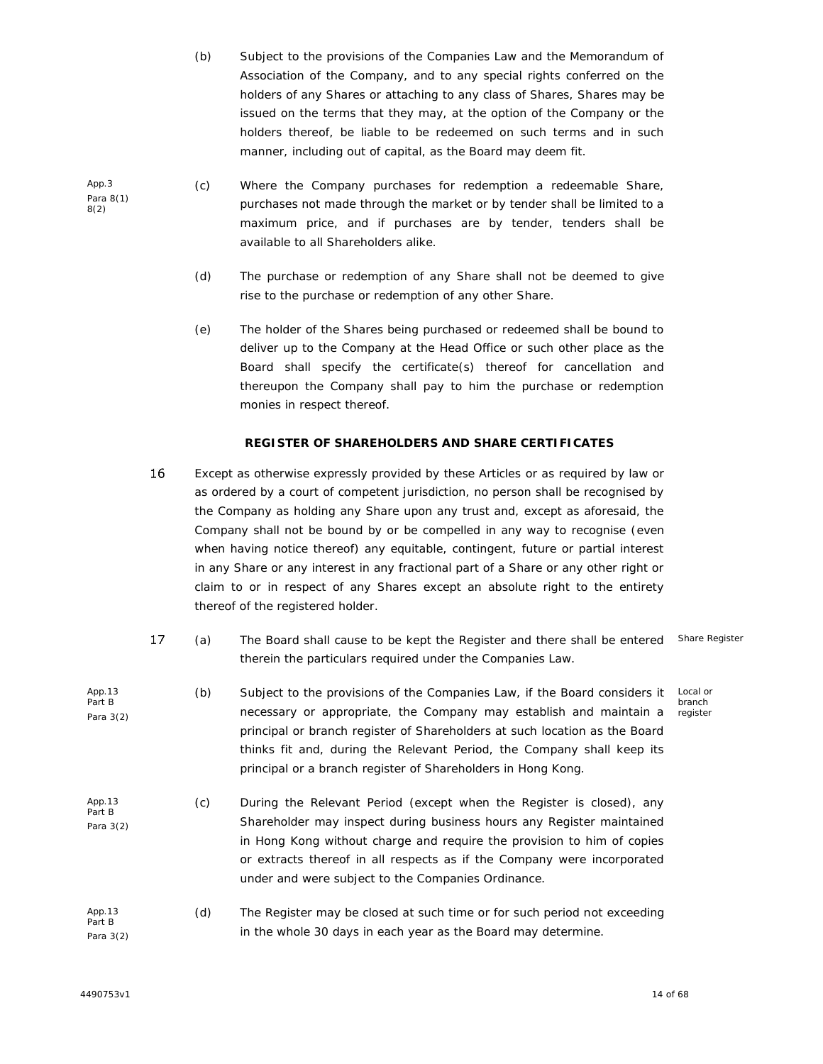(b) Subject to the provisions of the Companies Law and the Memorandum of Association of the Company, and to any special rights conferred on the holders of any Shares or attaching to any class of Shares, Shares may be issued on the terms that they may, at the option of the Company or the holders thereof, be liable to be redeemed on such terms and in such manner, including out of capital, as the Board may deem fit.

App.3 Para 8(1) 8(2)

(c) Where the Company purchases for redemption a redeemable Share, purchases not made through the market or by tender shall be limited to a maximum price, and if purchases are by tender, tenders shall be available to all Shareholders alike.

(d) The purchase or redemption of any Share shall not be deemed to give rise to the purchase or redemption of any other Share.

(e) The holder of the Shares being purchased or redeemed shall be bound to deliver up to the Company at the Head Office or such other place as the Board shall specify the certificate(s) thereof for cancellation and thereupon the Company shall pay to him the purchase or redemption monies in respect thereof.

**REGISTER OF SHAREHOLDERS AND SHARE CERTIFICATES**

16 Except as otherwise expressly provided by these Articles or as required by law or as ordered by a court of competent jurisdiction, no person shall be recognised by the Company as holding any Share upon any trust and, except as aforesaid, the Company shall not be bound by or be compelled in any way to recognise (even when having notice thereof) any equitable, contingent, future or partial interest in any Share or any interest in any fractional part of a Share or any other right or claim to or in respect of any Shares except an absolute right to the entirety thereof of the registered holder.

17 (a) The Board shall cause to be kept the Register and there shall be entered therein the particulars required under the Companies Law. *Share Register*

App.13 Part B Para 3(2)

(b) Subject to the provisions of the Companies Law, if the Board considers it necessary or appropriate, the Company may establish and maintain a principal or branch register of Shareholders at such location as the Board thinks fit and, during the Relevant Period, the Company shall keep its principal or a branch register of Shareholders in Hong Kong. *Local or branch register*

App.13 Part B Para 3(2)

(c) During the Relevant Period (except when the Register is closed), any Shareholder may inspect during business hours any Register maintained in Hong Kong without charge and require the provision to him of copies or extracts thereof in all respects as if the Company were incorporated under and were subject to the Companies Ordinance.

App.13 Part B Para 3(2)

(d) The Register may be closed at such time or for such period not exceeding in the whole 30 days in each year as the Board may determine.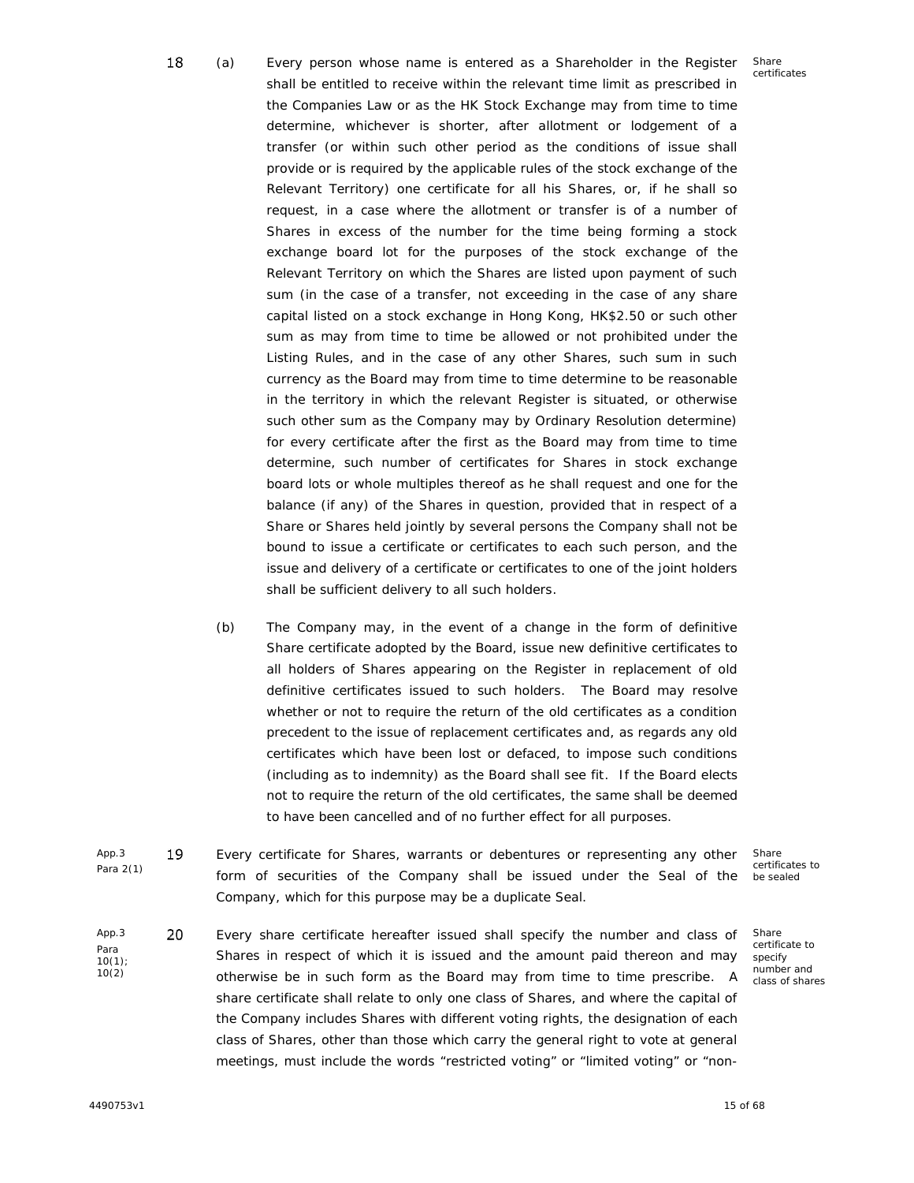18 (a) Every person whose name is entered as a Shareholder in the Register shall be entitled to receive within the relevant time limit as prescribed in the Companies Law or as the HK Stock Exchange may from time to time determine, whichever is shorter, after allotment or lodgement of a transfer (or within such other period as the conditions of issue shall provide or is required by the applicable rules of the stock exchange of the Relevant Territory) one certificate for all his Shares, or, if he shall so request, in a case where the allotment or transfer is of a number of Shares in excess of the number for the time being forming a stock exchange board lot for the purposes of the stock exchange of the Relevant Territory on which the Shares are listed upon payment of such sum (in the case of a transfer, not exceeding in the case of any share capital listed on a stock exchange in Hong Kong, HK$2.50 or such other sum as may from time to time be allowed or not prohibited under the Listing Rules, and in the case of any other Shares, such sum in such currency as the Board may from time to time determine to be reasonable in the territory in which the relevant Register is situated, or otherwise such other sum as the Company may by Ordinary Resolution determine) for every certificate after the first as the Board may from time to time determine, such number of certificates for Shares in stock exchange board lots or whole multiples thereof as he shall request and one for the balance (if any) of the Shares in question, provided that in respect of a Share or Shares held jointly by several persons the Company shall not be bound to issue a certificate or certificates to each such person, and the issue and delivery of a certificate or certificates to one of the joint holders shall be sufficient delivery to all such holders.

*Share certificates*

(b) The Company may, in the event of a change in the form of definitive Share certificate adopted by the Board, issue new definitive certificates to all holders of Shares appearing on the Register in replacement of old definitive certificates issued to such holders. The Board may resolve whether or not to require the return of the old certificates as a condition precedent to the issue of replacement certificates and, as regards any old certificates which have been lost or defaced, to impose such conditions (including as to indemnity) as the Board shall see fit. If the Board elects not to require the return of the old certificates, the same shall be deemed to have been cancelled and of no further effect for all purposes.

*App.3 Para 2(1)*

19 Every certificate for Shares, warrants or debentures or representing any other form of securities of the Company shall be issued under the Seal of the Company, which for this purpose may be a duplicate Seal.

*Share certificates to be sealed*

*App.3 Para 10(1); 10(2)*

20 Every share certificate hereafter issued shall specify the number and class of Shares in respect of which it is issued and the amount paid thereon and may otherwise be in such form as the Board may from time to time prescribe. A share certificate shall relate to only one class of Shares, and where the capital of the Company includes Shares with different voting rights, the designation of each class of Shares, other than those which carry the general right to vote at general meetings, must include the words "restricted voting" or "limited voting" or "non-

*Share certificate to specify number and class of shares*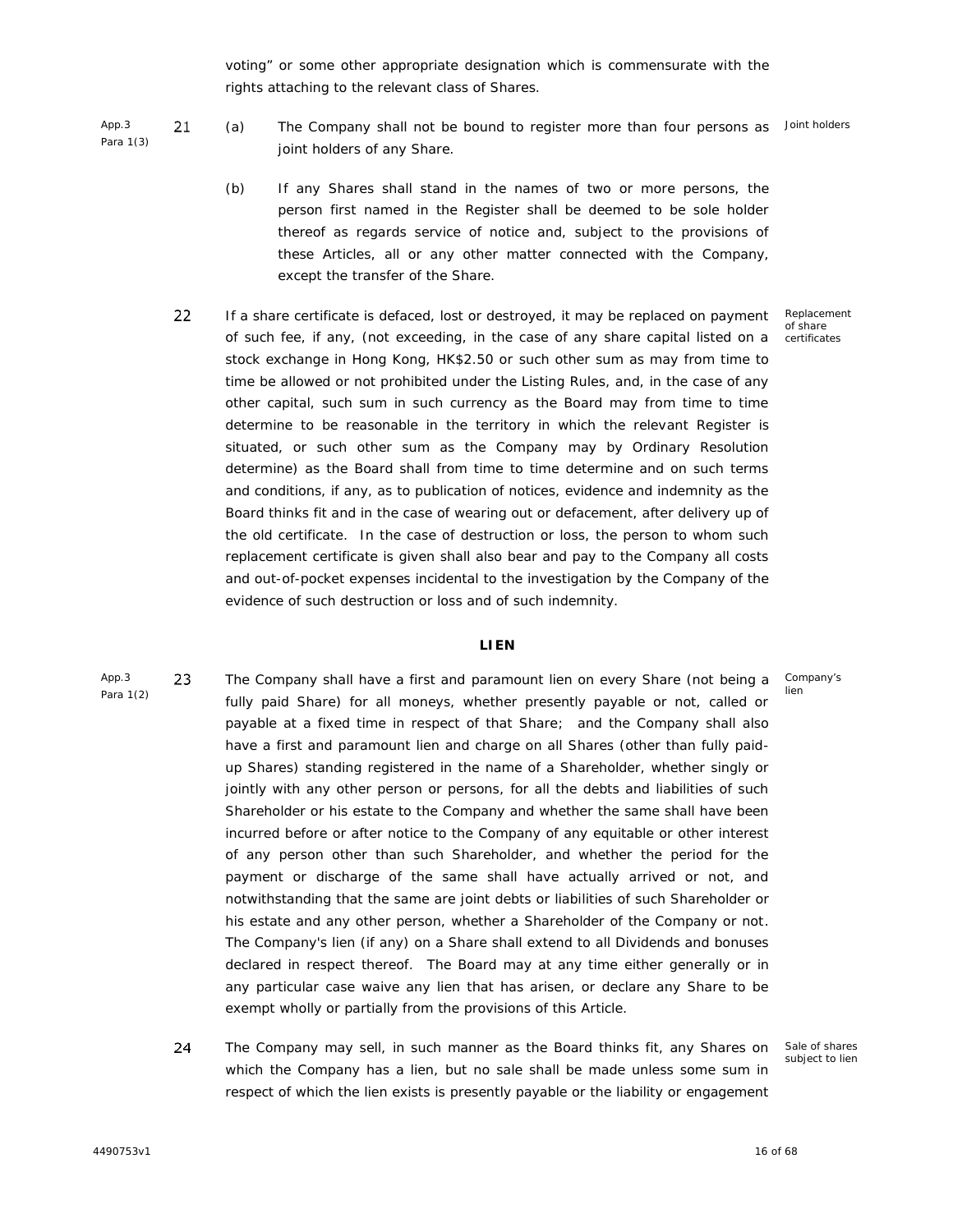voting" or some other appropriate designation which is commensurate with the rights attaching to the relevant class of Shares.

App.3 Para 1(3)

21 (a) The Company shall not be bound to register more than four persons as joint holders of any Share. *Joint holders*

(b) If any Shares shall stand in the names of two or more persons, the person first named in the Register shall be deemed to be sole holder thereof as regards service of notice and, subject to the provisions of these Articles, all or any other matter connected with the Company, except the transfer of the Share.

22 If a share certificate is defaced, lost or destroyed, it may be replaced on payment of such fee, if any, (not exceeding, in the case of any share capital listed on a stock exchange in Hong Kong, HK$2.50 or such other sum as may from time to time be allowed or not prohibited under the Listing Rules, and, in the case of any other capital, such sum in such currency as the Board may from time to time determine to be reasonable in the territory in which the relevant Register is situated, or such other sum as the Company may by Ordinary Resolution determine) as the Board shall from time to time determine and on such terms and conditions, if any, as to publication of notices, evidence and indemnity as the Board thinks fit and in the case of wearing out or defacement, after delivery up of the old certificate. In the case of destruction or loss, the person to whom such replacement certificate is given shall also bear and pay to the Company all costs and out-of-pocket expenses incidental to the investigation by the Company of the evidence of such destruction or loss and of such indemnity. *Replacement of share certificates*

## LIEN

App.3 Para 1(2)

23 The Company shall have a first and paramount lien on every Share (not being a fully paid Share) for all moneys, whether presently payable or not, called or payable at a fixed time in respect of that Share; and the Company shall also have a first and paramount lien and charge on all Shares (other than fully paid-up Shares) standing registered in the name of a Shareholder, whether singly or jointly with any other person or persons, for all the debts and liabilities of such Shareholder or his estate to the Company and whether the same shall have been incurred before or after notice to the Company of any equitable or other interest of any person other than such Shareholder, and whether the period for the payment or discharge of the same shall have actually arrived or not, and notwithstanding that the same are joint debts or liabilities of such Shareholder or his estate and any other person, whether a Shareholder of the Company or not. The Company's lien (if any) on a Share shall extend to all Dividends and bonuses declared in respect thereof. The Board may at any time either generally or in any particular case waive any lien that has arisen, or declare any Share to be exempt wholly or partially from the provisions of this Article. *Company's lien*

24 The Company may sell, in such manner as the Board thinks fit, any Shares on which the Company has a lien, but no sale shall be made unless some sum in respect of which the lien exists is presently payable or the liability or engagement *Sale of shares subject to lien*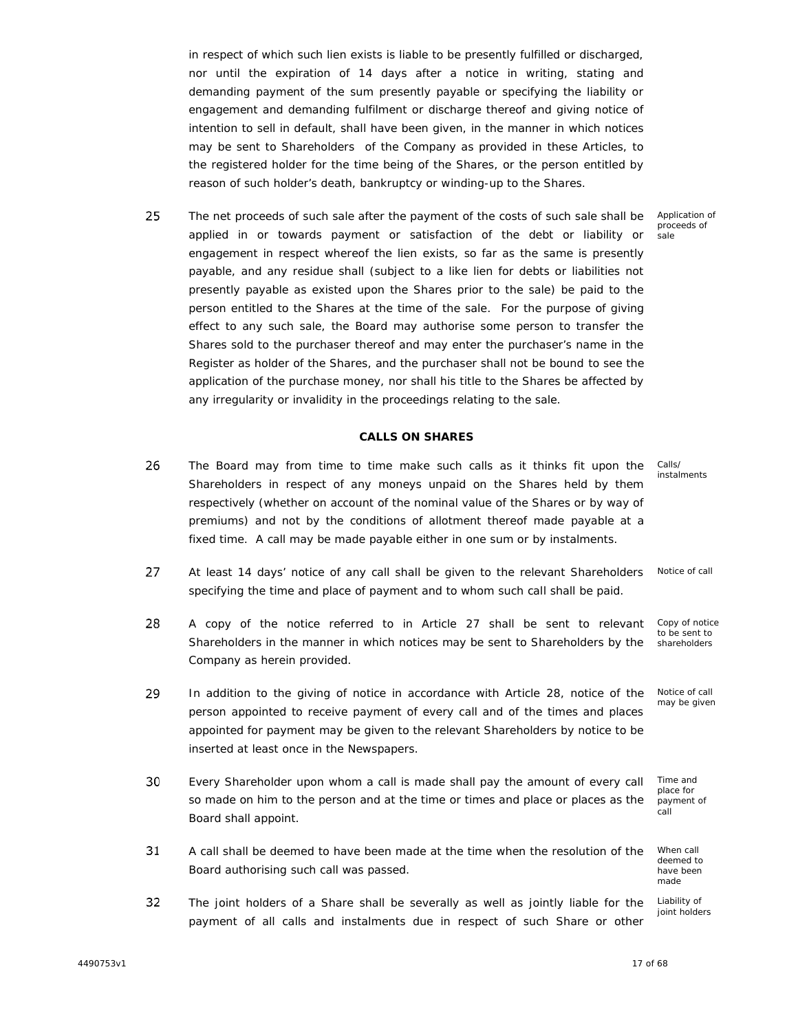in respect of which such lien exists is liable to be presently fulfilled or discharged, nor until the expiration of 14 days after a notice in writing, stating and demanding payment of the sum presently payable or specifying the liability or engagement and demanding fulfilment or discharge thereof and giving notice of intention to sell in default, shall have been given, in the manner in which notices may be sent to Shareholders of the Company as provided in these Articles, to the registered holder for the time being of the Shares, or the person entitled by reason of such holder's death, bankruptcy or winding-up to the Shares.

25 The net proceeds of such sale after the payment of the costs of such sale shall be applied in or towards payment or satisfaction of the debt or liability or engagement in respect whereof the lien exists, so far as the same is presently payable, and any residue shall (subject to a like lien for debts or liabilities not presently payable as existed upon the Shares prior to the sale) be paid to the person entitled to the Shares at the time of the sale. For the purpose of giving effect to any such sale, the Board may authorise some person to transfer the Shares sold to the purchaser thereof and may enter the purchaser's name in the Register as holder of the Shares, and the purchaser shall not be bound to see the application of the purchase money, nor shall his title to the Shares be affected by any irregularity or invalidity in the proceedings relating to the sale. *Application of proceeds of sale*

**CALLS ON SHARES**

26 The Board may from time to time make such calls as it thinks fit upon the Shareholders in respect of any moneys unpaid on the Shares held by them respectively (whether on account of the nominal value of the Shares or by way of premiums) and not by the conditions of allotment thereof made payable at a fixed time. A call may be made payable either in one sum or by instalments. *Calls/ instalments*

27 At least 14 days' notice of any call shall be given to the relevant Shareholders specifying the time and place of payment and to whom such call shall be paid. *Notice of call*

28 A copy of the notice referred to in Article 27 shall be sent to relevant Shareholders in the manner in which notices may be sent to Shareholders by the Company as herein provided. *Copy of notice to be sent to shareholders*

29 In addition to the giving of notice in accordance with Article 28, notice of the person appointed to receive payment of every call and of the times and places appointed for payment may be given to the relevant Shareholders by notice to be inserted at least once in the Newspapers. *Notice of call may be given*

30 Every Shareholder upon whom a call is made shall pay the amount of every call so made on him to the person and at the time or times and place or places as the Board shall appoint. *Time and place for payment of call*

31 A call shall be deemed to have been made at the time when the resolution of the Board authorising such call was passed. *When call deemed to have been made*

32 The joint holders of a Share shall be severally as well as jointly liable for the payment of all calls and instalments due in respect of such Share or other *Liability of joint holders*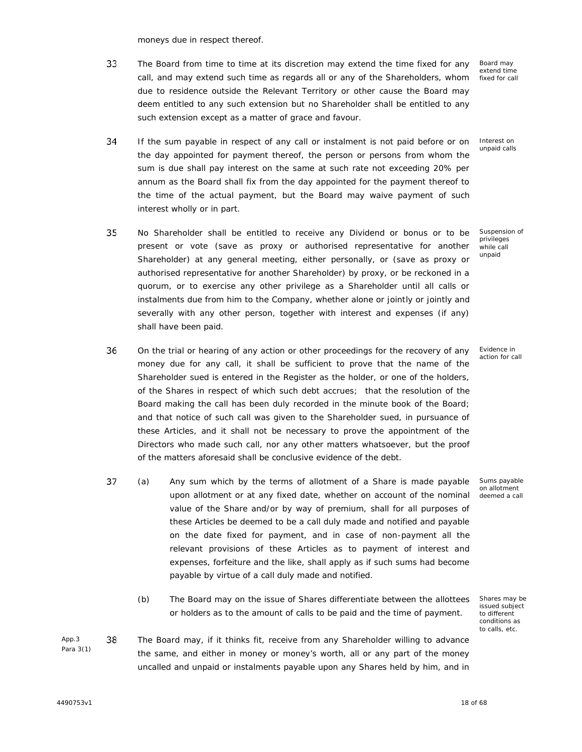moneys due in respect thereof.

33 The Board from time to time at its discretion may extend the time fixed for any call, and may extend such time as regards all or any of the Shareholders, whom due to residence outside the Relevant Territory or other cause the Board may deem entitled to any such extension but no Shareholder shall be entitled to any such extension except as a matter of grace and favour.

*Board may extend time fixed for call*

34 If the sum payable in respect of any call or instalment is not paid before or on the day appointed for payment thereof, the person or persons from whom the sum is due shall pay interest on the same at such rate not exceeding 20% per annum as the Board shall fix from the day appointed for the payment thereof to the time of the actual payment, but the Board may waive payment of such interest wholly or in part.

*Interest on unpaid calls*

35 No Shareholder shall be entitled to receive any Dividend or bonus or to be present or vote (save as proxy or authorised representative for another Shareholder) at any general meeting, either personally, or (save as proxy or authorised representative for another Shareholder) by proxy, or be reckoned in a quorum, or to exercise any other privilege as a Shareholder until all calls or instalments due from him to the Company, whether alone or jointly or jointly and severally with any other person, together with interest and expenses (if any) shall have been paid.

*Suspension of privileges while call unpaid*

36 On the trial or hearing of any action or other proceedings for the recovery of any money due for any call, it shall be sufficient to prove that the name of the Shareholder sued is entered in the Register as the holder, or one of the holders, of the Shares in respect of which such debt accrues; that the resolution of the Board making the call has been duly recorded in the minute book of the Board; and that notice of such call was given to the Shareholder sued, in pursuance of these Articles, and it shall not be necessary to prove the appointment of the Directors who made such call, nor any other matters whatsoever, but the proof of the matters aforesaid shall be conclusive evidence of the debt.

*Evidence in action for call*

37 (a) Any sum which by the terms of allotment of a Share is made payable upon allotment or at any fixed date, whether on account of the nominal value of the Share and/or by way of premium, shall for all purposes of these Articles be deemed to be a call duly made and notified and payable on the date fixed for payment, and in case of non-payment all the relevant provisions of these Articles as to payment of interest and expenses, forfeiture and the like, shall apply as if such sums had become payable by virtue of a call duly made and notified.

*Sums payable on allotment deemed a call*

(b) The Board may on the issue of Shares differentiate between the allottees or holders as to the amount of calls to be paid and the time of payment.

*Shares may be issued subject to different conditions as to calls, etc.*

*App.3 Para 3(1)*

38 The Board may, if it thinks fit, receive from any Shareholder willing to advance the same, and either in money or money's worth, all or any part of the money uncalled and unpaid or instalments payable upon any Shares held by him, and in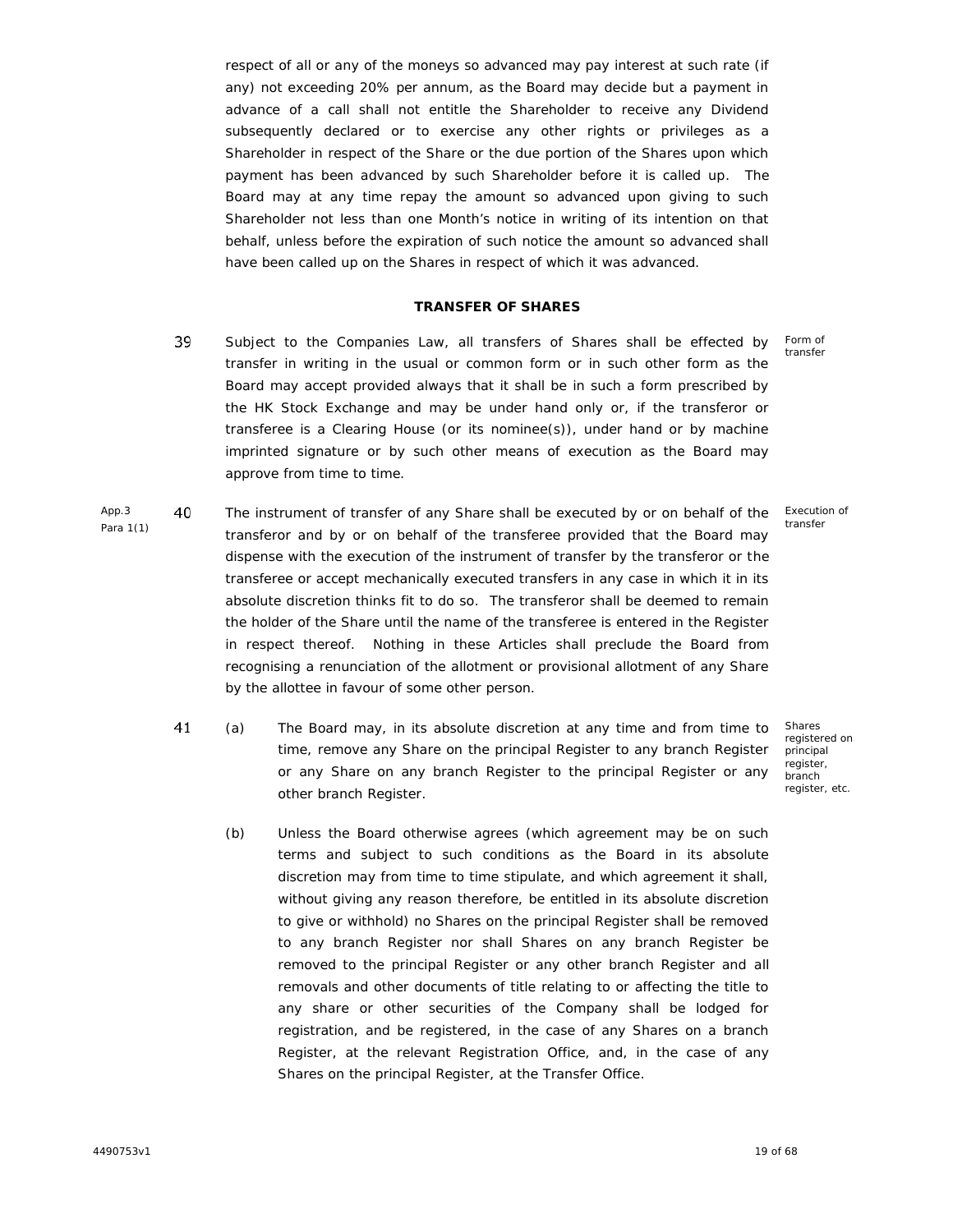respect of all or any of the moneys so advanced may pay interest at such rate (if any) not exceeding 20% per annum, as the Board may decide but a payment in advance of a call shall not entitle the Shareholder to receive any Dividend subsequently declared or to exercise any other rights or privileges as a Shareholder in respect of the Share or the due portion of the Shares upon which payment has been advanced by such Shareholder before it is called up. The Board may at any time repay the amount so advanced upon giving to such Shareholder not less than one Month's notice in writing of its intention on that behalf, unless before the expiration of such notice the amount so advanced shall have been called up on the Shares in respect of which it was advanced.

## TRANSFER OF SHARES

39 Subject to the Companies Law, all transfers of Shares shall be effected by transfer in writing in the usual or common form or in such other form as the Board may accept provided always that it shall be in such a form prescribed by the HK Stock Exchange and may be under hand only or, if the transferor or transferee is a Clearing House (or its nominee(s)), under hand or by machine imprinted signature or by such other means of execution as the Board may approve from time to time. *Form of transfer*

40 The instrument of transfer of any Share shall be executed by or on behalf of the transferor and by or on behalf of the transferee provided that the Board may dispense with the execution of the instrument of transfer by the transferor or the transferee or accept mechanically executed transfers in any case in which it in its absolute discretion thinks fit to do so. The transferor shall be deemed to remain the holder of the Share until the name of the transferee is entered in the Register in respect thereof. Nothing in these Articles shall preclude the Board from recognising a renunciation of the allotment or provisional allotment of any Share by the allottee in favour of some other person. *App.3 Para 1(1)* *Execution of transfer*

41 (a) The Board may, in its absolute discretion at any time and from time to time, remove any Share on the principal Register to any branch Register or any Share on any branch Register to the principal Register or any other branch Register. *Shares registered on principal register, branch register, etc.*

(b) Unless the Board otherwise agrees (which agreement may be on such terms and subject to such conditions as the Board in its absolute discretion may from time to time stipulate, and which agreement it shall, without giving any reason therefore, be entitled in its absolute discretion to give or withhold) no Shares on the principal Register shall be removed to any branch Register nor shall Shares on any branch Register be removed to the principal Register or any other branch Register and all removals and other documents of title relating to or affecting the title to any share or other securities of the Company shall be lodged for registration, and be registered, in the case of any Shares on a branch Register, at the relevant Registration Office, and, in the case of any Shares on the principal Register, at the Transfer Office.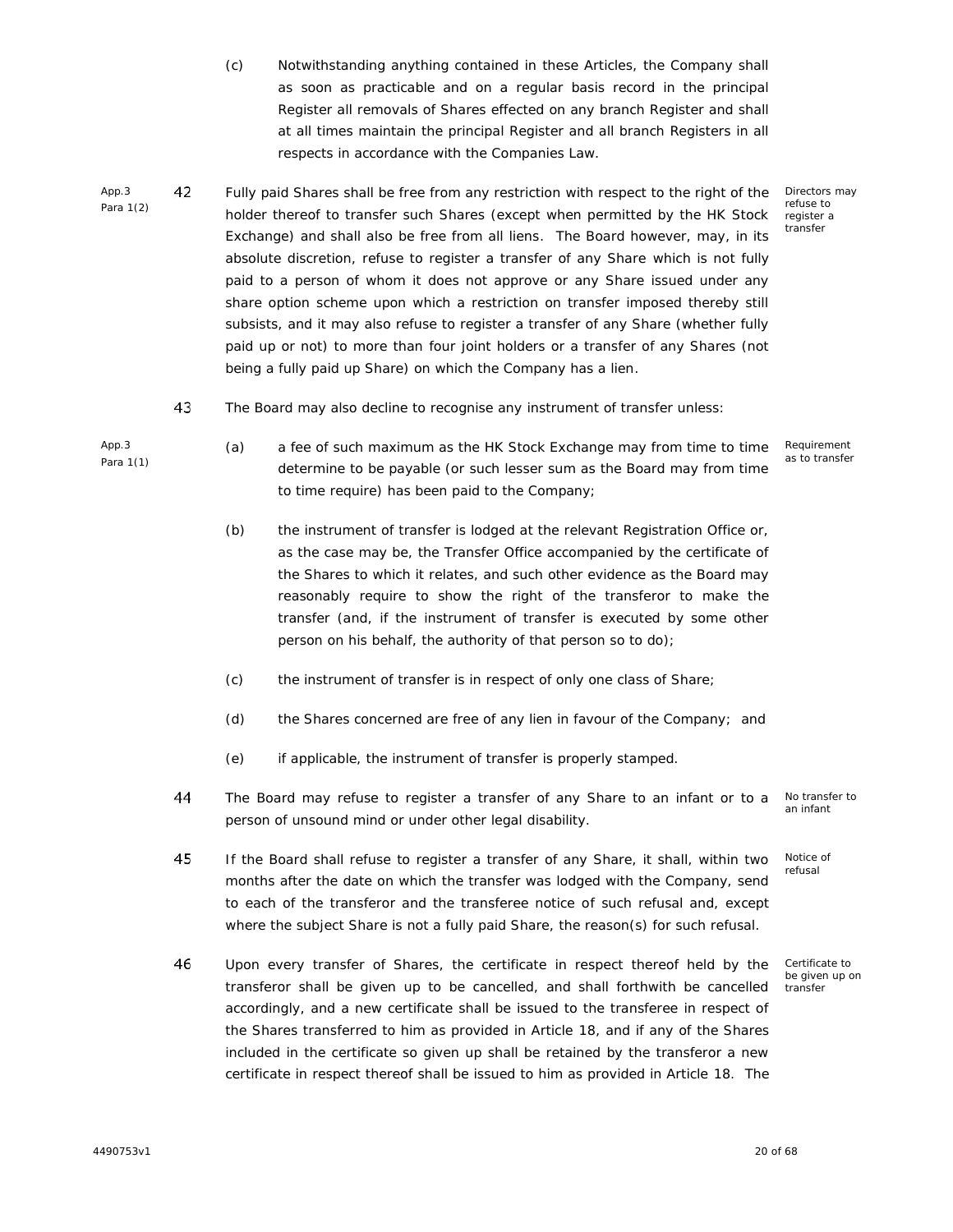(c) Notwithstanding anything contained in these Articles, the Company shall as soon as practicable and on a regular basis record in the principal Register all removals of Shares effected on any branch Register and shall at all times maintain the principal Register and all branch Registers in all respects in accordance with the Companies Law.

App.3 Para 1(2)

42 Fully paid Shares shall be free from any restriction with respect to the right of the holder thereof to transfer such Shares (except when permitted by the HK Stock Exchange) and shall also be free from all liens. The Board however, may, in its absolute discretion, refuse to register a transfer of any Share which is not fully paid to a person of whom it does not approve or any Share issued under any share option scheme upon which a restriction on transfer imposed thereby still subsists, and it may also refuse to register a transfer of any Share (whether fully paid up or not) to more than four joint holders or a transfer of any Shares (not being a fully paid up Share) on which the Company has a lien.

*Directors may refuse to register a transfer*

43 The Board may also decline to recognise any instrument of transfer unless:

App.3 Para 1(1)

*Requirement as to transfer*

(a) a fee of such maximum as the HK Stock Exchange may from time to time determine to be payable (or such lesser sum as the Board may from time to time require) has been paid to the Company;

(b) the instrument of transfer is lodged at the relevant Registration Office or, as the case may be, the Transfer Office accompanied by the certificate of the Shares to which it relates, and such other evidence as the Board may reasonably require to show the right of the transferor to make the transfer (and, if the instrument of transfer is executed by some other person on his behalf, the authority of that person so to do);

(c) the instrument of transfer is in respect of only one class of Share;

(d) the Shares concerned are free of any lien in favour of the Company; and

(e) if applicable, the instrument of transfer is properly stamped.

44 The Board may refuse to register a transfer of any Share to an infant or to a person of unsound mind or under other legal disability.

*No transfer to an infant*

45 If the Board shall refuse to register a transfer of any Share, it shall, within two months after the date on which the transfer was lodged with the Company, send to each of the transferor and the transferee notice of such refusal and, except where the subject Share is not a fully paid Share, the reason(s) for such refusal.

*Notice of refusal*

46 Upon every transfer of Shares, the certificate in respect thereof held by the transferor shall be given up to be cancelled, and shall forthwith be cancelled accordingly, and a new certificate shall be issued to the transferee in respect of the Shares transferred to him as provided in Article 18, and if any of the Shares included in the certificate so given up shall be retained by the transferor a new certificate in respect thereof shall be issued to him as provided in Article 18. The

*Certificate to be given up on transfer*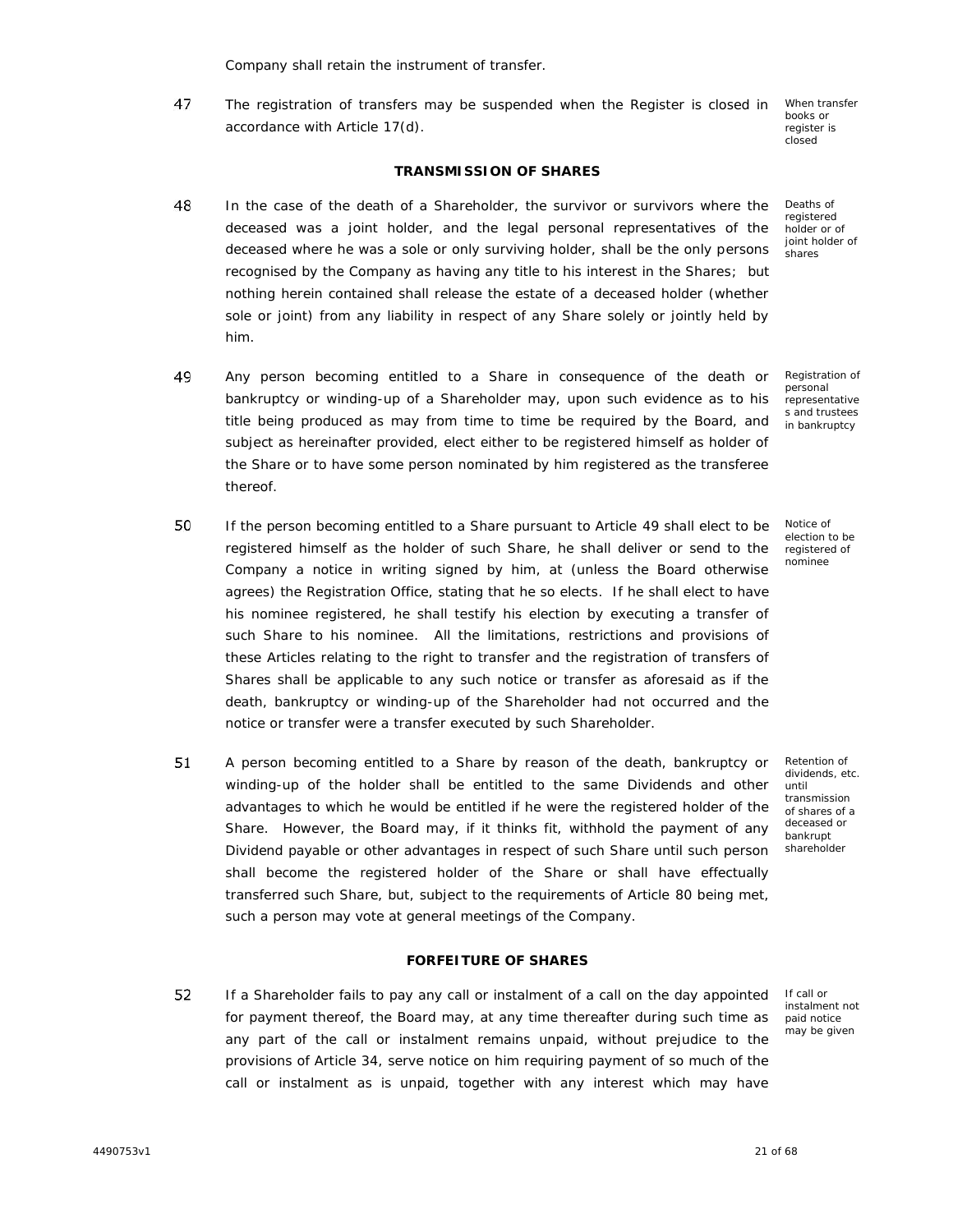Company shall retain the instrument of transfer.

47 The registration of transfers may be suspended when the Register is closed in accordance with Article 17(d).

*When transfer books or register is closed*

## TRANSMISSION OF SHARES

48 In the case of the death of a Shareholder, the survivor or survivors where the deceased was a joint holder, and the legal personal representatives of the deceased where he was a sole or only surviving holder, shall be the only persons recognised by the Company as having any title to his interest in the Shares; but nothing herein contained shall release the estate of a deceased holder (whether sole or joint) from any liability in respect of any Share solely or jointly held by him.

*Deaths of registered holder or of joint holder of shares*

49 Any person becoming entitled to a Share in consequence of the death or bankruptcy or winding-up of a Shareholder may, upon such evidence as to his title being produced as may from time to time be required by the Board, and subject as hereinafter provided, elect either to be registered himself as holder of the Share or to have some person nominated by him registered as the transferee thereof.

*Registration of personal representatives and trustees in bankruptcy*

50 If the person becoming entitled to a Share pursuant to Article 49 shall elect to be registered himself as the holder of such Share, he shall deliver or send to the Company a notice in writing signed by him, at (unless the Board otherwise agrees) the Registration Office, stating that he so elects. If he shall elect to have his nominee registered, he shall testify his election by executing a transfer of such Share to his nominee. All the limitations, restrictions and provisions of these Articles relating to the right to transfer and the registration of transfers of Shares shall be applicable to any such notice or transfer as aforesaid as if the death, bankruptcy or winding-up of the Shareholder had not occurred and the notice or transfer were a transfer executed by such Shareholder.

*Notice of election to be registered of nominee*

51 A person becoming entitled to a Share by reason of the death, bankruptcy or winding-up of the holder shall be entitled to the same Dividends and other advantages to which he would be entitled if he were the registered holder of the Share. However, the Board may, if it thinks fit, withhold the payment of any Dividend payable or other advantages in respect of such Share until such person shall become the registered holder of the Share or shall have effectually transferred such Share, but, subject to the requirements of Article 80 being met, such a person may vote at general meetings of the Company.

*Retention of dividends, etc. until transmission of shares of a deceased or bankrupt shareholder*

## FORFEITURE OF SHARES

52 If a Shareholder fails to pay any call or instalment of a call on the day appointed for payment thereof, the Board may, at any time thereafter during such time as any part of the call or instalment remains unpaid, without prejudice to the provisions of Article 34, serve notice on him requiring payment of so much of the call or instalment as is unpaid, together with any interest which may have

*If call or instalment not paid notice may be given*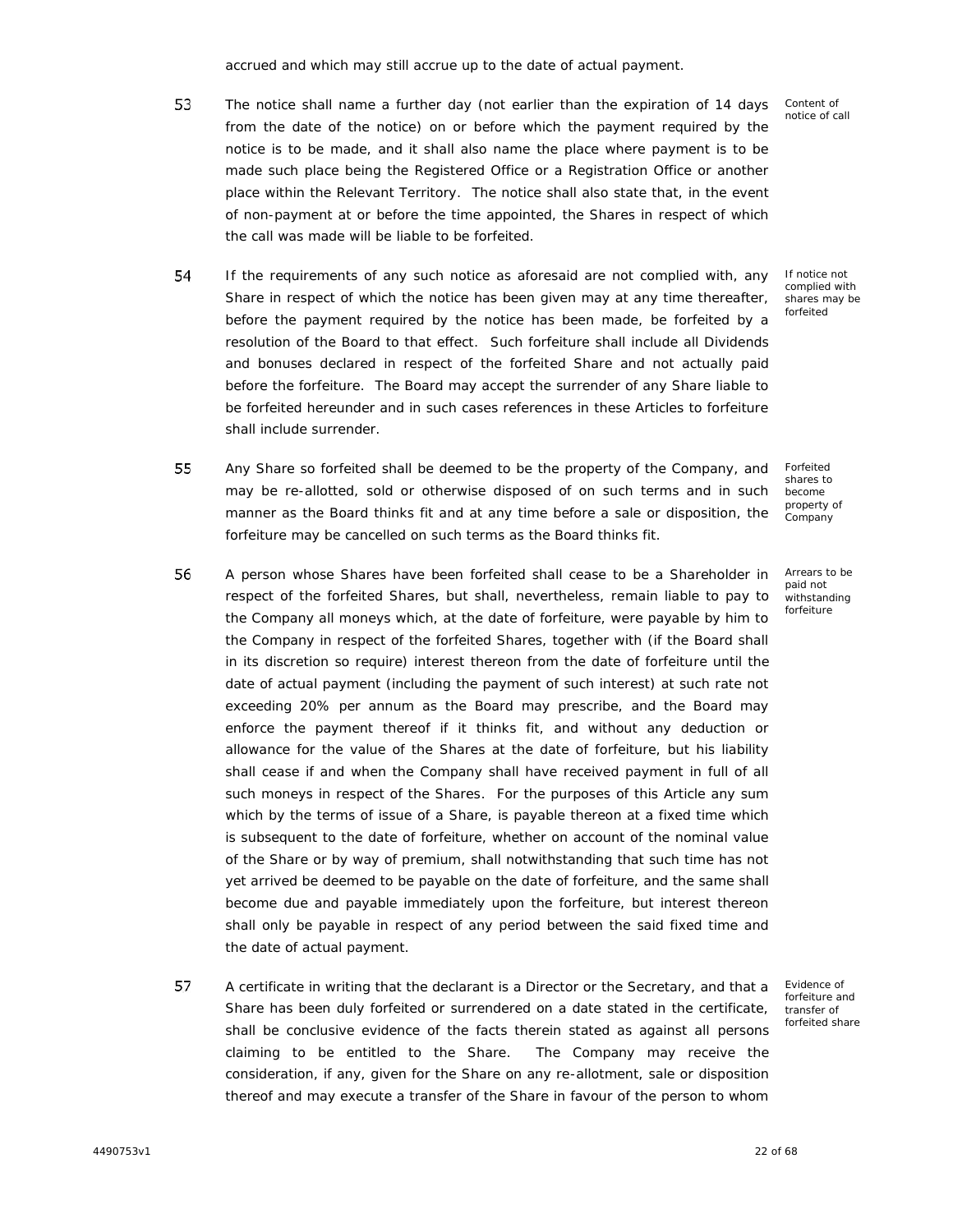accrued and which may still accrue up to the date of actual payment.

53 The notice shall name a further day (not earlier than the expiration of 14 days from the date of the notice) on or before which the payment required by the notice is to be made, and it shall also name the place where payment is to be made such place being the Registered Office or a Registration Office or another place within the Relevant Territory. The notice shall also state that, in the event of non-payment at or before the time appointed, the Shares in respect of which the call was made will be liable to be forfeited.

*Content of notice of call*

54 If the requirements of any such notice as aforesaid are not complied with, any Share in respect of which the notice has been given may at any time thereafter, before the payment required by the notice has been made, be forfeited by a resolution of the Board to that effect. Such forfeiture shall include all Dividends and bonuses declared in respect of the forfeited Share and not actually paid before the forfeiture. The Board may accept the surrender of any Share liable to be forfeited hereunder and in such cases references in these Articles to forfeiture shall include surrender.

*If notice not complied with shares may be forfeited*

55 Any Share so forfeited shall be deemed to be the property of the Company, and may be re-allotted, sold or otherwise disposed of on such terms and in such manner as the Board thinks fit and at any time before a sale or disposition, the forfeiture may be cancelled on such terms as the Board thinks fit.

*Forfeited shares to become property of Company*

56 A person whose Shares have been forfeited shall cease to be a Shareholder in respect of the forfeited Shares, but shall, nevertheless, remain liable to pay to the Company all moneys which, at the date of forfeiture, were payable by him to the Company in respect of the forfeited Shares, together with (if the Board shall in its discretion so require) interest thereon from the date of forfeiture until the date of actual payment (including the payment of such interest) at such rate not exceeding 20% per annum as the Board may prescribe, and the Board may enforce the payment thereof if it thinks fit, and without any deduction or allowance for the value of the Shares at the date of forfeiture, but his liability shall cease if and when the Company shall have received payment in full of all such moneys in respect of the Shares. For the purposes of this Article any sum which by the terms of issue of a Share, is payable thereon at a fixed time which is subsequent to the date of forfeiture, whether on account of the nominal value of the Share or by way of premium, shall notwithstanding that such time has not yet arrived be deemed to be payable on the date of forfeiture, and the same shall become due and payable immediately upon the forfeiture, but interest thereon shall only be payable in respect of any period between the said fixed time and the date of actual payment.

*Arrears to be paid not withstanding forfeiture*

57 A certificate in writing that the declarant is a Director or the Secretary, and that a Share has been duly forfeited or surrendered on a date stated in the certificate, shall be conclusive evidence of the facts therein stated as against all persons claiming to be entitled to the Share. The Company may receive the consideration, if any, given for the Share on any re-allotment, sale or disposition thereof and may execute a transfer of the Share in favour of the person to whom

*Evidence of forfeiture and transfer of forfeited share*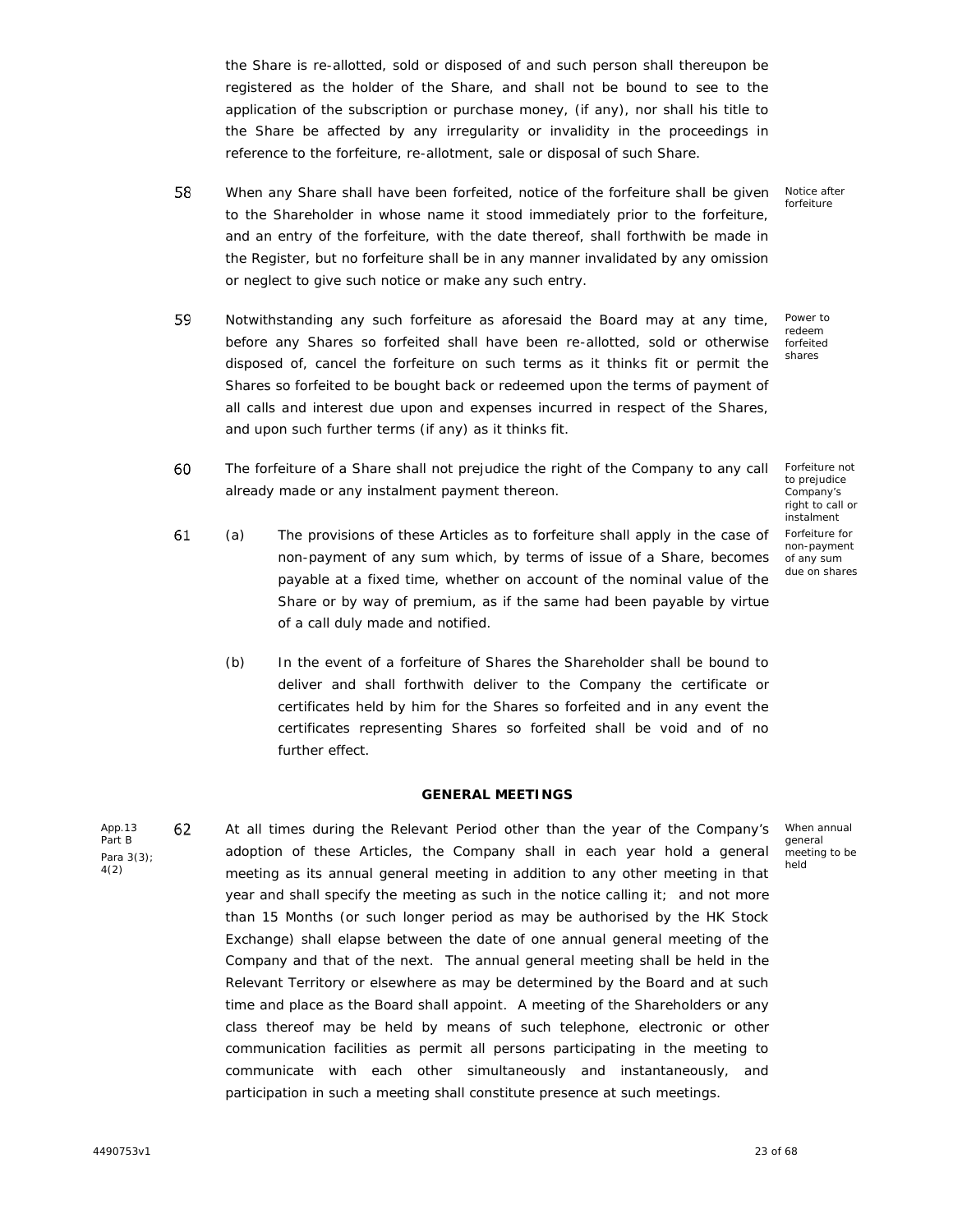the Share is re-allotted, sold or disposed of and such person shall thereupon be registered as the holder of the Share, and shall not be bound to see to the application of the subscription or purchase money, (if any), nor shall his title to the Share be affected by any irregularity or invalidity in the proceedings in reference to the forfeiture, re-allotment, sale or disposal of such Share.

58 When any Share shall have been forfeited, notice of the forfeiture shall be given to the Shareholder in whose name it stood immediately prior to the forfeiture, and an entry of the forfeiture, with the date thereof, shall forthwith be made in the Register, but no forfeiture shall be in any manner invalidated by any omission or neglect to give such notice or make any such entry.

*Notice after forfeiture*

59 Notwithstanding any such forfeiture as aforesaid the Board may at any time, before any Shares so forfeited shall have been re-allotted, sold or otherwise disposed of, cancel the forfeiture on such terms as it thinks fit or permit the Shares so forfeited to be bought back or redeemed upon the terms of payment of all calls and interest due upon and expenses incurred in respect of the Shares, and upon such further terms (if any) as it thinks fit.

*Power to redeem forfeited shares*

60 The forfeiture of a Share shall not prejudice the right of the Company to any call already made or any instalment payment thereon.

*Forfeiture not to prejudice Company's right to call or instalment*

61 (a) The provisions of these Articles as to forfeiture shall apply in the case of non-payment of any sum which, by terms of issue of a Share, becomes payable at a fixed time, whether on account of the nominal value of the Share or by way of premium, as if the same had been payable by virtue of a call duly made and notified.

*Forfeiture for non-payment of any sum due on shares*

(b) In the event of a forfeiture of Shares the Shareholder shall be bound to deliver and shall forthwith deliver to the Company the certificate or certificates held by him for the Shares so forfeited and in any event the certificates representing Shares so forfeited shall be void and of no further effect.

## GENERAL MEETINGS

*App.13 Part B Para 3(3); 4(2)*

62 At all times during the Relevant Period other than the year of the Company's adoption of these Articles, the Company shall in each year hold a general meeting as its annual general meeting in addition to any other meeting in that year and shall specify the meeting as such in the notice calling it; and not more than 15 Months (or such longer period as may be authorised by the HK Stock Exchange) shall elapse between the date of one annual general meeting of the Company and that of the next. The annual general meeting shall be held in the Relevant Territory or elsewhere as may be determined by the Board and at such time and place as the Board shall appoint. A meeting of the Shareholders or any class thereof may be held by means of such telephone, electronic or other communication facilities as permit all persons participating in the meeting to communicate with each other simultaneously and instantaneously, and participation in such a meeting shall constitute presence at such meetings.

*When annual general meeting to be held*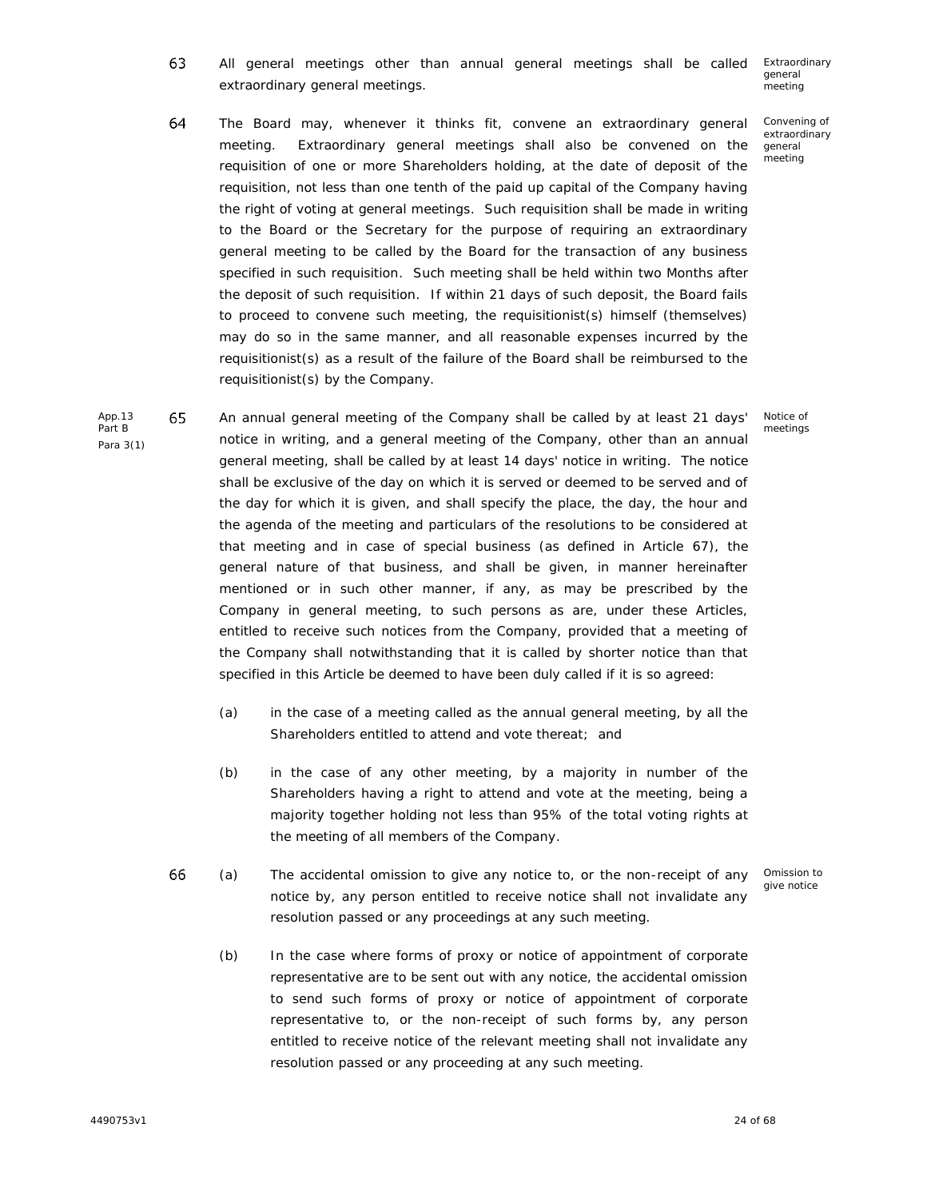63 All general meetings other than annual general meetings shall be called extraordinary general meetings. *Extraordinary general meeting*

64 The Board may, whenever it thinks fit, convene an extraordinary general meeting. Extraordinary general meetings shall also be convened on the requisition of one or more Shareholders holding, at the date of deposit of the requisition, not less than one tenth of the paid up capital of the Company having the right of voting at general meetings. Such requisition shall be made in writing to the Board or the Secretary for the purpose of requiring an extraordinary general meeting to be called by the Board for the transaction of any business specified in such requisition. Such meeting shall be held within two Months after the deposit of such requisition. If within 21 days of such deposit, the Board fails to proceed to convene such meeting, the requisitionist(s) himself (themselves) may do so in the same manner, and all reasonable expenses incurred by the requisitionist(s) as a result of the failure of the Board shall be reimbursed to the requisitionist(s) by the Company. *Convening of extraordinary general meeting*

App.13 Part B Para 3(1)

65 An annual general meeting of the Company shall be called by at least 21 days' notice in writing, and a general meeting of the Company, other than an annual general meeting, shall be called by at least 14 days' notice in writing. The notice shall be exclusive of the day on which it is served or deemed to be served and of the day for which it is given, and shall specify the place, the day, the hour and the agenda of the meeting and particulars of the resolutions to be considered at that meeting and in case of special business (as defined in Article 67), the general nature of that business, and shall be given, in manner hereinafter mentioned or in such other manner, if any, as may be prescribed by the Company in general meeting, to such persons as are, under these Articles, entitled to receive such notices from the Company, provided that a meeting of the Company shall notwithstanding that it is called by shorter notice than that specified in this Article be deemed to have been duly called if it is so agreed: *Notice of meetings*

(a) in the case of a meeting called as the annual general meeting, by all the Shareholders entitled to attend and vote thereat; and

(b) in the case of any other meeting, by a majority in number of the Shareholders having a right to attend and vote at the meeting, being a majority together holding not less than 95% of the total voting rights at the meeting of all members of the Company.

66 (a) The accidental omission to give any notice to, or the non-receipt of any notice by, any person entitled to receive notice shall not invalidate any resolution passed or any proceedings at any such meeting. *Omission to give notice*

(b) In the case where forms of proxy or notice of appointment of corporate representative are to be sent out with any notice, the accidental omission to send such forms of proxy or notice of appointment of corporate representative to, or the non-receipt of such forms by, any person entitled to receive notice of the relevant meeting shall not invalidate any resolution passed or any proceeding at any such meeting.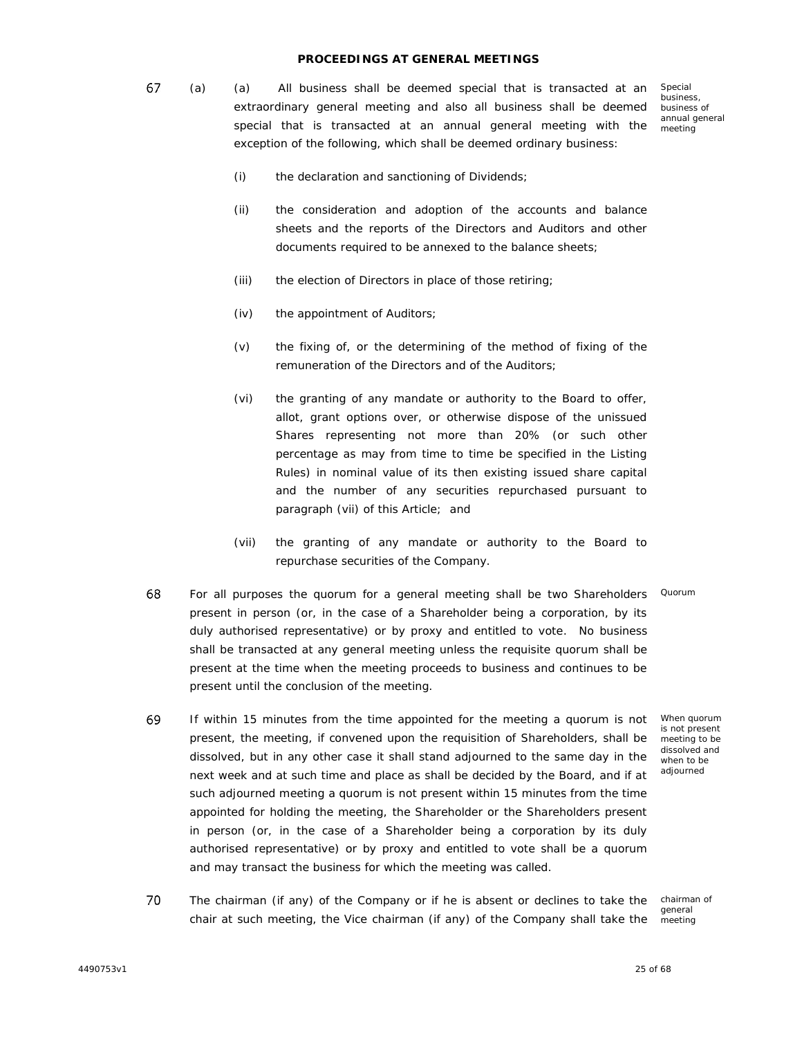## PROCEEDINGS AT GENERAL MEETINGS

67 (a) (a) All business shall be deemed special that is transacted at an extraordinary general meeting and also all business shall be deemed special that is transacted at an annual general meeting with the exception of the following, which shall be deemed ordinary business:

*Special business, business of annual general meeting*

(i) the declaration and sanctioning of Dividends;

(ii) the consideration and adoption of the accounts and balance sheets and the reports of the Directors and Auditors and other documents required to be annexed to the balance sheets;

(iii) the election of Directors in place of those retiring;

(iv) the appointment of Auditors;

(v) the fixing of, or the determining of the method of fixing of the remuneration of the Directors and of the Auditors;

(vi) the granting of any mandate or authority to the Board to offer, allot, grant options over, or otherwise dispose of the unissued Shares representing not more than 20% (or such other percentage as may from time to time be specified in the Listing Rules) in nominal value of its then existing issued share capital and the number of any securities repurchased pursuant to paragraph (vii) of this Article; and

(vii) the granting of any mandate or authority to the Board to repurchase securities of the Company.

68 For all purposes the quorum for a general meeting shall be two Shareholders present in person (or, in the case of a Shareholder being a corporation, by its duly authorised representative) or by proxy and entitled to vote. No business shall be transacted at any general meeting unless the requisite quorum shall be present at the time when the meeting proceeds to business and continues to be present until the conclusion of the meeting.

*Quorum*

69 If within 15 minutes from the time appointed for the meeting a quorum is not present, the meeting, if convened upon the requisition of Shareholders, shall be dissolved, but in any other case it shall stand adjourned to the same day in the next week and at such time and place as shall be decided by the Board, and if at such adjourned meeting a quorum is not present within 15 minutes from the time appointed for holding the meeting, the Shareholder or the Shareholders present in person (or, in the case of a Shareholder being a corporation by its duly authorised representative) or by proxy and entitled to vote shall be a quorum and may transact the business for which the meeting was called.

*When quorum is not present meeting to be dissolved and when to be adjourned*

70 The chairman (if any) of the Company or if he is absent or declines to take the chair at such meeting, the Vice chairman (if any) of the Company shall take the

*chairman of general meeting*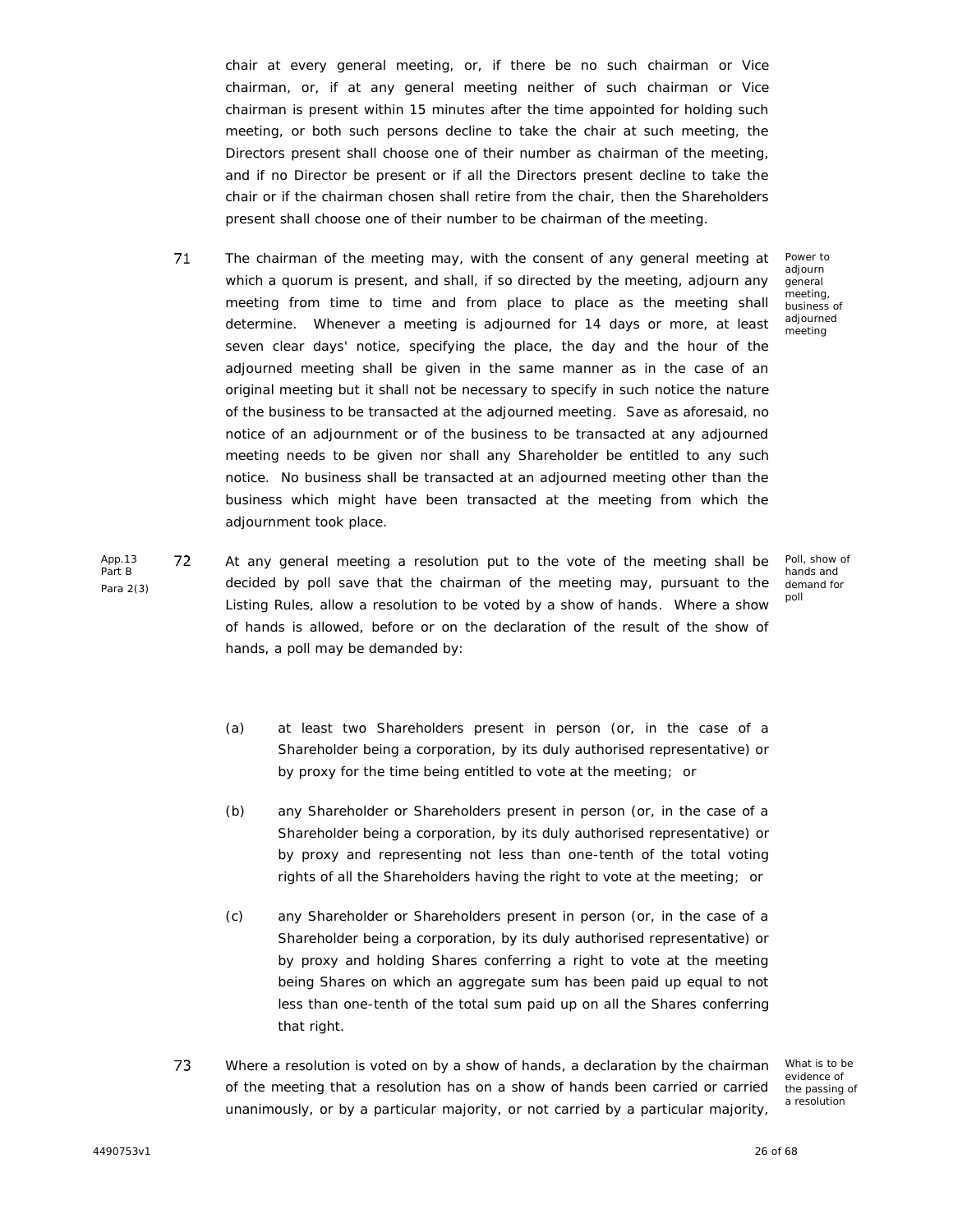chair at every general meeting, or, if there be no such chairman or Vice chairman, or, if at any general meeting neither of such chairman or Vice chairman is present within 15 minutes after the time appointed for holding such meeting, or both such persons decline to take the chair at such meeting, the Directors present shall choose one of their number as chairman of the meeting, and if no Director be present or if all the Directors present decline to take the chair or if the chairman chosen shall retire from the chair, then the Shareholders present shall choose one of their number to be chairman of the meeting.

71 The chairman of the meeting may, with the consent of any general meeting at which a quorum is present, and shall, if so directed by the meeting, adjourn any meeting from time to time and from place to place as the meeting shall determine. Whenever a meeting is adjourned for 14 days or more, at least seven clear days' notice, specifying the place, the day and the hour of the adjourned meeting shall be given in the same manner as in the case of an original meeting but it shall not be necessary to specify in such notice the nature of the business to be transacted at the adjourned meeting. Save as aforesaid, no notice of an adjournment or of the business to be transacted at any adjourned meeting needs to be given nor shall any Shareholder be entitled to any such notice. No business shall be transacted at an adjourned meeting other than the business which might have been transacted at the meeting from which the adjournment took place.

*Power to adjourn general meeting, business of adjourned meeting*

*App.13 Part B Para 2(3)*

72 At any general meeting a resolution put to the vote of the meeting shall be decided by poll save that the chairman of the meeting may, pursuant to the Listing Rules, allow a resolution to be voted by a show of hands. Where a show of hands is allowed, before or on the declaration of the result of the show of hands, a poll may be demanded by:

*Poll, show of hands and demand for poll*

(a) at least two Shareholders present in person (or, in the case of a Shareholder being a corporation, by its duly authorised representative) or by proxy for the time being entitled to vote at the meeting; or

(b) any Shareholder or Shareholders present in person (or, in the case of a Shareholder being a corporation, by its duly authorised representative) or by proxy and representing not less than one-tenth of the total voting rights of all the Shareholders having the right to vote at the meeting; or

(c) any Shareholder or Shareholders present in person (or, in the case of a Shareholder being a corporation, by its duly authorised representative) or by proxy and holding Shares conferring a right to vote at the meeting being Shares on which an aggregate sum has been paid up equal to not less than one-tenth of the total sum paid up on all the Shares conferring that right.

73 Where a resolution is voted on by a show of hands, a declaration by the chairman of the meeting that a resolution has on a show of hands been carried or carried unanimously, or by a particular majority, or not carried by a particular majority,

*What is to be evidence of the passing of a resolution*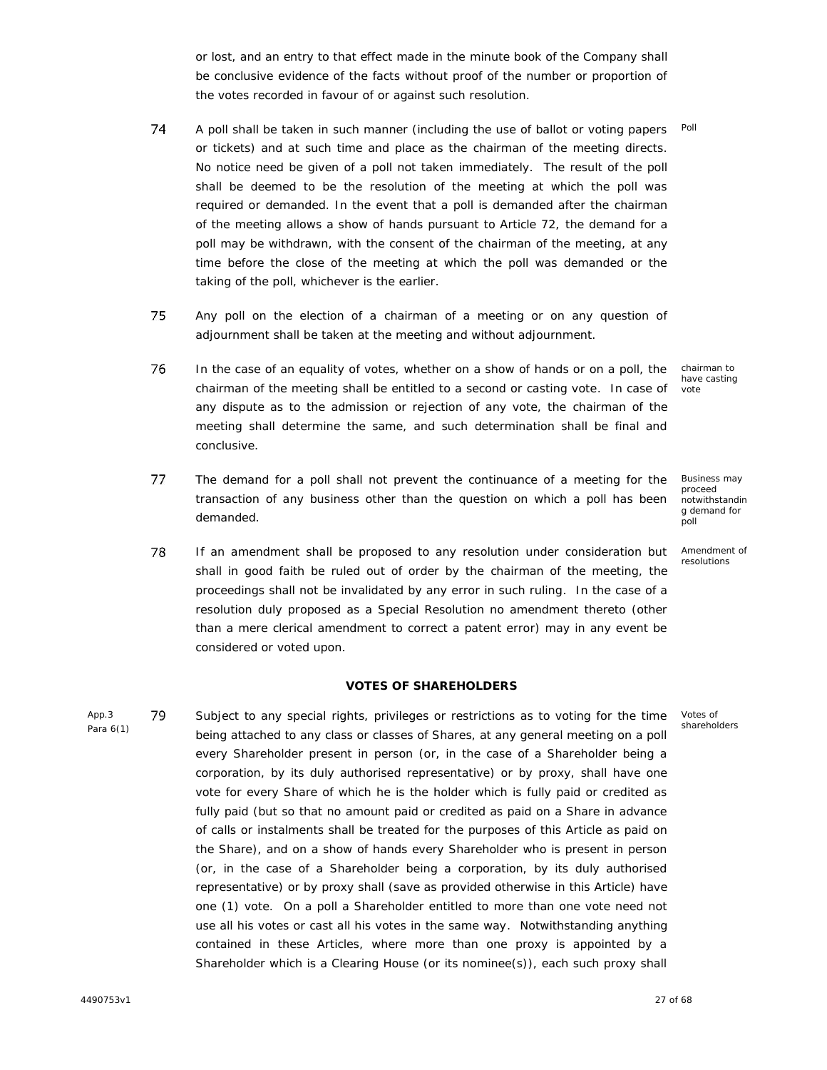or lost, and an entry to that effect made in the minute book of the Company shall be conclusive evidence of the facts without proof of the number or proportion of the votes recorded in favour of or against such resolution.

74 A poll shall be taken in such manner (including the use of ballot or voting papers or tickets) and at such time and place as the chairman of the meeting directs. No notice need be given of a poll not taken immediately. The result of the poll shall be deemed to be the resolution of the meeting at which the poll was required or demanded. In the event that a poll is demanded after the chairman of the meeting allows a show of hands pursuant to Article 72, the demand for a poll may be withdrawn, with the consent of the chairman of the meeting, at any time before the close of the meeting at which the poll was demanded or the taking of the poll, whichever is the earlier. *Poll*

75 Any poll on the election of a chairman of a meeting or on any question of adjournment shall be taken at the meeting and without adjournment.

76 In the case of an equality of votes, whether on a show of hands or on a poll, the chairman of the meeting shall be entitled to a second or casting vote. In case of any dispute as to the admission or rejection of any vote, the chairman of the meeting shall determine the same, and such determination shall be final and conclusive. *chairman to have casting vote*

77 The demand for a poll shall not prevent the continuance of a meeting for the transaction of any business other than the question on which a poll has been demanded. *Business may proceed notwithstanding demand for poll*

78 If an amendment shall be proposed to any resolution under consideration but shall in good faith be ruled out of order by the chairman of the meeting, the proceedings shall not be invalidated by any error in such ruling. In the case of a resolution duly proposed as a Special Resolution no amendment thereto (other than a mere clerical amendment to correct a patent error) may in any event be considered or voted upon. *Amendment of resolutions*

**VOTES OF SHAREHOLDERS**

*App.3 Para 6(1)*

79 Subject to any special rights, privileges or restrictions as to voting for the time being attached to any class or classes of Shares, at any general meeting on a poll every Shareholder present in person (or, in the case of a Shareholder being a corporation, by its duly authorised representative) or by proxy, shall have one vote for every Share of which he is the holder which is fully paid or credited as fully paid (but so that no amount paid or credited as paid on a Share in advance of calls or instalments shall be treated for the purposes of this Article as paid on the Share), and on a show of hands every Shareholder who is present in person (or, in the case of a Shareholder being a corporation, by its duly authorised representative) or by proxy shall (save as provided otherwise in this Article) have one (1) vote. On a poll a Shareholder entitled to more than one vote need not use all his votes or cast all his votes in the same way. Notwithstanding anything contained in these Articles, where more than one proxy is appointed by a Shareholder which is a Clearing House (or its nominee(s)), each such proxy shall *Votes of shareholders*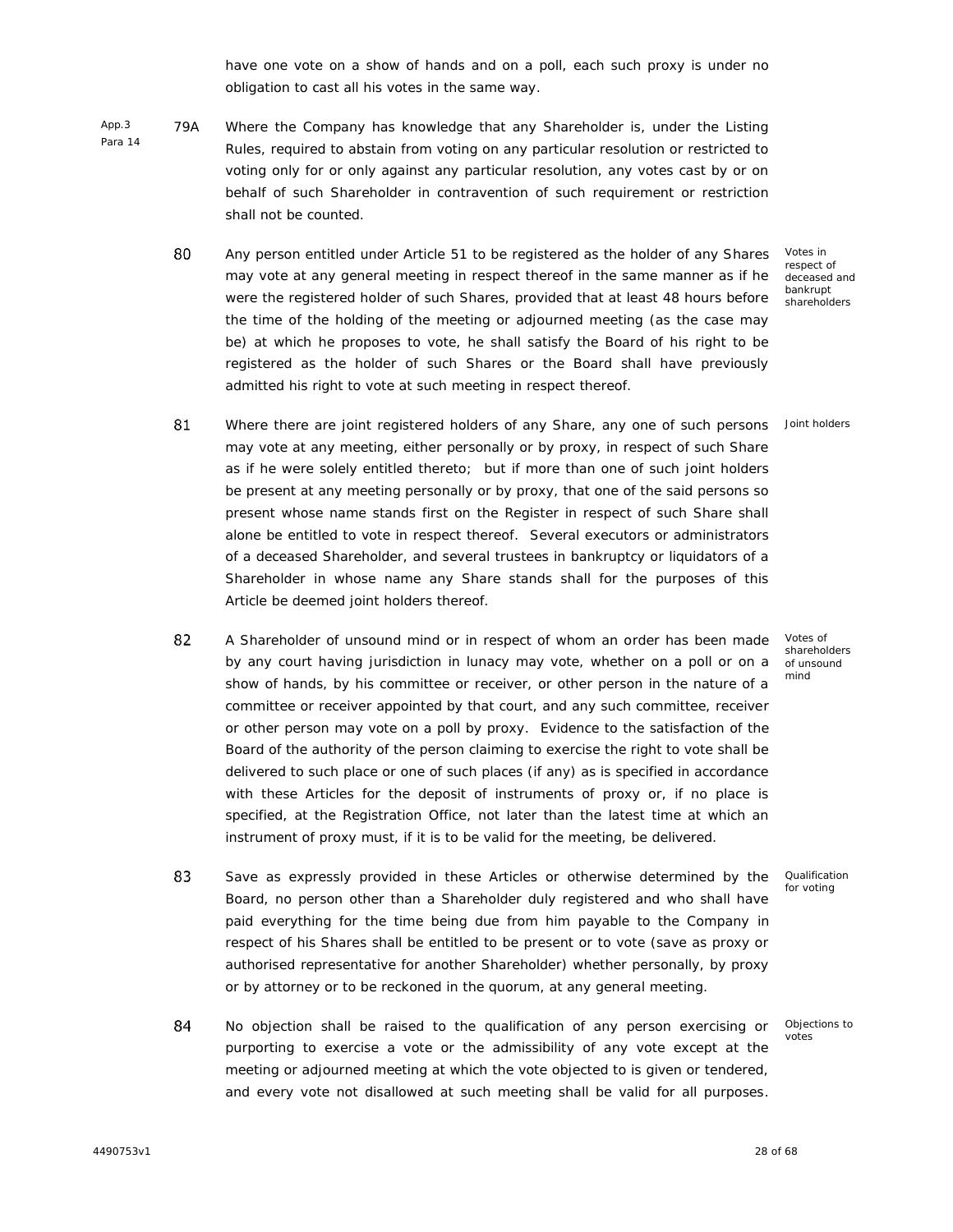have one vote on a show of hands and on a poll, each such proxy is under no obligation to cast all his votes in the same way.

App.3 Para 14

79A Where the Company has knowledge that any Shareholder is, under the Listing Rules, required to abstain from voting on any particular resolution or restricted to voting only for or only against any particular resolution, any votes cast by or on behalf of such Shareholder in contravention of such requirement or restriction shall not be counted.

*Votes in respect of deceased and bankrupt shareholders*

80 Any person entitled under Article 51 to be registered as the holder of any Shares may vote at any general meeting in respect thereof in the same manner as if he were the registered holder of such Shares, provided that at least 48 hours before the time of the holding of the meeting or adjourned meeting (as the case may be) at which he proposes to vote, he shall satisfy the Board of his right to be registered as the holder of such Shares or the Board shall have previously admitted his right to vote at such meeting in respect thereof.

*Joint holders*

81 Where there are joint registered holders of any Share, any one of such persons may vote at any meeting, either personally or by proxy, in respect of such Share as if he were solely entitled thereto; but if more than one of such joint holders be present at any meeting personally or by proxy, that one of the said persons so present whose name stands first on the Register in respect of such Share shall alone be entitled to vote in respect thereof. Several executors or administrators of a deceased Shareholder, and several trustees in bankruptcy or liquidators of a Shareholder in whose name any Share stands shall for the purposes of this Article be deemed joint holders thereof.

*Votes of shareholders of unsound mind*

82 A Shareholder of unsound mind or in respect of whom an order has been made by any court having jurisdiction in lunacy may vote, whether on a poll or on a show of hands, by his committee or receiver, or other person in the nature of a committee or receiver appointed by that court, and any such committee, receiver or other person may vote on a poll by proxy. Evidence to the satisfaction of the Board of the authority of the person claiming to exercise the right to vote shall be delivered to such place or one of such places (if any) as is specified in accordance with these Articles for the deposit of instruments of proxy or, if no place is specified, at the Registration Office, not later than the latest time at which an instrument of proxy must, if it is to be valid for the meeting, be delivered.

*Qualification for voting*

83 Save as expressly provided in these Articles or otherwise determined by the Board, no person other than a Shareholder duly registered and who shall have paid everything for the time being due from him payable to the Company in respect of his Shares shall be entitled to be present or to vote (save as proxy or authorised representative for another Shareholder) whether personally, by proxy or by attorney or to be reckoned in the quorum, at any general meeting.

*Objections to votes*

84 No objection shall be raised to the qualification of any person exercising or purporting to exercise a vote or the admissibility of any vote except at the meeting or adjourned meeting at which the vote objected to is given or tendered, and every vote not disallowed at such meeting shall be valid for all purposes.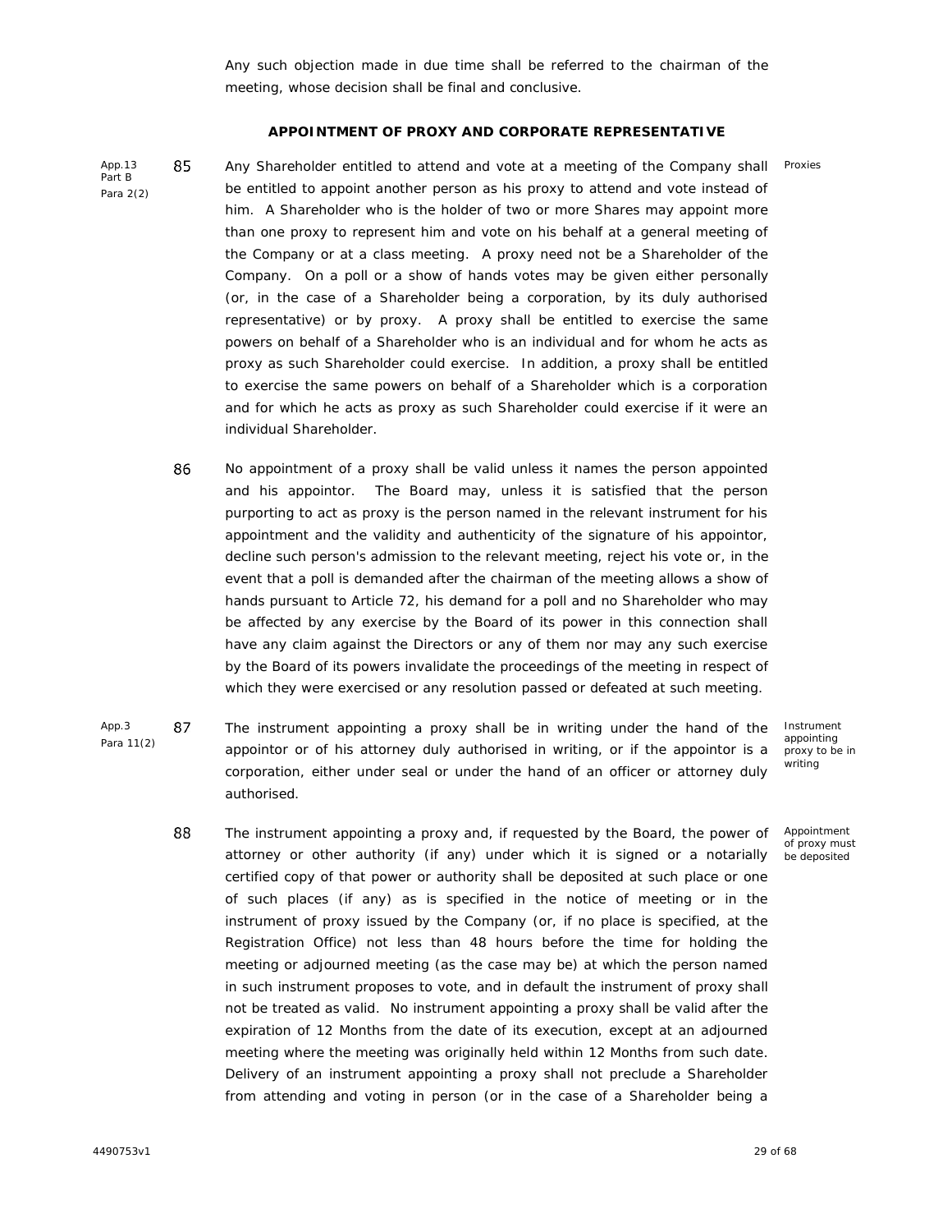Any such objection made in due time shall be referred to the chairman of the meeting, whose decision shall be final and conclusive.

## APPOINTMENT OF PROXY AND CORPORATE REPRESENTATIVE

App.13 Part B Para 2(2)

**Proxies**

85 Any Shareholder entitled to attend and vote at a meeting of the Company shall be entitled to appoint another person as his proxy to attend and vote instead of him. A Shareholder who is the holder of two or more Shares may appoint more than one proxy to represent him and vote on his behalf at a general meeting of the Company or at a class meeting. A proxy need not be a Shareholder of the Company. On a poll or a show of hands votes may be given either personally (or, in the case of a Shareholder being a corporation, by its duly authorised representative) or by proxy. A proxy shall be entitled to exercise the same powers on behalf of a Shareholder who is an individual and for whom he acts as proxy as such Shareholder could exercise. In addition, a proxy shall be entitled to exercise the same powers on behalf of a Shareholder which is a corporation and for which he acts as proxy as such Shareholder could exercise if it were an individual Shareholder.

86 No appointment of a proxy shall be valid unless it names the person appointed and his appointor. The Board may, unless it is satisfied that the person purporting to act as proxy is the person named in the relevant instrument for his appointment and the validity and authenticity of the signature of his appointor, decline such person's admission to the relevant meeting, reject his vote or, in the event that a poll is demanded after the chairman of the meeting allows a show of hands pursuant to Article 72, his demand for a poll and no Shareholder who may be affected by any exercise by the Board of its power in this connection shall have any claim against the Directors or any of them nor may any such exercise by the Board of its powers invalidate the proceedings of the meeting in respect of which they were exercised or any resolution passed or defeated at such meeting.

App.3 Para 11(2)

**Instrument appointing proxy to be in writing**

87 The instrument appointing a proxy shall be in writing under the hand of the appointor or of his attorney duly authorised in writing, or if the appointor is a corporation, either under seal or under the hand of an officer or attorney duly authorised.

**Appointment of proxy must be deposited**

88 The instrument appointing a proxy and, if requested by the Board, the power of attorney or other authority (if any) under which it is signed or a notarially certified copy of that power or authority shall be deposited at such place or one of such places (if any) as is specified in the notice of meeting or in the instrument of proxy issued by the Company (or, if no place is specified, at the Registration Office) not less than 48 hours before the time for holding the meeting or adjourned meeting (as the case may be) at which the person named in such instrument proposes to vote, and in default the instrument of proxy shall not be treated as valid. No instrument appointing a proxy shall be valid after the expiration of 12 Months from the date of its execution, except at an adjourned meeting where the meeting was originally held within 12 Months from such date. Delivery of an instrument appointing a proxy shall not preclude a Shareholder from attending and voting in person (or in the case of a Shareholder being a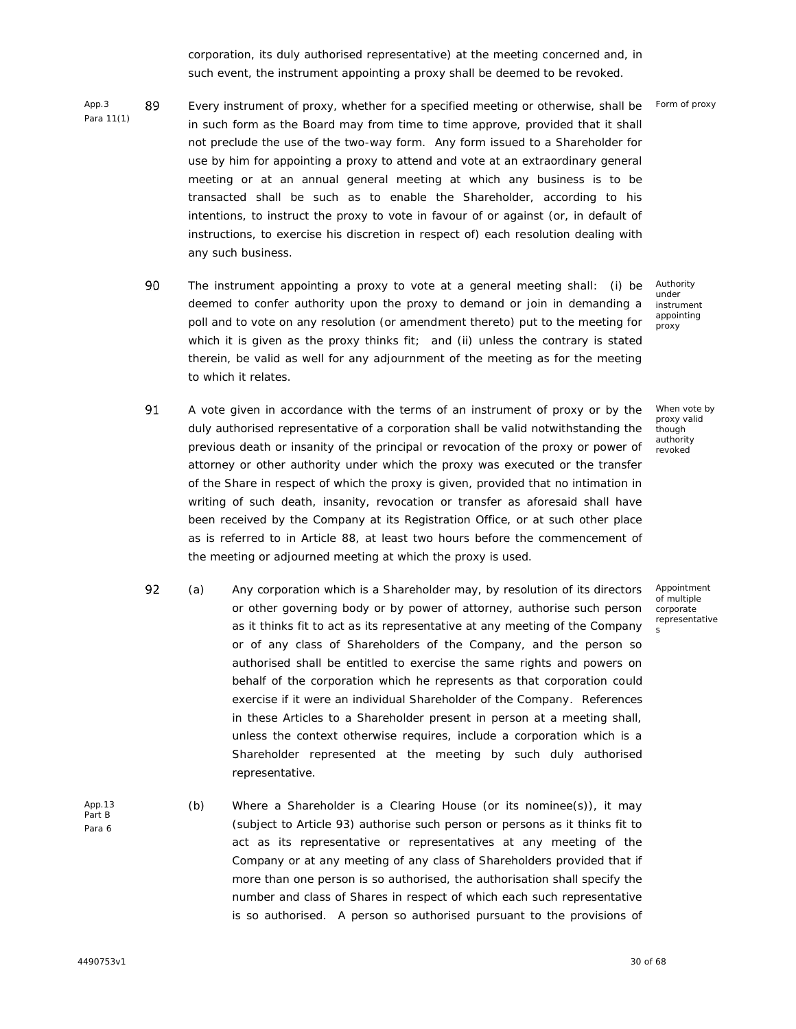corporation, its duly authorised representative) at the meeting concerned and, in such event, the instrument appointing a proxy shall be deemed to be revoked.

App.3 Para 11(1)

**89** Every instrument of proxy, whether for a specified meeting or otherwise, shall be in such form as the Board may from time to time approve, provided that it shall not preclude the use of the two-way form. Any form issued to a Shareholder for use by him for appointing a proxy to attend and vote at an extraordinary general meeting or at an annual general meeting at which any business is to be transacted shall be such as to enable the Shareholder, according to his intentions, to instruct the proxy to vote in favour of or against (or, in default of instructions, to exercise his discretion in respect of) each resolution dealing with any such business.

*Form of proxy*

**90** The instrument appointing a proxy to vote at a general meeting shall: (i) be deemed to confer authority upon the proxy to demand or join in demanding a poll and to vote on any resolution (or amendment thereto) put to the meeting for which it is given as the proxy thinks fit; and (ii) unless the contrary is stated therein, be valid as well for any adjournment of the meeting as for the meeting to which it relates.

*Authority under instrument appointing proxy*

**91** A vote given in accordance with the terms of an instrument of proxy or by the duly authorised representative of a corporation shall be valid notwithstanding the previous death or insanity of the principal or revocation of the proxy or power of attorney or other authority under which the proxy was executed or the transfer of the Share in respect of which the proxy is given, provided that no intimation in writing of such death, insanity, revocation or transfer as aforesaid shall have been received by the Company at its Registration Office, or at such other place as is referred to in Article 88, at least two hours before the commencement of the meeting or adjourned meeting at which the proxy is used.

*When vote by proxy valid though authority revoked*

**92** (a) Any corporation which is a Shareholder may, by resolution of its directors or other governing body or by power of attorney, authorise such person as it thinks fit to act as its representative at any meeting of the Company or of any class of Shareholders of the Company, and the person so authorised shall be entitled to exercise the same rights and powers on behalf of the corporation which he represents as that corporation could exercise if it were an individual Shareholder of the Company. References in these Articles to a Shareholder present in person at a meeting shall, unless the context otherwise requires, include a corporation which is a Shareholder represented at the meeting by such duly authorised representative.

*Appointment of multiple corporate representatives*

App.13 Part B Para 6

(b) Where a Shareholder is a Clearing House (or its nominee(s)), it may (subject to Article 93) authorise such person or persons as it thinks fit to act as its representative or representatives at any meeting of the Company or at any meeting of any class of Shareholders provided that if more than one person is so authorised, the authorisation shall specify the number and class of Shares in respect of which each such representative is so authorised. A person so authorised pursuant to the provisions of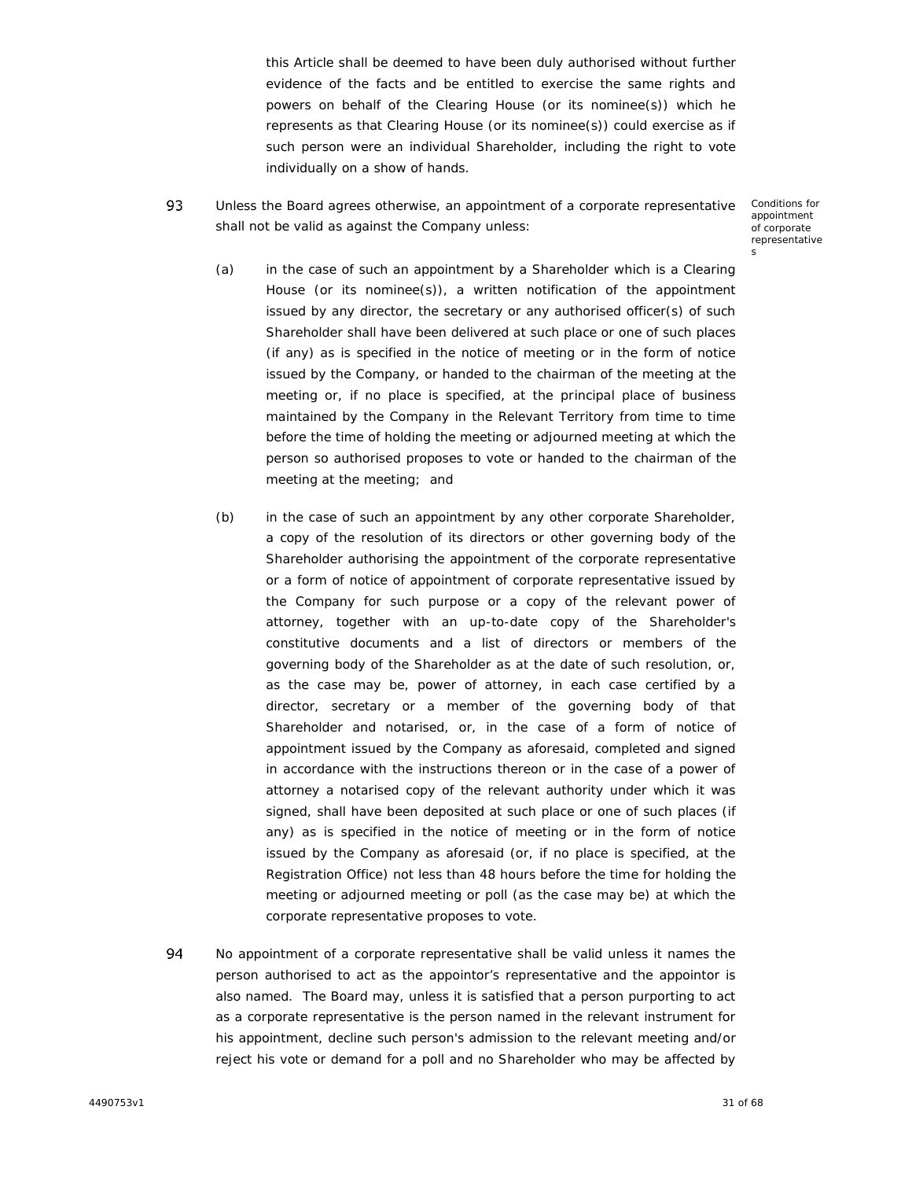this Article shall be deemed to have been duly authorised without further evidence of the facts and be entitled to exercise the same rights and powers on behalf of the Clearing House (or its nominee(s)) which he represents as that Clearing House (or its nominee(s)) could exercise as if such person were an individual Shareholder, including the right to vote individually on a show of hands.

93 Unless the Board agrees otherwise, an appointment of a corporate representative shall not be valid as against the Company unless:

*Conditions for appointment of corporate representatives*

(a) in the case of such an appointment by a Shareholder which is a Clearing House (or its nominee(s)), a written notification of the appointment issued by any director, the secretary or any authorised officer(s) of such Shareholder shall have been delivered at such place or one of such places (if any) as is specified in the notice of meeting or in the form of notice issued by the Company, or handed to the chairman of the meeting at the meeting or, if no place is specified, at the principal place of business maintained by the Company in the Relevant Territory from time to time before the time of holding the meeting or adjourned meeting at which the person so authorised proposes to vote or handed to the chairman of the meeting at the meeting; and

(b) in the case of such an appointment by any other corporate Shareholder, a copy of the resolution of its directors or other governing body of the Shareholder authorising the appointment of the corporate representative or a form of notice of appointment of corporate representative issued by the Company for such purpose or a copy of the relevant power of attorney, together with an up-to-date copy of the Shareholder's constitutive documents and a list of directors or members of the governing body of the Shareholder as at the date of such resolution, or, as the case may be, power of attorney, in each case certified by a director, secretary or a member of the governing body of that Shareholder and notarised, or, in the case of a form of notice of appointment issued by the Company as aforesaid, completed and signed in accordance with the instructions thereon or in the case of a power of attorney a notarised copy of the relevant authority under which it was signed, shall have been deposited at such place or one of such places (if any) as is specified in the notice of meeting or in the form of notice issued by the Company as aforesaid (or, if no place is specified, at the Registration Office) not less than 48 hours before the time for holding the meeting or adjourned meeting or poll (as the case may be) at which the corporate representative proposes to vote.

94 No appointment of a corporate representative shall be valid unless it names the person authorised to act as the appointor's representative and the appointor is also named. The Board may, unless it is satisfied that a person purporting to act as a corporate representative is the person named in the relevant instrument for his appointment, decline such person's admission to the relevant meeting and/or reject his vote or demand for a poll and no Shareholder who may be affected by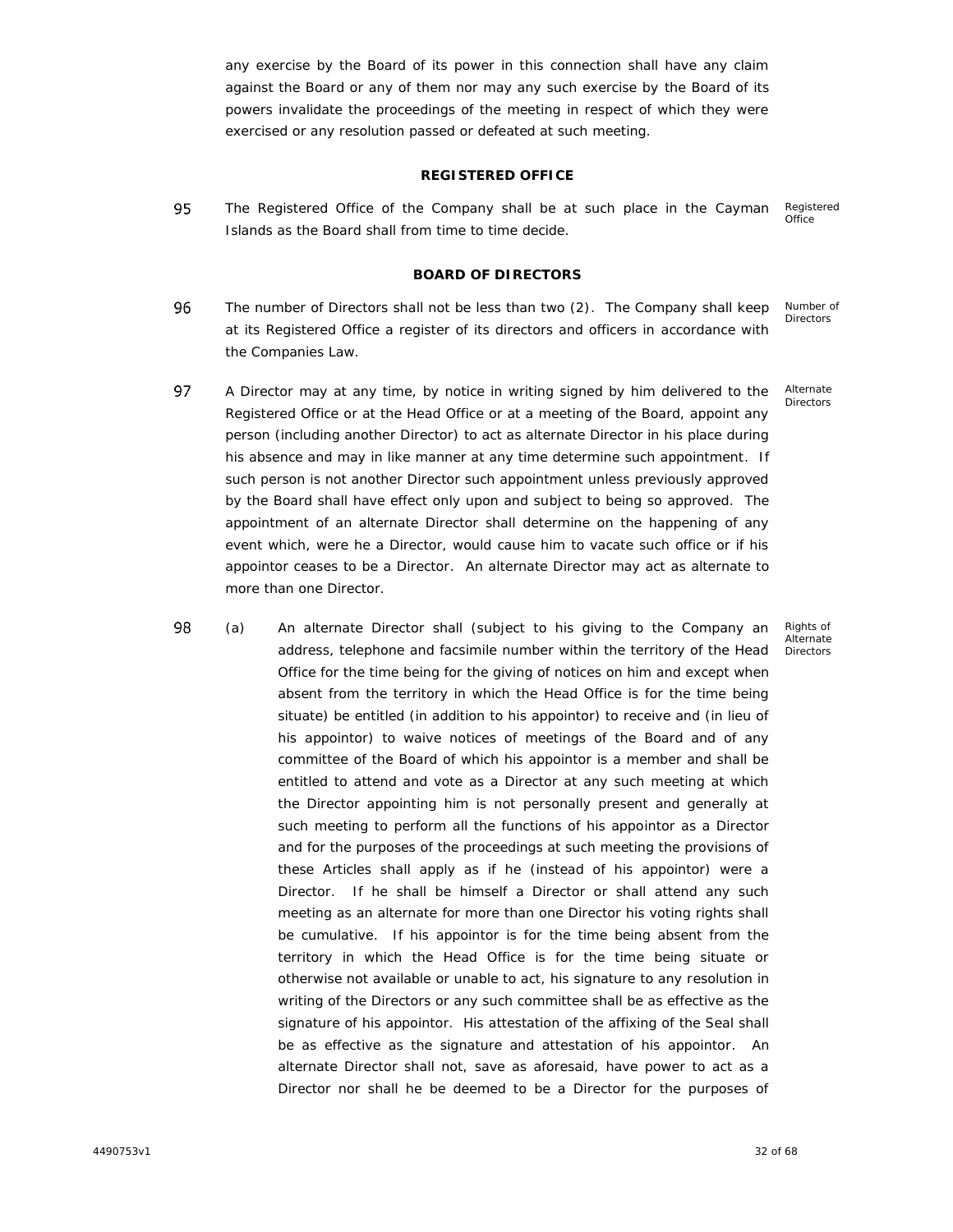any exercise by the Board of its power in this connection shall have any claim against the Board or any of them nor may any such exercise by the Board of its powers invalidate the proceedings of the meeting in respect of which they were exercised or any resolution passed or defeated at such meeting.

**REGISTERED OFFICE**

95 The Registered Office of the Company shall be at such place in the Cayman Islands as the Board shall from time to time decide. *Registered Office*

**BOARD OF DIRECTORS**

96 The number of Directors shall not be less than two (2). The Company shall keep at its Registered Office a register of its directors and officers in accordance with the Companies Law. *Number of Directors*

97 A Director may at any time, by notice in writing signed by him delivered to the Registered Office or at the Head Office or at a meeting of the Board, appoint any person (including another Director) to act as alternate Director in his place during his absence and may in like manner at any time determine such appointment. If such person is not another Director such appointment unless previously approved by the Board shall have effect only upon and subject to being so approved. The appointment of an alternate Director shall determine on the happening of any event which, were he a Director, would cause him to vacate such office or if his appointor ceases to be a Director. An alternate Director may act as alternate to more than one Director. *Alternate Directors*

98 (a) An alternate Director shall (subject to his giving to the Company an address, telephone and facsimile number within the territory of the Head Office for the time being for the giving of notices on him and except when absent from the territory in which the Head Office is for the time being situate) be entitled (in addition to his appointor) to receive and (in lieu of his appointor) to waive notices of meetings of the Board and of any committee of the Board of which his appointor is a member and shall be entitled to attend and vote as a Director at any such meeting at which the Director appointing him is not personally present and generally at such meeting to perform all the functions of his appointor as a Director and for the purposes of the proceedings at such meeting the provisions of these Articles shall apply as if he (instead of his appointor) were a Director. If he shall be himself a Director or shall attend any such meeting as an alternate for more than one Director his voting rights shall be cumulative. If his appointor is for the time being absent from the territory in which the Head Office is for the time being situate or otherwise not available or unable to act, his signature to any resolution in writing of the Directors or any such committee shall be as effective as the signature of his appointor. His attestation of the affixing of the Seal shall be as effective as the signature and attestation of his appointor. An alternate Director shall not, save as aforesaid, have power to act as a Director nor shall he be deemed to be a Director for the purposes of *Rights of Alternate Directors*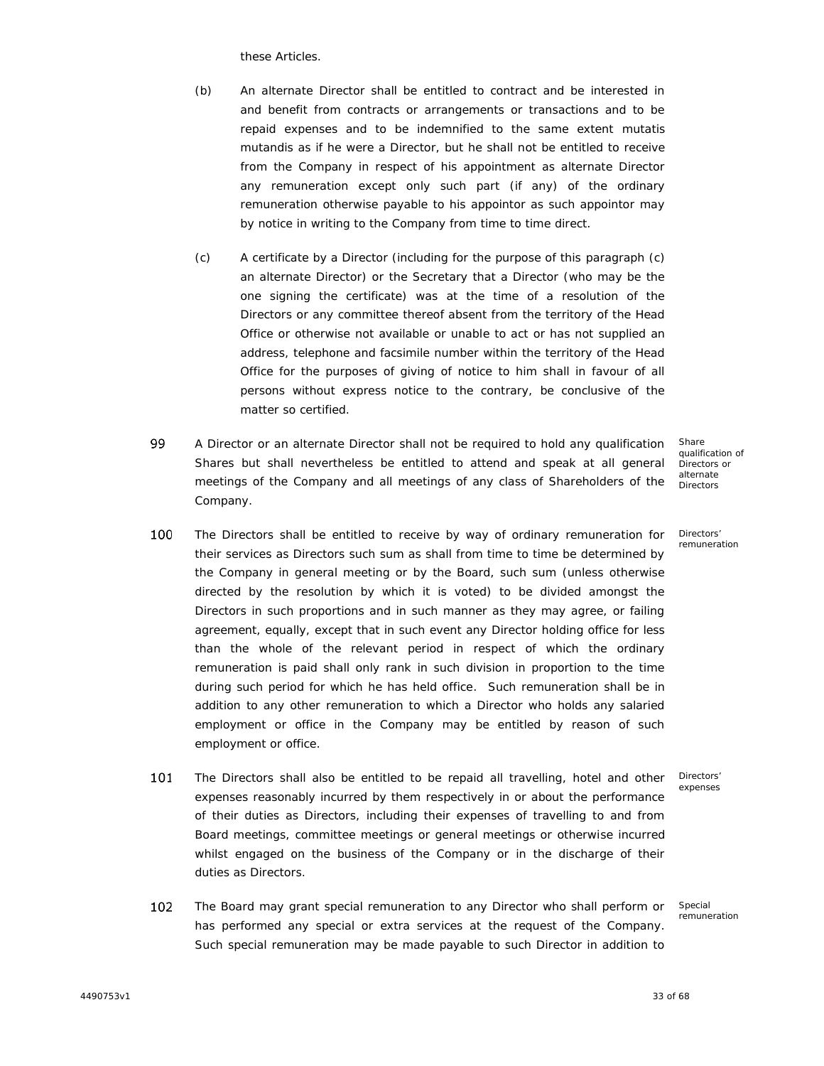these Articles.

(b) An alternate Director shall be entitled to contract and be interested in and benefit from contracts or arrangements or transactions and to be repaid expenses and to be indemnified to the same extent mutatis mutandis as if he were a Director, but he shall not be entitled to receive from the Company in respect of his appointment as alternate Director any remuneration except only such part (if any) of the ordinary remuneration otherwise payable to his appointor as such appointor may by notice in writing to the Company from time to time direct.

(c) A certificate by a Director (including for the purpose of this paragraph (c) an alternate Director) or the Secretary that a Director (who may be the one signing the certificate) was at the time of a resolution of the Directors or any committee thereof absent from the territory of the Head Office or otherwise not available or unable to act or has not supplied an address, telephone and facsimile number within the territory of the Head Office for the purposes of giving of notice to him shall in favour of all persons without express notice to the contrary, be conclusive of the matter so certified.

99 A Director or an alternate Director shall not be required to hold any qualification Shares but shall nevertheless be entitled to attend and speak at all general meetings of the Company and all meetings of any class of Shareholders of the Company.

*Share qualification of Directors or alternate Directors*

100 The Directors shall be entitled to receive by way of ordinary remuneration for their services as Directors such sum as shall from time to time be determined by the Company in general meeting or by the Board, such sum (unless otherwise directed by the resolution by which it is voted) to be divided amongst the Directors in such proportions and in such manner as they may agree, or failing agreement, equally, except that in such event any Director holding office for less than the whole of the relevant period in respect of which the ordinary remuneration is paid shall only rank in such division in proportion to the time during such period for which he has held office. Such remuneration shall be in addition to any other remuneration to which a Director who holds any salaried employment or office in the Company may be entitled by reason of such employment or office.

*Directors' remuneration*

101 The Directors shall also be entitled to be repaid all travelling, hotel and other expenses reasonably incurred by them respectively in or about the performance of their duties as Directors, including their expenses of travelling to and from Board meetings, committee meetings or general meetings or otherwise incurred whilst engaged on the business of the Company or in the discharge of their duties as Directors.

*Directors' expenses*

102 The Board may grant special remuneration to any Director who shall perform or has performed any special or extra services at the request of the Company. Such special remuneration may be made payable to such Director in addition to

*Special remuneration*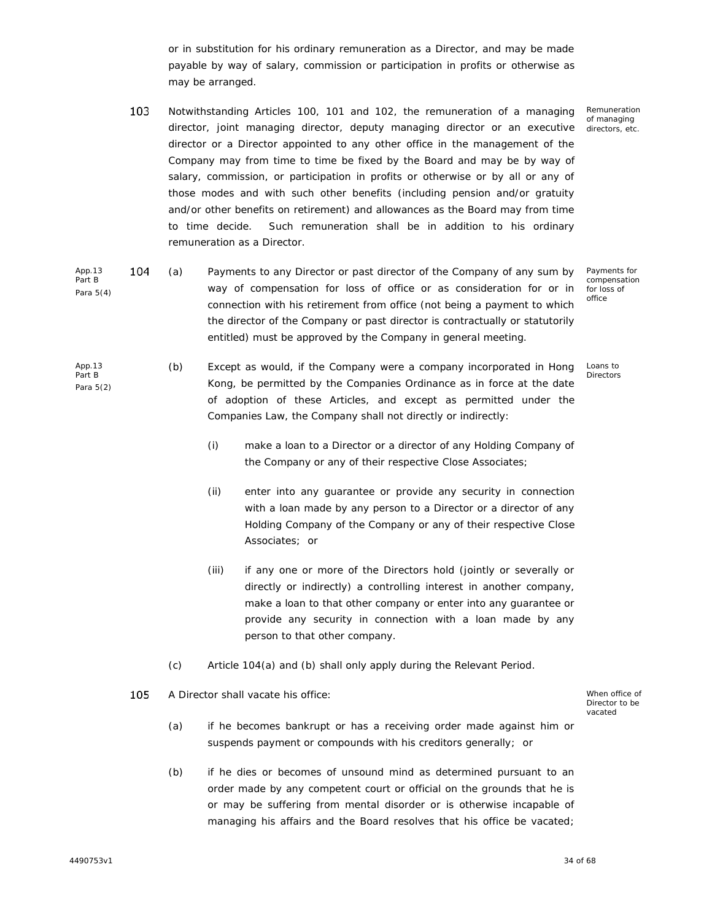or in substitution for his ordinary remuneration as a Director, and may be made payable by way of salary, commission or participation in profits or otherwise as may be arranged.

103 Notwithstanding Articles 100, 101 and 102, the remuneration of a managing director, joint managing director, deputy managing director or an executive director or a Director appointed to any other office in the management of the Company may from time to time be fixed by the Board and may be by way of salary, commission, or participation in profits or otherwise or by all or any of those modes and with such other benefits (including pension and/or gratuity and/or other benefits on retirement) and allowances as the Board may from time to time decide. Such remuneration shall be in addition to his ordinary remuneration as a Director.

Remuneration of managing directors, etc.

App.13 Part B Para 5(4)

104 (a) Payments to any Director or past director of the Company of any sum by way of compensation for loss of office or as consideration for or in connection with his retirement from office (not being a payment to which the director of the Company or past director is contractually or statutorily entitled) must be approved by the Company in general meeting.

Payments for compensation for loss of office

App.13 Part B Para 5(2)

(b) Except as would, if the Company were a company incorporated in Hong Kong, be permitted by the Companies Ordinance as in force at the date of adoption of these Articles, and except as permitted under the Companies Law, the Company shall not directly or indirectly:

Loans to Directors

(i) make a loan to a Director or a director of any Holding Company of the Company or any of their respective Close Associates;

(ii) enter into any guarantee or provide any security in connection with a loan made by any person to a Director or a director of any Holding Company of the Company or any of their respective Close Associates; or

(iii) if any one or more of the Directors hold (jointly or severally or directly or indirectly) a controlling interest in another company, make a loan to that other company or enter into any guarantee or provide any security in connection with a loan made by any person to that other company.

(c) Article 104(a) and (b) shall only apply during the Relevant Period.

105 A Director shall vacate his office:

When office of Director to be vacated

(a) if he becomes bankrupt or has a receiving order made against him or suspends payment or compounds with his creditors generally; or

(b) if he dies or becomes of unsound mind as determined pursuant to an order made by any competent court or official on the grounds that he is or may be suffering from mental disorder or is otherwise incapable of managing his affairs and the Board resolves that his office be vacated;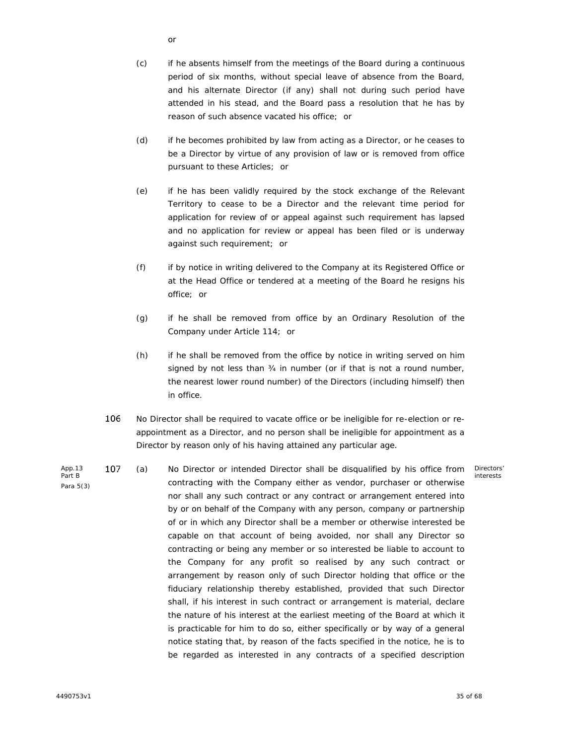or

(c) if he absents himself from the meetings of the Board during a continuous period of six months, without special leave of absence from the Board, and his alternate Director (if any) shall not during such period have attended in his stead, and the Board pass a resolution that he has by reason of such absence vacated his office; or

(d) if he becomes prohibited by law from acting as a Director, or he ceases to be a Director by virtue of any provision of law or is removed from office pursuant to these Articles; or

(e) if he has been validly required by the stock exchange of the Relevant Territory to cease to be a Director and the relevant time period for application for review of or appeal against such requirement has lapsed and no application for review or appeal has been filed or is underway against such requirement; or

(f) if by notice in writing delivered to the Company at its Registered Office or at the Head Office or tendered at a meeting of the Board he resigns his office; or

(g) if he shall be removed from office by an Ordinary Resolution of the Company under Article 114; or

(h) if he shall be removed from the office by notice in writing served on him signed by not less than ¾ in number (or if that is not a round number, the nearest lower round number) of the Directors (including himself) then in office.

106 No Director shall be required to vacate office or be ineligible for re-election or re-appointment as a Director, and no person shall be ineligible for appointment as a Director by reason only of his having attained any particular age.

App.13 Part B Para 5(3)

107 (a) No Director or intended Director shall be disqualified by his office from contracting with the Company either as vendor, purchaser or otherwise nor shall any such contract or any contract or arrangement entered into by or on behalf of the Company with any person, company or partnership of or in which any Director shall be a member or otherwise interested be capable on that account of being avoided, nor shall any Director so contracting or being any member or so interested be liable to account to the Company for any profit so realised by any such contract or arrangement by reason only of such Director holding that office or the fiduciary relationship thereby established, provided that such Director shall, if his interest in such contract or arrangement is material, declare the nature of his interest at the earliest meeting of the Board at which it is practicable for him to do so, either specifically or by way of a general notice stating that, by reason of the facts specified in the notice, he is to be regarded as interested in any contracts of a specified description

Directors' interests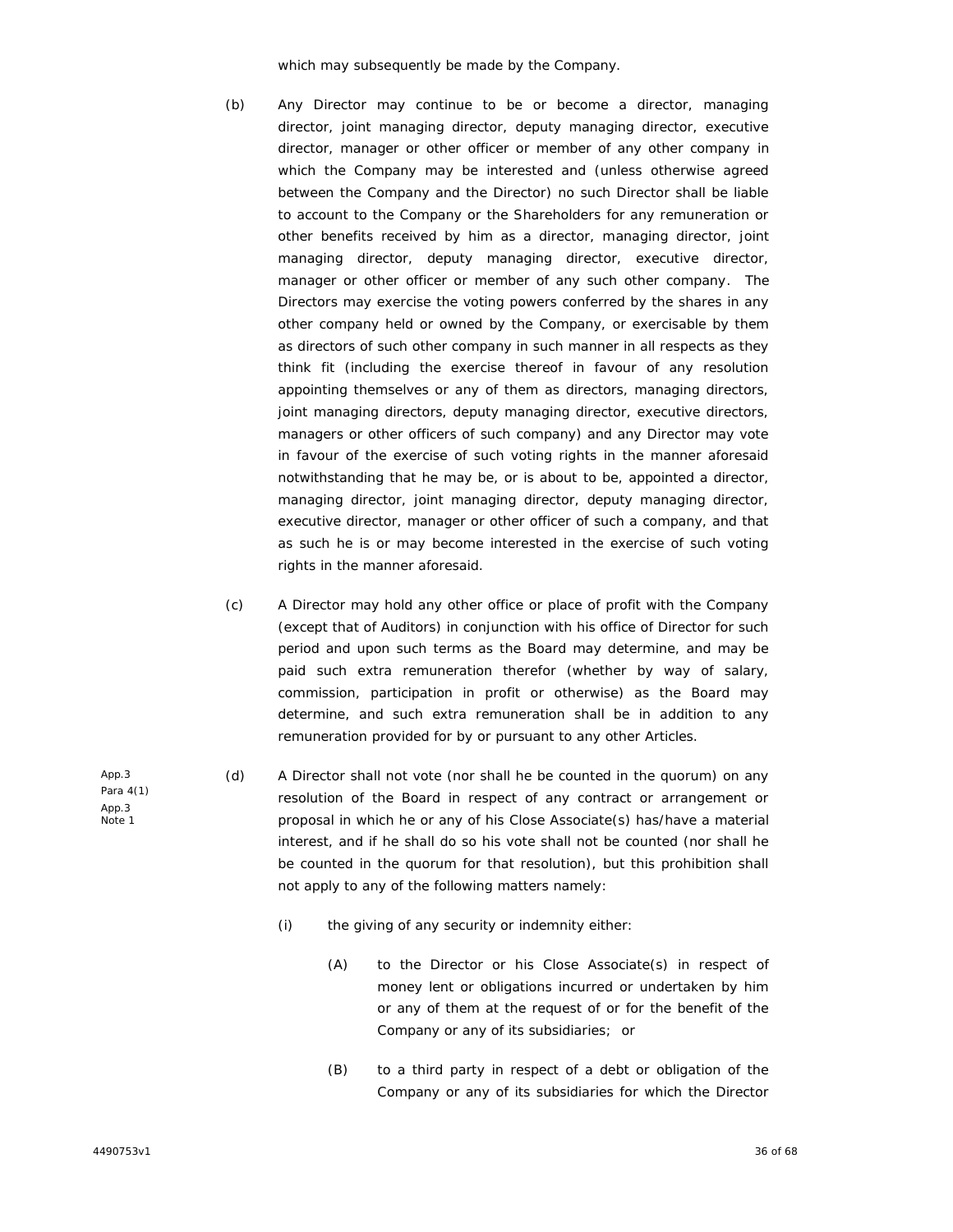which may subsequently be made by the Company.

(b) Any Director may continue to be or become a director, managing director, joint managing director, deputy managing director, executive director, manager or other officer or member of any other company in which the Company may be interested and (unless otherwise agreed between the Company and the Director) no such Director shall be liable to account to the Company or the Shareholders for any remuneration or other benefits received by him as a director, managing director, joint managing director, deputy managing director, executive director, manager or other officer or member of any such other company. The Directors may exercise the voting powers conferred by the shares in any other company held or owned by the Company, or exercisable by them as directors of such other company in such manner in all respects as they think fit (including the exercise thereof in favour of any resolution appointing themselves or any of them as directors, managing directors, joint managing directors, deputy managing director, executive directors, managers or other officers of such company) and any Director may vote in favour of the exercise of such voting rights in the manner aforesaid notwithstanding that he may be, or is about to be, appointed a director, managing director, joint managing director, deputy managing director, executive director, manager or other officer of such a company, and that as such he is or may become interested in the exercise of such voting rights in the manner aforesaid.

(c) A Director may hold any other office or place of profit with the Company (except that of Auditors) in conjunction with his office of Director for such period and upon such terms as the Board may determine, and may be paid such extra remuneration therefor (whether by way of salary, commission, participation in profit or otherwise) as the Board may determine, and such extra remuneration shall be in addition to any remuneration provided for by or pursuant to any other Articles.

App.3 Para 4(1) App.3 Note 1

(d) A Director shall not vote (nor shall he be counted in the quorum) on any resolution of the Board in respect of any contract or arrangement or proposal in which he or any of his Close Associate(s) has/have a material interest, and if he shall do so his vote shall not be counted (nor shall he be counted in the quorum for that resolution), but this prohibition shall not apply to any of the following matters namely:

(i) the giving of any security or indemnity either:

(A) to the Director or his Close Associate(s) in respect of money lent or obligations incurred or undertaken by him or any of them at the request of or for the benefit of the Company or any of its subsidiaries; or

(B) to a third party in respect of a debt or obligation of the Company or any of its subsidiaries for which the Director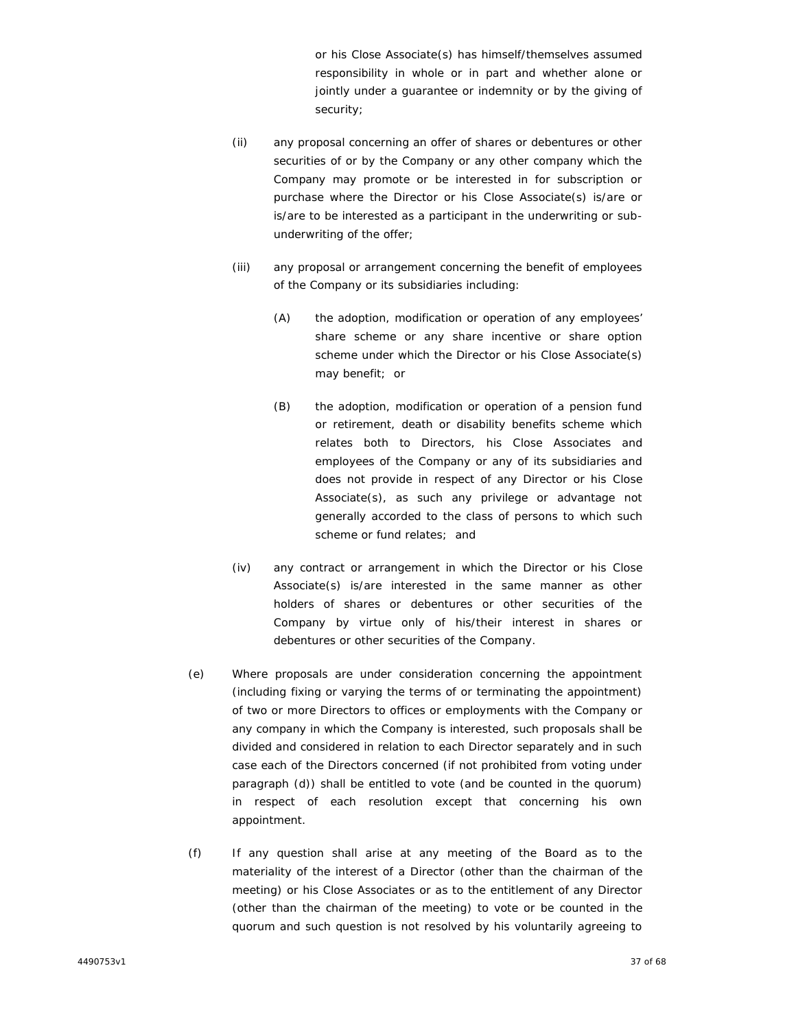or his Close Associate(s) has himself/themselves assumed responsibility in whole or in part and whether alone or jointly under a guarantee or indemnity or by the giving of security;

(ii) any proposal concerning an offer of shares or debentures or other securities of or by the Company or any other company which the Company may promote or be interested in for subscription or purchase where the Director or his Close Associate(s) is/are or is/are to be interested as a participant in the underwriting or sub-underwriting of the offer;

(iii) any proposal or arrangement concerning the benefit of employees of the Company or its subsidiaries including:

(A) the adoption, modification or operation of any employees' share scheme or any share incentive or share option scheme under which the Director or his Close Associate(s) may benefit; or

(B) the adoption, modification or operation of a pension fund or retirement, death or disability benefits scheme which relates both to Directors, his Close Associates and employees of the Company or any of its subsidiaries and does not provide in respect of any Director or his Close Associate(s), as such any privilege or advantage not generally accorded to the class of persons to which such scheme or fund relates; and

(iv) any contract or arrangement in which the Director or his Close Associate(s) is/are interested in the same manner as other holders of shares or debentures or other securities of the Company by virtue only of his/their interest in shares or debentures or other securities of the Company.

(e) Where proposals are under consideration concerning the appointment (including fixing or varying the terms of or terminating the appointment) of two or more Directors to offices or employments with the Company or any company in which the Company is interested, such proposals shall be divided and considered in relation to each Director separately and in such case each of the Directors concerned (if not prohibited from voting under paragraph (d)) shall be entitled to vote (and be counted in the quorum) in respect of each resolution except that concerning his own appointment.

(f) If any question shall arise at any meeting of the Board as to the materiality of the interest of a Director (other than the chairman of the meeting) or his Close Associates or as to the entitlement of any Director (other than the chairman of the meeting) to vote or be counted in the quorum and such question is not resolved by his voluntarily agreeing to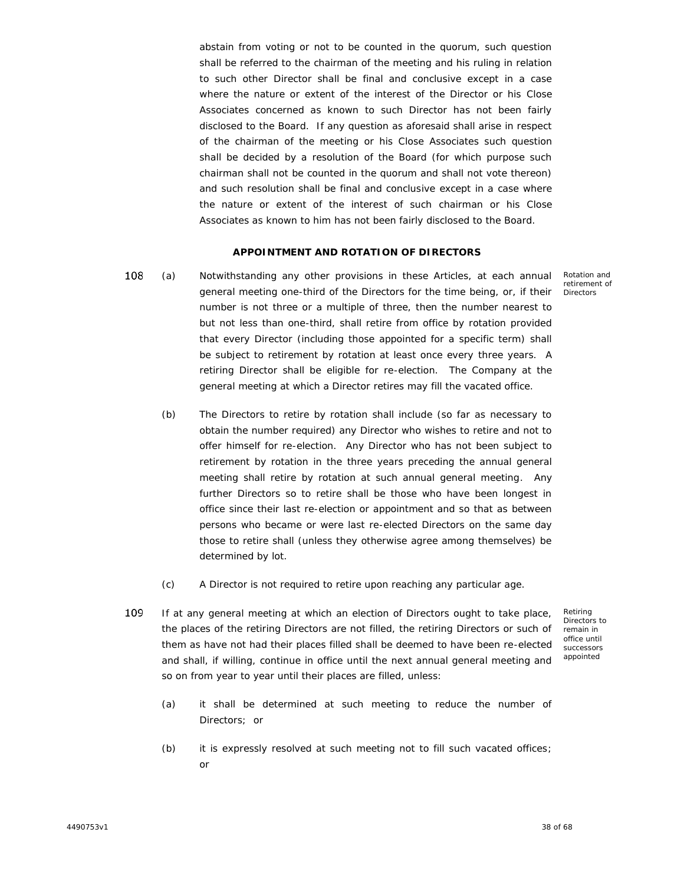abstain from voting or not to be counted in the quorum, such question shall be referred to the chairman of the meeting and his ruling in relation to such other Director shall be final and conclusive except in a case where the nature or extent of the interest of the Director or his Close Associates concerned as known to such Director has not been fairly disclosed to the Board. If any question as aforesaid shall arise in respect of the chairman of the meeting or his Close Associates such question shall be decided by a resolution of the Board (for which purpose such chairman shall not be counted in the quorum and shall not vote thereon) and such resolution shall be final and conclusive except in a case where the nature or extent of the interest of such chairman or his Close Associates as known to him has not been fairly disclosed to the Board.

## APPOINTMENT AND ROTATION OF DIRECTORS

*Rotation and retirement of Directors*

108 (a) Notwithstanding any other provisions in these Articles, at each annual general meeting one-third of the Directors for the time being, or, if their number is not three or a multiple of three, then the number nearest to but not less than one-third, shall retire from office by rotation provided that every Director (including those appointed for a specific term) shall be subject to retirement by rotation at least once every three years. A retiring Director shall be eligible for re-election. The Company at the general meeting at which a Director retires may fill the vacated office.

(b) The Directors to retire by rotation shall include (so far as necessary to obtain the number required) any Director who wishes to retire and not to offer himself for re-election. Any Director who has not been subject to retirement by rotation in the three years preceding the annual general meeting shall retire by rotation at such annual general meeting. Any further Directors so to retire shall be those who have been longest in office since their last re-election or appointment and so that as between persons who became or were last re-elected Directors on the same day those to retire shall (unless they otherwise agree among themselves) be determined by lot.

(c) A Director is not required to retire upon reaching any particular age.

*Retiring Directors to remain in office until successors appointed*

109 If at any general meeting at which an election of Directors ought to take place, the places of the retiring Directors are not filled, the retiring Directors or such of them as have not had their places filled shall be deemed to have been re-elected and shall, if willing, continue in office until the next annual general meeting and so on from year to year until their places are filled, unless:

(a) it shall be determined at such meeting to reduce the number of Directors; or

(b) it is expressly resolved at such meeting not to fill such vacated offices; or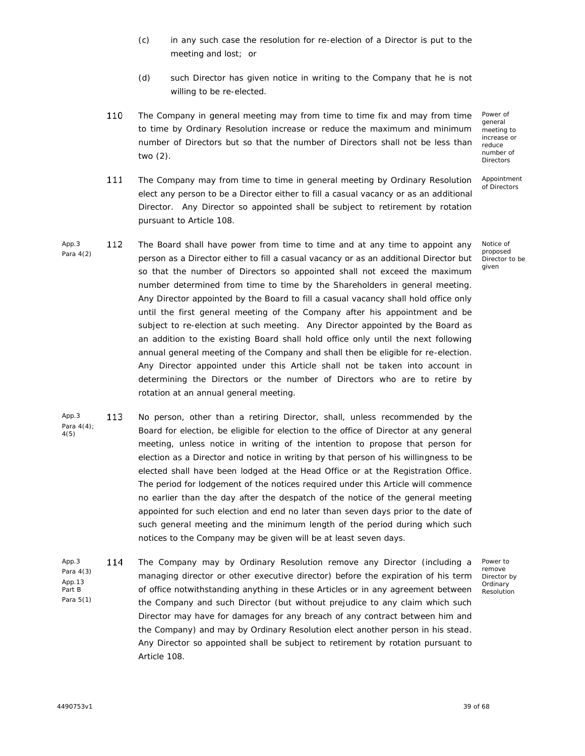(c) in any such case the resolution for re-election of a Director is put to the meeting and lost; or

(d) such Director has given notice in writing to the Company that he is not willing to be re-elected.

110 The Company in general meeting may from time to time fix and may from time to time by Ordinary Resolution increase or reduce the maximum and minimum number of Directors but so that the number of Directors shall not be less than two (2).

*Power of general meeting to increase or reduce number of Directors*

111 The Company may from time to time in general meeting by Ordinary Resolution elect any person to be a Director either to fill a casual vacancy or as an additional Director. Any Director so appointed shall be subject to retirement by rotation pursuant to Article 108.

*Appointment of Directors*

App.3 Para 4(2)

112 The Board shall have power from time to time and at any time to appoint any person as a Director either to fill a casual vacancy or as an additional Director but so that the number of Directors so appointed shall not exceed the maximum number determined from time to time by the Shareholders in general meeting. Any Director appointed by the Board to fill a casual vacancy shall hold office only until the first general meeting of the Company after his appointment and be subject to re-election at such meeting. Any Director appointed by the Board as an addition to the existing Board shall hold office only until the next following annual general meeting of the Company and shall then be eligible for re-election. Any Director appointed under this Article shall not be taken into account in determining the Directors or the number of Directors who are to retire by rotation at an annual general meeting.

*Notice of proposed Director to be given*

App.3 Para 4(4); 4(5)

113 No person, other than a retiring Director, shall, unless recommended by the Board for election, be eligible for election to the office of Director at any general meeting, unless notice in writing of the intention to propose that person for election as a Director and notice in writing by that person of his willingness to be elected shall have been lodged at the Head Office or at the Registration Office. The period for lodgement of the notices required under this Article will commence no earlier than the day after the despatch of the notice of the general meeting appointed for such election and end no later than seven days prior to the date of such general meeting and the minimum length of the period during which such notices to the Company may be given will be at least seven days.

App.3 Para 4(3) App.13 Part B Para 5(1)

114 The Company may by Ordinary Resolution remove any Director (including a managing director or other executive director) before the expiration of his term of office notwithstanding anything in these Articles or in any agreement between the Company and such Director (but without prejudice to any claim which such Director may have for damages for any breach of any contract between him and the Company) and may by Ordinary Resolution elect another person in his stead. Any Director so appointed shall be subject to retirement by rotation pursuant to Article 108.

*Power to remove Director by Ordinary Resolution*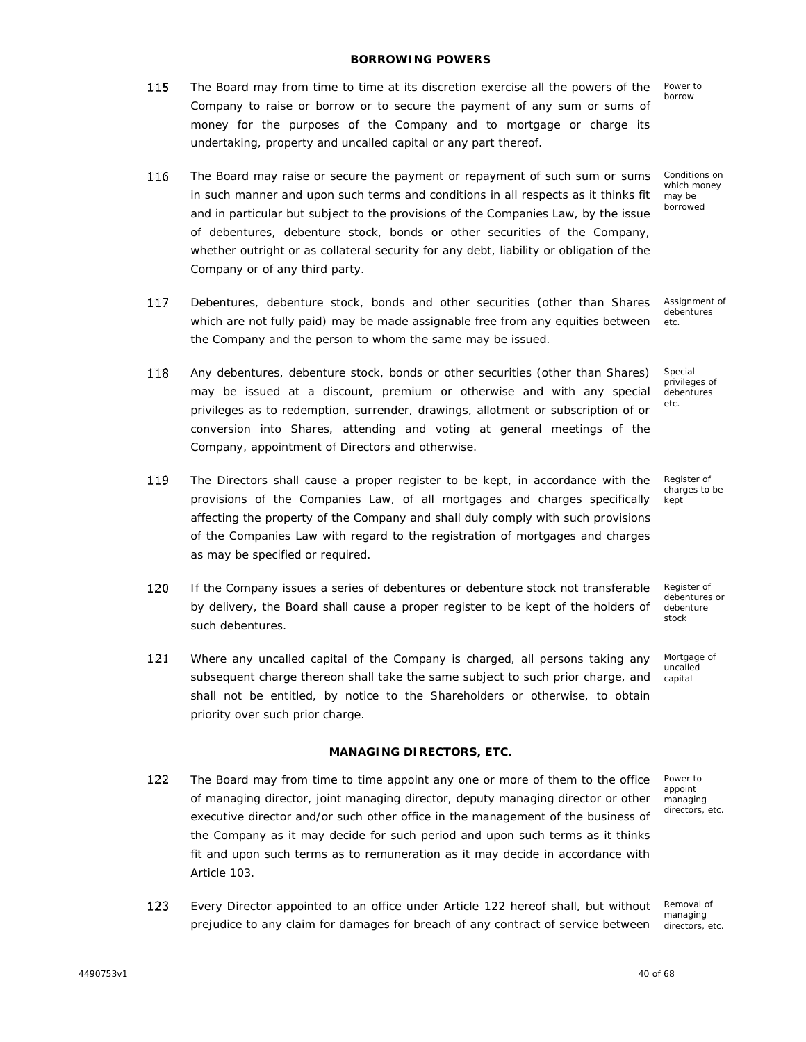## BORROWING POWERS

115 The Board may from time to time at its discretion exercise all the powers of the Company to raise or borrow or to secure the payment of any sum or sums of money for the purposes of the Company and to mortgage or charge its undertaking, property and uncalled capital or any part thereof.

*Power to borrow*

116 The Board may raise or secure the payment or repayment of such sum or sums in such manner and upon such terms and conditions in all respects as it thinks fit and in particular but subject to the provisions of the Companies Law, by the issue of debentures, debenture stock, bonds or other securities of the Company, whether outright or as collateral security for any debt, liability or obligation of the Company or of any third party.

*Conditions on which money may be borrowed*

117 Debentures, debenture stock, bonds and other securities (other than Shares which are not fully paid) may be made assignable free from any equities between the Company and the person to whom the same may be issued.

*Assignment of debentures etc.*

118 Any debentures, debenture stock, bonds or other securities (other than Shares) may be issued at a discount, premium or otherwise and with any special privileges as to redemption, surrender, drawings, allotment or subscription of or conversion into Shares, attending and voting at general meetings of the Company, appointment of Directors and otherwise.

*Special privileges of debentures etc.*

119 The Directors shall cause a proper register to be kept, in accordance with the provisions of the Companies Law, of all mortgages and charges specifically affecting the property of the Company and shall duly comply with such provisions of the Companies Law with regard to the registration of mortgages and charges as may be specified or required.

*Register of charges to be kept*

120 If the Company issues a series of debentures or debenture stock not transferable by delivery, the Board shall cause a proper register to be kept of the holders of such debentures.

*Register of debentures or debenture stock*

121 Where any uncalled capital of the Company is charged, all persons taking any subsequent charge thereon shall take the same subject to such prior charge, and shall not be entitled, by notice to the Shareholders or otherwise, to obtain priority over such prior charge.

*Mortgage of uncalled capital*

## MANAGING DIRECTORS, ETC.

122 The Board may from time to time appoint any one or more of them to the office of managing director, joint managing director, deputy managing director or other executive director and/or such other office in the management of the business of the Company as it may decide for such period and upon such terms as it thinks fit and upon such terms as to remuneration as it may decide in accordance with Article 103.

*Power to appoint managing directors, etc.*

123 Every Director appointed to an office under Article 122 hereof shall, but without prejudice to any claim for damages for breach of any contract of service between

*Removal of managing directors, etc.*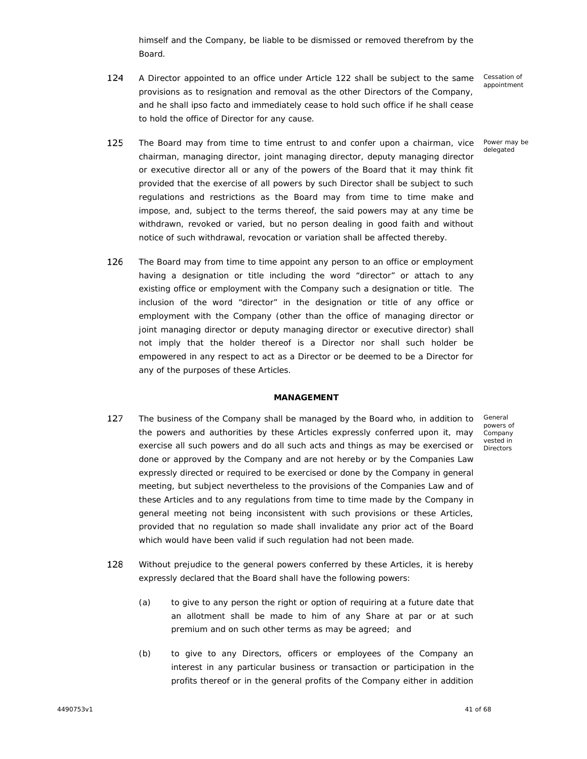himself and the Company, be liable to be dismissed or removed therefrom by the Board.

124 A Director appointed to an office under Article 122 shall be subject to the same provisions as to resignation and removal as the other Directors of the Company, and he shall ipso facto and immediately cease to hold such office if he shall cease to hold the office of Director for any cause.

*Cessation of appointment*

125 The Board may from time to time entrust to and confer upon a chairman, vice chairman, managing director, joint managing director, deputy managing director or executive director all or any of the powers of the Board that it may think fit provided that the exercise of all powers by such Director shall be subject to such regulations and restrictions as the Board may from time to time make and impose, and, subject to the terms thereof, the said powers may at any time be withdrawn, revoked or varied, but no person dealing in good faith and without notice of such withdrawal, revocation or variation shall be affected thereby.

*Power may be delegated*

126 The Board may from time to time appoint any person to an office or employment having a designation or title including the word "director" or attach to any existing office or employment with the Company such a designation or title. The inclusion of the word "director" in the designation or title of any office or employment with the Company (other than the office of managing director or joint managing director or deputy managing director or executive director) shall not imply that the holder thereof is a Director nor shall such holder be empowered in any respect to act as a Director or be deemed to be a Director for any of the purposes of these Articles.

**MANAGEMENT**

127 The business of the Company shall be managed by the Board who, in addition to the powers and authorities by these Articles expressly conferred upon it, may exercise all such powers and do all such acts and things as may be exercised or done or approved by the Company and are not hereby or by the Companies Law expressly directed or required to be exercised or done by the Company in general meeting, but subject nevertheless to the provisions of the Companies Law and of these Articles and to any regulations from time to time made by the Company in general meeting not being inconsistent with such provisions or these Articles, provided that no regulation so made shall invalidate any prior act of the Board which would have been valid if such regulation had not been made.

*General powers of Company vested in Directors*

128 Without prejudice to the general powers conferred by these Articles, it is hereby expressly declared that the Board shall have the following powers:

(a) to give to any person the right or option of requiring at a future date that an allotment shall be made to him of any Share at par or at such premium and on such other terms as may be agreed; and

(b) to give to any Directors, officers or employees of the Company an interest in any particular business or transaction or participation in the profits thereof or in the general profits of the Company either in addition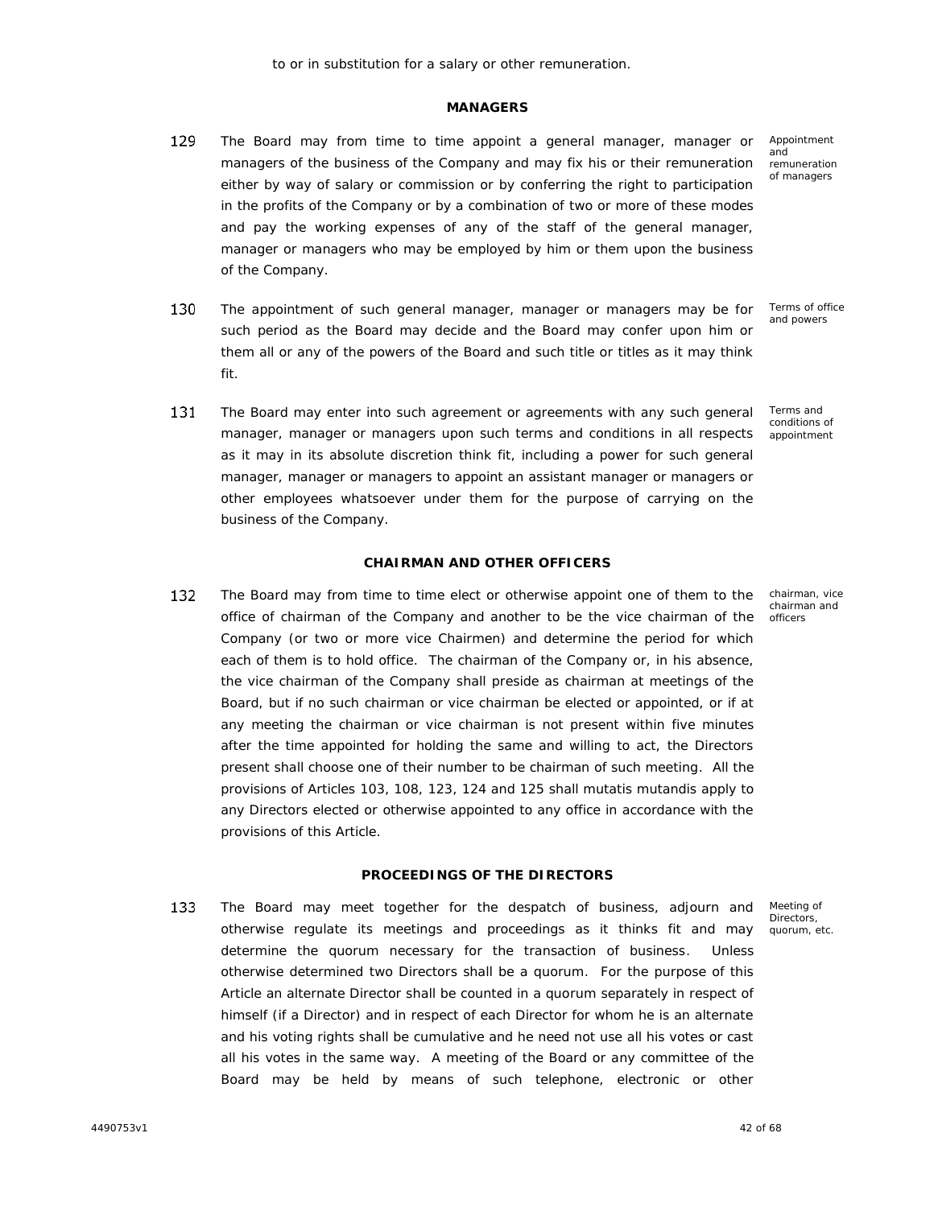to or in substitution for a salary or other remuneration.

## MANAGERS

129 The Board may from time to time appoint a general manager, manager or managers of the business of the Company and may fix his or their remuneration either by way of salary or commission or by conferring the right to participation in the profits of the Company or by a combination of two or more of these modes and pay the working expenses of any of the staff of the general manager, manager or managers who may be employed by him or them upon the business of the Company.

*Appointment and remuneration of managers*

130 The appointment of such general manager, manager or managers may be for such period as the Board may decide and the Board may confer upon him or them all or any of the powers of the Board and such title or titles as it may think fit.

*Terms of office and powers*

131 The Board may enter into such agreement or agreements with any such general manager, manager or managers upon such terms and conditions in all respects as it may in its absolute discretion think fit, including a power for such general manager, manager or managers to appoint an assistant manager or managers or other employees whatsoever under them for the purpose of carrying on the business of the Company.

*Terms and conditions of appointment*

## CHAIRMAN AND OTHER OFFICERS

132 The Board may from time to time elect or otherwise appoint one of them to the office of chairman of the Company and another to be the vice chairman of the Company (or two or more vice Chairmen) and determine the period for which each of them is to hold office. The chairman of the Company or, in his absence, the vice chairman of the Company shall preside as chairman at meetings of the Board, but if no such chairman or vice chairman be elected or appointed, or if at any meeting the chairman or vice chairman is not present within five minutes after the time appointed for holding the same and willing to act, the Directors present shall choose one of their number to be chairman of such meeting. All the provisions of Articles 103, 108, 123, 124 and 125 shall mutatis mutandis apply to any Directors elected or otherwise appointed to any office in accordance with the provisions of this Article.

*chairman, vice chairman and officers*

## PROCEEDINGS OF THE DIRECTORS

133 The Board may meet together for the despatch of business, adjourn and otherwise regulate its meetings and proceedings as it thinks fit and may determine the quorum necessary for the transaction of business. Unless otherwise determined two Directors shall be a quorum. For the purpose of this Article an alternate Director shall be counted in a quorum separately in respect of himself (if a Director) and in respect of each Director for whom he is an alternate and his voting rights shall be cumulative and he need not use all his votes or cast all his votes in the same way. A meeting of the Board or any committee of the Board may be held by means of such telephone, electronic or other

*Meeting of Directors, quorum, etc.*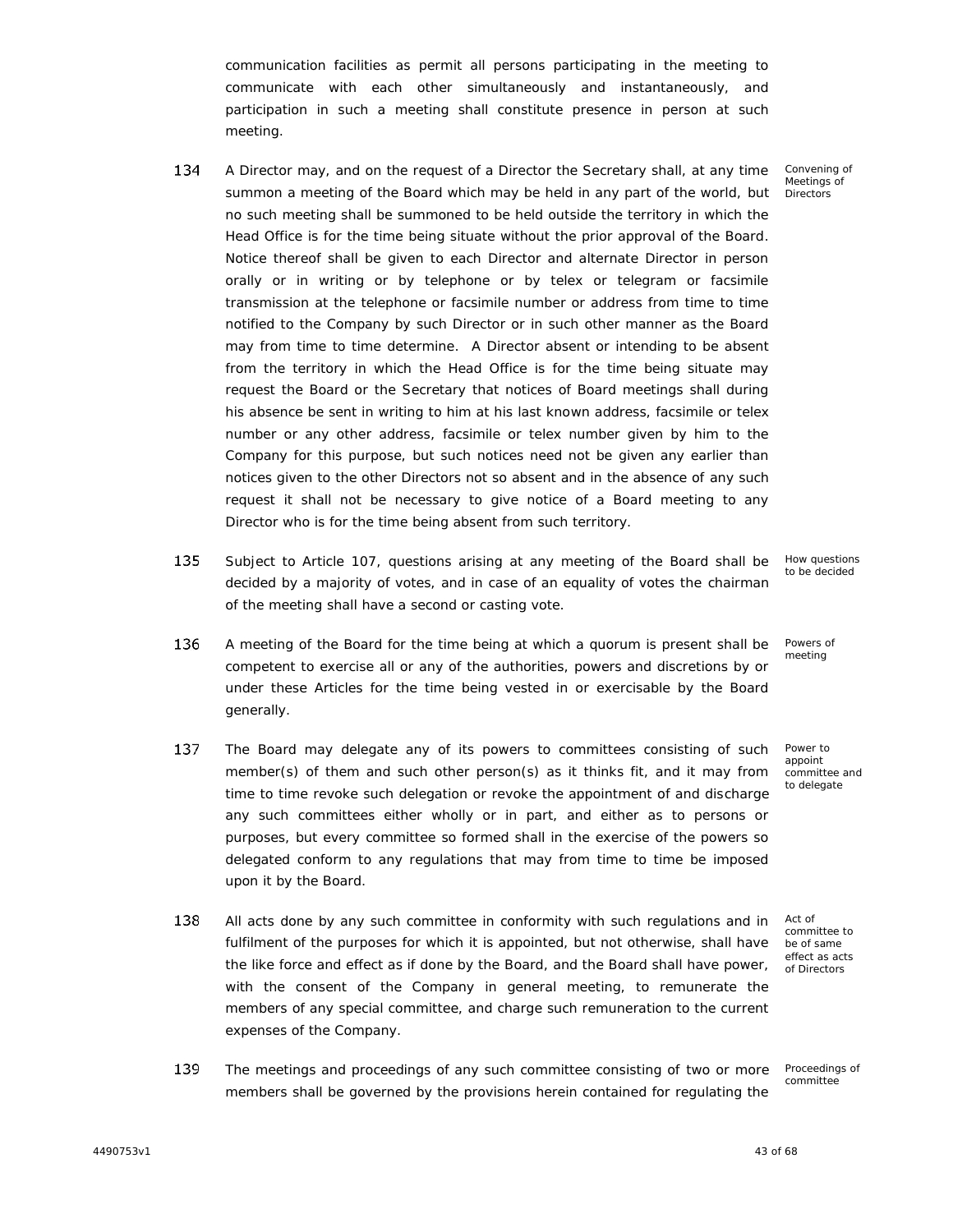communication facilities as permit all persons participating in the meeting to communicate with each other simultaneously and instantaneously, and participation in such a meeting shall constitute presence in person at such meeting.

134 A Director may, and on the request of a Director the Secretary shall, at any time summon a meeting of the Board which may be held in any part of the world, but no such meeting shall be summoned to be held outside the territory in which the Head Office is for the time being situate without the prior approval of the Board. Notice thereof shall be given to each Director and alternate Director in person orally or in writing or by telephone or by telex or telegram or facsimile transmission at the telephone or facsimile number or address from time to time notified to the Company by such Director or in such other manner as the Board may from time to time determine. A Director absent or intending to be absent from the territory in which the Head Office is for the time being situate may request the Board or the Secretary that notices of Board meetings shall during his absence be sent in writing to him at his last known address, facsimile or telex number or any other address, facsimile or telex number given by him to the Company for this purpose, but such notices need not be given any earlier than notices given to the other Directors not so absent and in the absence of any such request it shall not be necessary to give notice of a Board meeting to any Director who is for the time being absent from such territory. *Convening of Meetings of Directors*

135 Subject to Article 107, questions arising at any meeting of the Board shall be decided by a majority of votes, and in case of an equality of votes the chairman of the meeting shall have a second or casting vote. *How questions to be decided*

136 A meeting of the Board for the time being at which a quorum is present shall be competent to exercise all or any of the authorities, powers and discretions by or under these Articles for the time being vested in or exercisable by the Board generally. *Powers of meeting*

137 The Board may delegate any of its powers to committees consisting of such member(s) of them and such other person(s) as it thinks fit, and it may from time to time revoke such delegation or revoke the appointment of and discharge any such committees either wholly or in part, and either as to persons or purposes, but every committee so formed shall in the exercise of the powers so delegated conform to any regulations that may from time to time be imposed upon it by the Board. *Power to appoint committee and to delegate*

138 All acts done by any such committee in conformity with such regulations and in fulfilment of the purposes for which it is appointed, but not otherwise, shall have the like force and effect as if done by the Board, and the Board shall have power, with the consent of the Company in general meeting, to remunerate the members of any special committee, and charge such remuneration to the current expenses of the Company. *Act of committee to be of same effect as acts of Directors*

139 The meetings and proceedings of any such committee consisting of two or more members shall be governed by the provisions herein contained for regulating the *Proceedings of committee*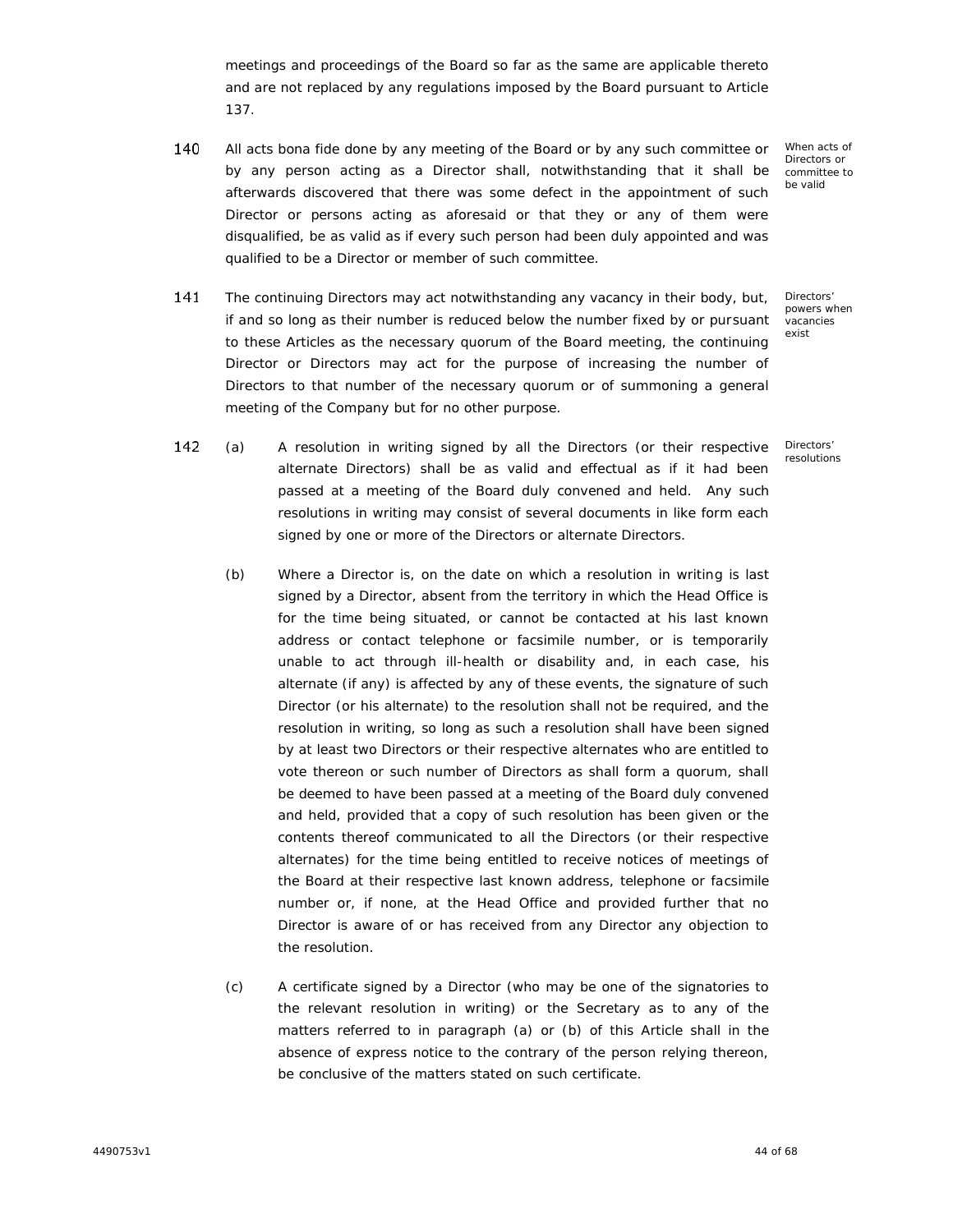meetings and proceedings of the Board so far as the same are applicable thereto and are not replaced by any regulations imposed by the Board pursuant to Article 137.

**140** *When acts of Directors or committee to be valid*

All acts bona fide done by any meeting of the Board or by any such committee or by any person acting as a Director shall, notwithstanding that it shall be afterwards discovered that there was some defect in the appointment of such Director or persons acting as aforesaid or that they or any of them were disqualified, be as valid as if every such person had been duly appointed and was qualified to be a Director or member of such committee.

**141** *Directors' powers when vacancies exist*

The continuing Directors may act notwithstanding any vacancy in their body, but, if and so long as their number is reduced below the number fixed by or pursuant to these Articles as the necessary quorum of the Board meeting, the continuing Director or Directors may act for the purpose of increasing the number of Directors to that number of the necessary quorum or of summoning a general meeting of the Company but for no other purpose.

**142** *Directors' resolutions*

(a) A resolution in writing signed by all the Directors (or their respective alternate Directors) shall be as valid and effectual as if it had been passed at a meeting of the Board duly convened and held. Any such resolutions in writing may consist of several documents in like form each signed by one or more of the Directors or alternate Directors.

(b) Where a Director is, on the date on which a resolution in writing is last signed by a Director, absent from the territory in which the Head Office is for the time being situated, or cannot be contacted at his last known address or contact telephone or facsimile number, or is temporarily unable to act through ill-health or disability and, in each case, his alternate (if any) is affected by any of these events, the signature of such Director (or his alternate) to the resolution shall not be required, and the resolution in writing, so long as such a resolution shall have been signed by at least two Directors or their respective alternates who are entitled to vote thereon or such number of Directors as shall form a quorum, shall be deemed to have been passed at a meeting of the Board duly convened and held, provided that a copy of such resolution has been given or the contents thereof communicated to all the Directors (or their respective alternates) for the time being entitled to receive notices of meetings of the Board at their respective last known address, telephone or facsimile number or, if none, at the Head Office and provided further that no Director is aware of or has received from any Director any objection to the resolution.

(c) A certificate signed by a Director (who may be one of the signatories to the relevant resolution in writing) or the Secretary as to any of the matters referred to in paragraph (a) or (b) of this Article shall in the absence of express notice to the contrary of the person relying thereon, be conclusive of the matters stated on such certificate.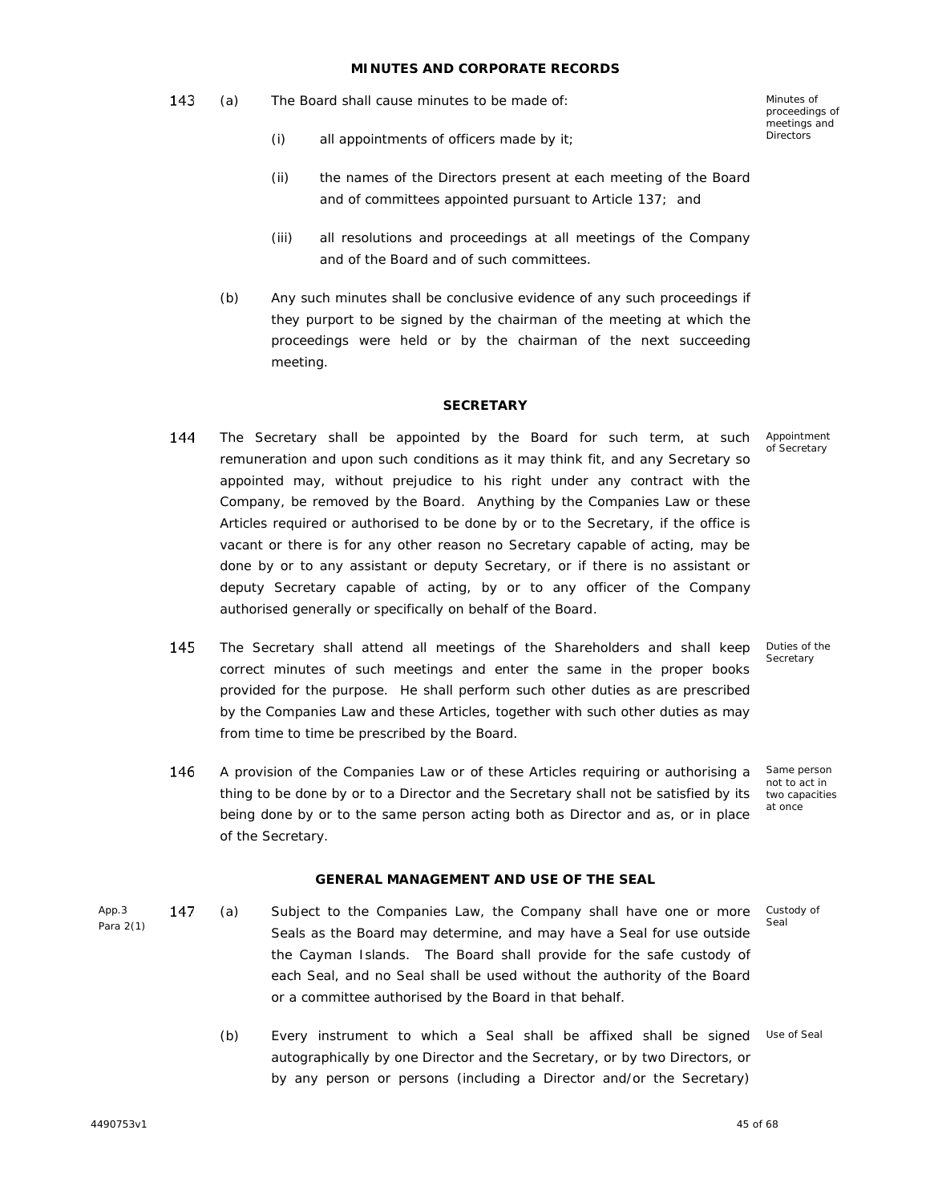## MINUTES AND CORPORATE RECORDS

143 (a) The Board shall cause minutes to be made of: *Minutes of proceedings of meetings and Directors*

(i) all appointments of officers made by it;

(ii) the names of the Directors present at each meeting of the Board and of committees appointed pursuant to Article 137; and

(iii) all resolutions and proceedings at all meetings of the Company and of the Board and of such committees.

(b) Any such minutes shall be conclusive evidence of any such proceedings if they purport to be signed by the chairman of the meeting at which the proceedings were held or by the chairman of the next succeeding meeting.

## SECRETARY

144 The Secretary shall be appointed by the Board for such term, at such remuneration and upon such conditions as it may think fit, and any Secretary so appointed may, without prejudice to his right under any contract with the Company, be removed by the Board. Anything by the Companies Law or these Articles required or authorised to be done by or to the Secretary, if the office is vacant or there is for any other reason no Secretary capable of acting, may be done by or to any assistant or deputy Secretary, or if there is no assistant or deputy Secretary capable of acting, by or to any officer of the Company authorised generally or specifically on behalf of the Board. *Appointment of Secretary*

145 The Secretary shall attend all meetings of the Shareholders and shall keep correct minutes of such meetings and enter the same in the proper books provided for the purpose. He shall perform such other duties as are prescribed by the Companies Law and these Articles, together with such other duties as may from time to time be prescribed by the Board. *Duties of the Secretary*

146 A provision of the Companies Law or of these Articles requiring or authorising a thing to be done by or to a Director and the Secretary shall not be satisfied by its being done by or to the same person acting both as Director and as, or in place of the Secretary. *Same person not to act in two capacities at once*

## GENERAL MANAGEMENT AND USE OF THE SEAL

*App.3 Para 2(1)*

147 (a) Subject to the Companies Law, the Company shall have one or more Seals as the Board may determine, and may have a Seal for use outside the Cayman Islands. The Board shall provide for the safe custody of each Seal, and no Seal shall be used without the authority of the Board or a committee authorised by the Board in that behalf. *Custody of Seal*

(b) Every instrument to which a Seal shall be affixed shall be signed autographically by one Director and the Secretary, or by two Directors, or by any person or persons (including a Director and/or the Secretary) *Use of Seal*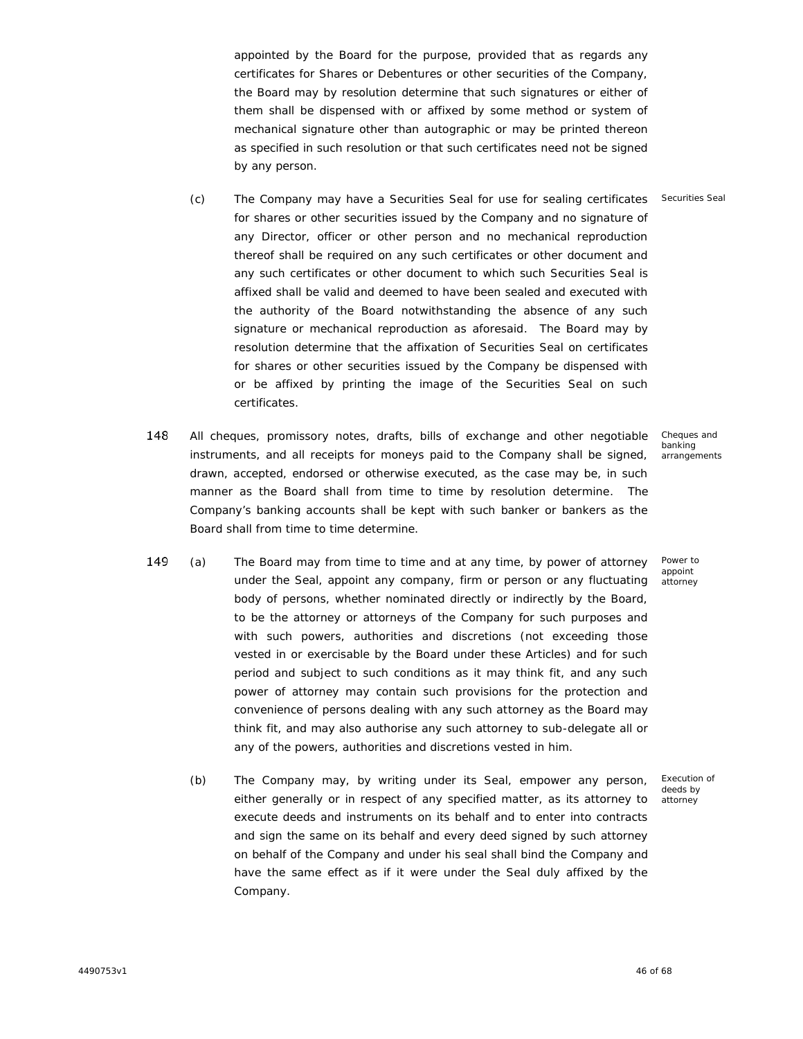appointed by the Board for the purpose, provided that as regards any certificates for Shares or Debentures or other securities of the Company, the Board may by resolution determine that such signatures or either of them shall be dispensed with or affixed by some method or system of mechanical signature other than autographic or may be printed thereon as specified in such resolution or that such certificates need not be signed by any person.

(c) The Company may have a Securities Seal for use for sealing certificates for shares or other securities issued by the Company and no signature of any Director, officer or other person and no mechanical reproduction thereof shall be required on any such certificates or other document and any such certificates or other document to which such Securities Seal is affixed shall be valid and deemed to have been sealed and executed with the authority of the Board notwithstanding the absence of any such signature or mechanical reproduction as aforesaid. The Board may by resolution determine that the affixation of Securities Seal on certificates for shares or other securities issued by the Company be dispensed with or be affixed by printing the image of the Securities Seal on such certificates. *Securities Seal*

148 All cheques, promissory notes, drafts, bills of exchange and other negotiable instruments, and all receipts for moneys paid to the Company shall be signed, drawn, accepted, endorsed or otherwise executed, as the case may be, in such manner as the Board shall from time to time by resolution determine. The Company's banking accounts shall be kept with such banker or bankers as the Board shall from time to time determine. *Cheques and banking arrangements*

149 (a) The Board may from time to time and at any time, by power of attorney under the Seal, appoint any company, firm or person or any fluctuating body of persons, whether nominated directly or indirectly by the Board, to be the attorney or attorneys of the Company for such purposes and with such powers, authorities and discretions (not exceeding those vested in or exercisable by the Board under these Articles) and for such period and subject to such conditions as it may think fit, and any such power of attorney may contain such provisions for the protection and convenience of persons dealing with any such attorney as the Board may think fit, and may also authorise any such attorney to sub-delegate all or any of the powers, authorities and discretions vested in him. *Power to appoint attorney*

(b) The Company may, by writing under its Seal, empower any person, either generally or in respect of any specified matter, as its attorney to execute deeds and instruments on its behalf and to enter into contracts and sign the same on its behalf and every deed signed by such attorney on behalf of the Company and under his seal shall bind the Company and have the same effect as if it were under the Seal duly affixed by the Company. *Execution of deeds by attorney*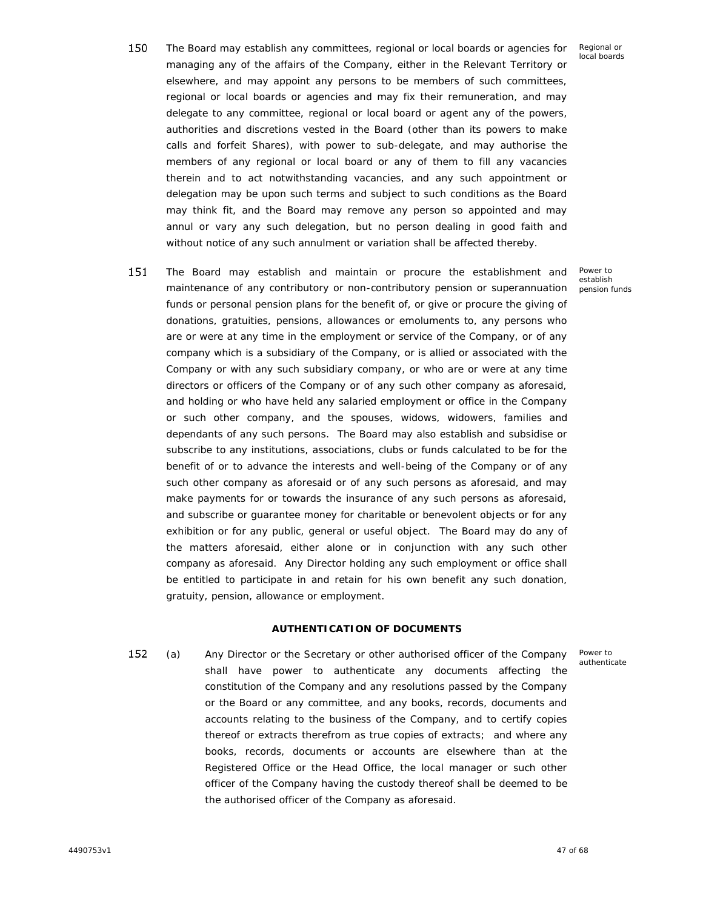150 The Board may establish any committees, regional or local boards or agencies for managing any of the affairs of the Company, either in the Relevant Territory or elsewhere, and may appoint any persons to be members of such committees, regional or local boards or agencies and may fix their remuneration, and may delegate to any committee, regional or local board or agent any of the powers, authorities and discretions vested in the Board (other than its powers to make calls and forfeit Shares), with power to sub-delegate, and may authorise the members of any regional or local board or any of them to fill any vacancies therein and to act notwithstanding vacancies, and any such appointment or delegation may be upon such terms and subject to such conditions as the Board may think fit, and the Board may remove any person so appointed and may annul or vary any such delegation, but no person dealing in good faith and without notice of any such annulment or variation shall be affected thereby.

*Regional or local boards*

151 The Board may establish and maintain or procure the establishment and maintenance of any contributory or non-contributory pension or superannuation funds or personal pension plans for the benefit of, or give or procure the giving of donations, gratuities, pensions, allowances or emoluments to, any persons who are or were at any time in the employment or service of the Company, or of any company which is a subsidiary of the Company, or is allied or associated with the Company or with any such subsidiary company, or who are or were at any time directors or officers of the Company or of any such other company as aforesaid, and holding or who have held any salaried employment or office in the Company or such other company, and the spouses, widows, widowers, families and dependants of any such persons. The Board may also establish and subsidise or subscribe to any institutions, associations, clubs or funds calculated to be for the benefit of or to advance the interests and well-being of the Company or of any such other company as aforesaid or of any such persons as aforesaid, and may make payments for or towards the insurance of any such persons as aforesaid, and subscribe or guarantee money for charitable or benevolent objects or for any exhibition or for any public, general or useful object. The Board may do any of the matters aforesaid, either alone or in conjunction with any such other company as aforesaid. Any Director holding any such employment or office shall be entitled to participate in and retain for his own benefit any such donation, gratuity, pension, allowance or employment.

*Power to establish pension funds*

**AUTHENTICATION OF DOCUMENTS**

152 (a) Any Director or the Secretary or other authorised officer of the Company shall have power to authenticate any documents affecting the constitution of the Company and any resolutions passed by the Company or the Board or any committee, and any books, records, documents and accounts relating to the business of the Company, and to certify copies thereof or extracts therefrom as true copies of extracts; and where any books, records, documents or accounts are elsewhere than at the Registered Office or the Head Office, the local manager or such other officer of the Company having the custody thereof shall be deemed to be the authorised officer of the Company as aforesaid.

*Power to authenticate*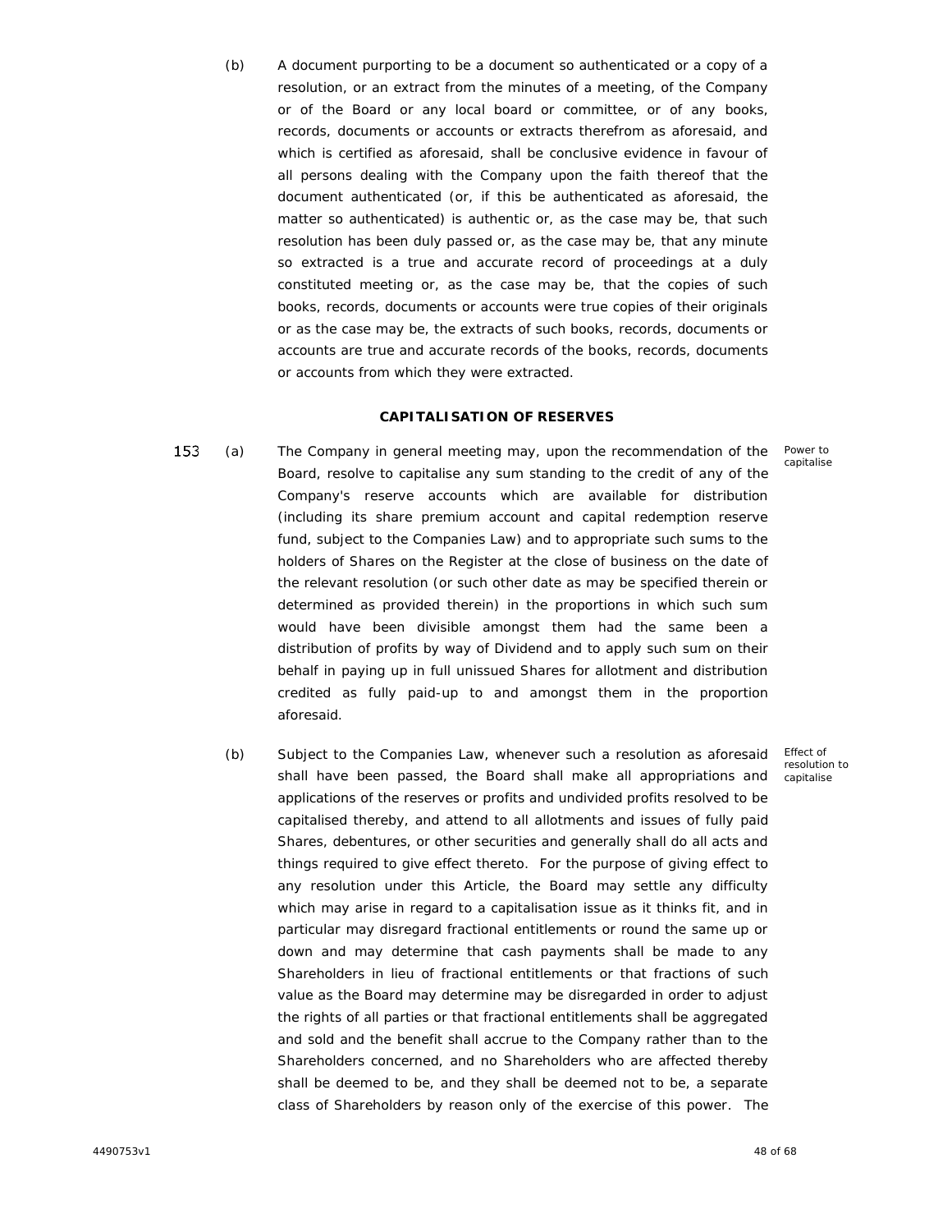(b) A document purporting to be a document so authenticated or a copy of a resolution, or an extract from the minutes of a meeting, of the Company or of the Board or any local board or committee, or of any books, records, documents or accounts or extracts therefrom as aforesaid, and which is certified as aforesaid, shall be conclusive evidence in favour of all persons dealing with the Company upon the faith thereof that the document authenticated (or, if this be authenticated as aforesaid, the matter so authenticated) is authentic or, as the case may be, that such resolution has been duly passed or, as the case may be, that any minute so extracted is a true and accurate record of proceedings at a duly constituted meeting or, as the case may be, that the copies of such books, records, documents or accounts were true copies of their originals or as the case may be, the extracts of such books, records, documents or accounts are true and accurate records of the books, records, documents or accounts from which they were extracted.

## CAPITALISATION OF RESERVES

153 (a) The Company in general meeting may, upon the recommendation of the Board, resolve to capitalise any sum standing to the credit of any of the Company's reserve accounts which are available for distribution (including its share premium account and capital redemption reserve fund, subject to the Companies Law) and to appropriate such sums to the holders of Shares on the Register at the close of business on the date of the relevant resolution (or such other date as may be specified therein or determined as provided therein) in the proportions in which such sum would have been divisible amongst them had the same been a distribution of profits by way of Dividend and to apply such sum on their behalf in paying up in full unissued Shares for allotment and distribution credited as fully paid-up to and amongst them in the proportion aforesaid.

*Power to capitalise*

(b) Subject to the Companies Law, whenever such a resolution as aforesaid shall have been passed, the Board shall make all appropriations and applications of the reserves or profits and undivided profits resolved to be capitalised thereby, and attend to all allotments and issues of fully paid Shares, debentures, or other securities and generally shall do all acts and things required to give effect thereto. For the purpose of giving effect to any resolution under this Article, the Board may settle any difficulty which may arise in regard to a capitalisation issue as it thinks fit, and in particular may disregard fractional entitlements or round the same up or down and may determine that cash payments shall be made to any Shareholders in lieu of fractional entitlements or that fractions of such value as the Board may determine may be disregarded in order to adjust the rights of all parties or that fractional entitlements shall be aggregated and sold and the benefit shall accrue to the Company rather than to the Shareholders concerned, and no Shareholders who are affected thereby shall be deemed to be, and they shall be deemed not to be, a separate class of Shareholders by reason only of the exercise of this power. The

*Effect of resolution to capitalise*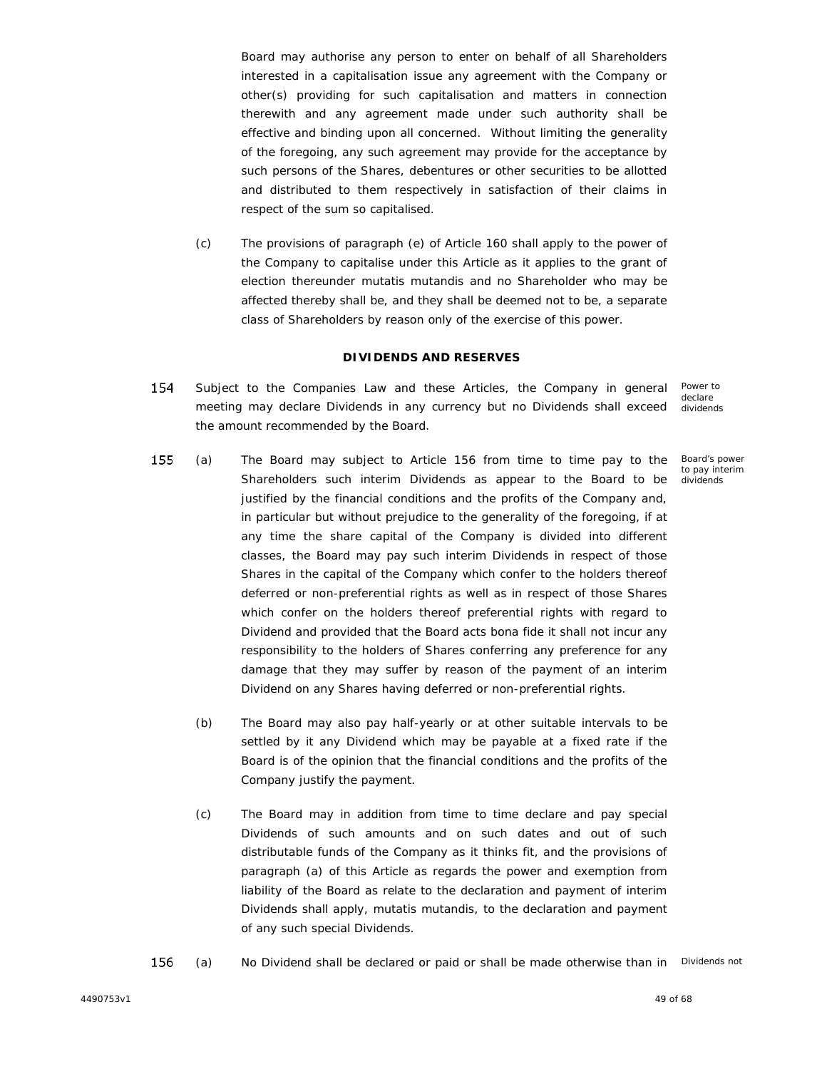Board may authorise any person to enter on behalf of all Shareholders interested in a capitalisation issue any agreement with the Company or other(s) providing for such capitalisation and matters in connection therewith and any agreement made under such authority shall be effective and binding upon all concerned. Without limiting the generality of the foregoing, any such agreement may provide for the acceptance by such persons of the Shares, debentures or other securities to be allotted and distributed to them respectively in satisfaction of their claims in respect of the sum so capitalised.

(c) The provisions of paragraph (e) of Article 160 shall apply to the power of the Company to capitalise under this Article as it applies to the grant of election thereunder mutatis mutandis and no Shareholder who may be affected thereby shall be, and they shall be deemed not to be, a separate class of Shareholders by reason only of the exercise of this power.

**DIVIDENDS AND RESERVES**

154 Subject to the Companies Law and these Articles, the Company in general meeting may declare Dividends in any currency but no Dividends shall exceed the amount recommended by the Board.

*Power to declare dividends*

155 (a) The Board may subject to Article 156 from time to time pay to the Shareholders such interim Dividends as appear to the Board to be justified by the financial conditions and the profits of the Company and, in particular but without prejudice to the generality of the foregoing, if at any time the share capital of the Company is divided into different classes, the Board may pay such interim Dividends in respect of those Shares in the capital of the Company which confer to the holders thereof deferred or non-preferential rights as well as in respect of those Shares which confer on the holders thereof preferential rights with regard to Dividend and provided that the Board acts bona fide it shall not incur any responsibility to the holders of Shares conferring any preference for any damage that they may suffer by reason of the payment of an interim Dividend on any Shares having deferred or non-preferential rights.

*Board's power to pay interim dividends*

(b) The Board may also pay half-yearly or at other suitable intervals to be settled by it any Dividend which may be payable at a fixed rate if the Board is of the opinion that the financial conditions and the profits of the Company justify the payment.

(c) The Board may in addition from time to time declare and pay special Dividends of such amounts and on such dates and out of such distributable funds of the Company as it thinks fit, and the provisions of paragraph (a) of this Article as regards the power and exemption from liability of the Board as relate to the declaration and payment of interim Dividends shall apply, mutatis mutandis, to the declaration and payment of any such special Dividends.

156 (a) No Dividend shall be declared or paid or shall be made otherwise than in

*Dividends not*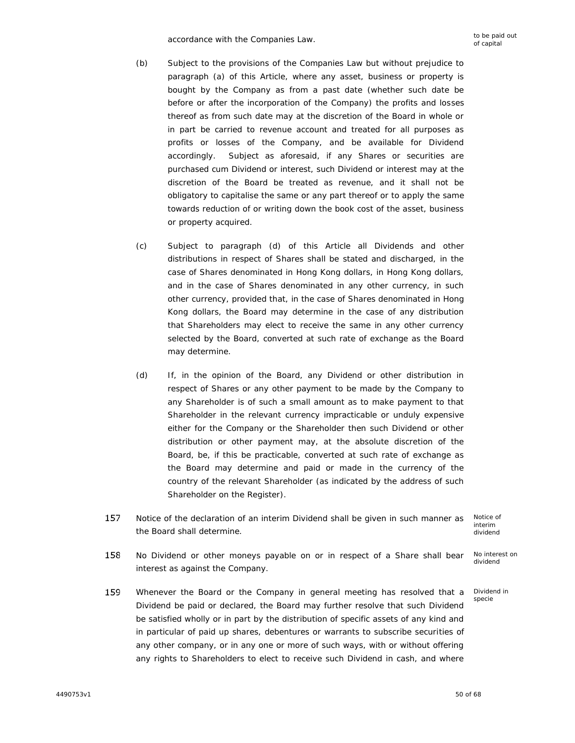accordance with the Companies Law.

to be paid out of capital

(b) Subject to the provisions of the Companies Law but without prejudice to paragraph (a) of this Article, where any asset, business or property is bought by the Company as from a past date (whether such date be before or after the incorporation of the Company) the profits and losses thereof as from such date may at the discretion of the Board in whole or in part be carried to revenue account and treated for all purposes as profits or losses of the Company, and be available for Dividend accordingly. Subject as aforesaid, if any Shares or securities are purchased cum Dividend or interest, such Dividend or interest may at the discretion of the Board be treated as revenue, and it shall not be obligatory to capitalise the same or any part thereof or to apply the same towards reduction of or writing down the book cost of the asset, business or property acquired.

(c) Subject to paragraph (d) of this Article all Dividends and other distributions in respect of Shares shall be stated and discharged, in the case of Shares denominated in Hong Kong dollars, in Hong Kong dollars, and in the case of Shares denominated in any other currency, in such other currency, provided that, in the case of Shares denominated in Hong Kong dollars, the Board may determine in the case of any distribution that Shareholders may elect to receive the same in any other currency selected by the Board, converted at such rate of exchange as the Board may determine.

(d) If, in the opinion of the Board, any Dividend or other distribution in respect of Shares or any other payment to be made by the Company to any Shareholder is of such a small amount as to make payment to that Shareholder in the relevant currency impracticable or unduly expensive either for the Company or the Shareholder then such Dividend or other distribution or other payment may, at the absolute discretion of the Board, be, if this be practicable, converted at such rate of exchange as the Board may determine and paid or made in the currency of the country of the relevant Shareholder (as indicated by the address of such Shareholder on the Register).

157 Notice of the declaration of an interim Dividend shall be given in such manner as the Board shall determine.

Notice of interim dividend

158 No Dividend or other moneys payable on or in respect of a Share shall bear interest as against the Company.

No interest on dividend

159 Whenever the Board or the Company in general meeting has resolved that a Dividend be paid or declared, the Board may further resolve that such Dividend be satisfied wholly or in part by the distribution of specific assets of any kind and in particular of paid up shares, debentures or warrants to subscribe securities of any other company, or in any one or more of such ways, with or without offering any rights to Shareholders to elect to receive such Dividend in cash, and where

Dividend in specie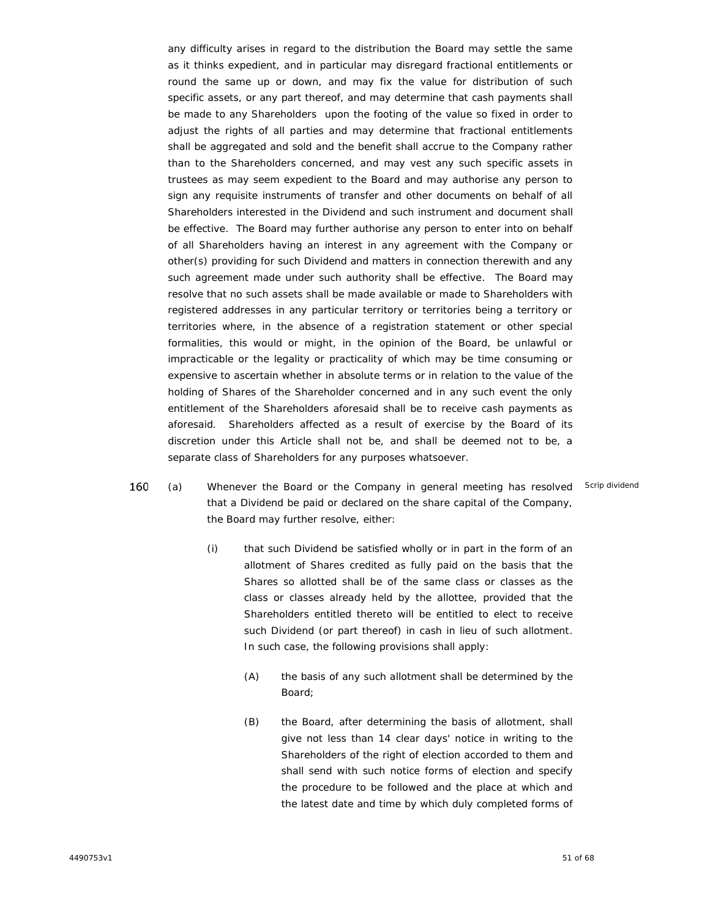any difficulty arises in regard to the distribution the Board may settle the same as it thinks expedient, and in particular may disregard fractional entitlements or round the same up or down, and may fix the value for distribution of such specific assets, or any part thereof, and may determine that cash payments shall be made to any Shareholders upon the footing of the value so fixed in order to adjust the rights of all parties and may determine that fractional entitlements shall be aggregated and sold and the benefit shall accrue to the Company rather than to the Shareholders concerned, and may vest any such specific assets in trustees as may seem expedient to the Board and may authorise any person to sign any requisite instruments of transfer and other documents on behalf of all Shareholders interested in the Dividend and such instrument and document shall be effective. The Board may further authorise any person to enter into on behalf of all Shareholders having an interest in any agreement with the Company or other(s) providing for such Dividend and matters in connection therewith and any such agreement made under such authority shall be effective. The Board may resolve that no such assets shall be made available or made to Shareholders with registered addresses in any particular territory or territories being a territory or territories where, in the absence of a registration statement or other special formalities, this would or might, in the opinion of the Board, be unlawful or impracticable or the legality or practicality of which may be time consuming or expensive to ascertain whether in absolute terms or in relation to the value of the holding of Shares of the Shareholder concerned and in any such event the only entitlement of the Shareholders aforesaid shall be to receive cash payments as aforesaid. Shareholders affected as a result of exercise by the Board of its discretion under this Article shall not be, and shall be deemed not to be, a separate class of Shareholders for any purposes whatsoever.

160 (a) Whenever the Board or the Company in general meeting has resolved that a Dividend be paid or declared on the share capital of the Company, the Board may further resolve, either: *Scrip dividend*

(i) that such Dividend be satisfied wholly or in part in the form of an allotment of Shares credited as fully paid on the basis that the Shares so allotted shall be of the same class or classes as the class or classes already held by the allottee, provided that the Shareholders entitled thereto will be entitled to elect to receive such Dividend (or part thereof) in cash in lieu of such allotment. In such case, the following provisions shall apply:

(A) the basis of any such allotment shall be determined by the Board;

(B) the Board, after determining the basis of allotment, shall give not less than 14 clear days' notice in writing to the Shareholders of the right of election accorded to them and shall send with such notice forms of election and specify the procedure to be followed and the place at which and the latest date and time by which duly completed forms of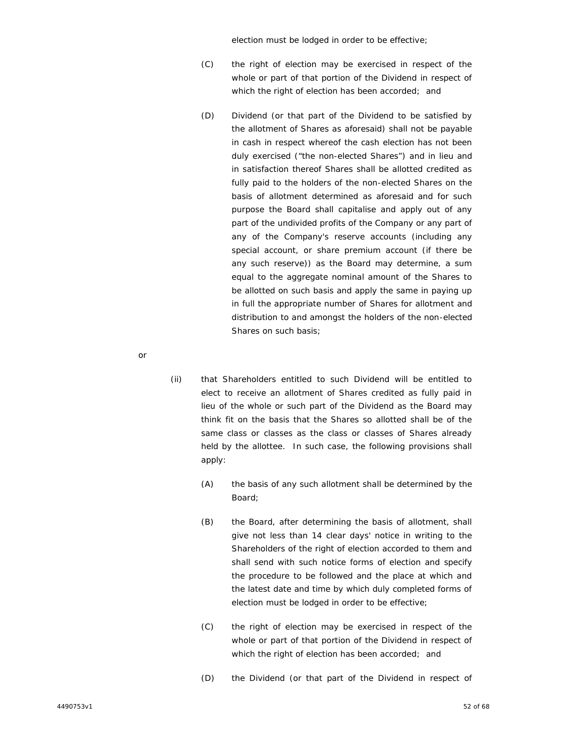election must be lodged in order to be effective;

(C) the right of election may be exercised in respect of the whole or part of that portion of the Dividend in respect of which the right of election has been accorded; and

(D) Dividend (or that part of the Dividend to be satisfied by the allotment of Shares as aforesaid) shall not be payable in cash in respect whereof the cash election has not been duly exercised ("the non-elected Shares") and in lieu and in satisfaction thereof Shares shall be allotted credited as fully paid to the holders of the non-elected Shares on the basis of allotment determined as aforesaid and for such purpose the Board shall capitalise and apply out of any part of the undivided profits of the Company or any part of any of the Company's reserve accounts (including any special account, or share premium account (if there be any such reserve)) as the Board may determine, a sum equal to the aggregate nominal amount of the Shares to be allotted on such basis and apply the same in paying up in full the appropriate number of Shares for allotment and distribution to and amongst the holders of the non-elected Shares on such basis;

or

(ii) that Shareholders entitled to such Dividend will be entitled to elect to receive an allotment of Shares credited as fully paid in lieu of the whole or such part of the Dividend as the Board may think fit on the basis that the Shares so allotted shall be of the same class or classes as the class or classes of Shares already held by the allottee. In such case, the following provisions shall apply:

(A) the basis of any such allotment shall be determined by the Board;

(B) the Board, after determining the basis of allotment, shall give not less than 14 clear days' notice in writing to the Shareholders of the right of election accorded to them and shall send with such notice forms of election and specify the procedure to be followed and the place at which and the latest date and time by which duly completed forms of election must be lodged in order to be effective;

(C) the right of election may be exercised in respect of the whole or part of that portion of the Dividend in respect of which the right of election has been accorded; and

(D) the Dividend (or that part of the Dividend in respect of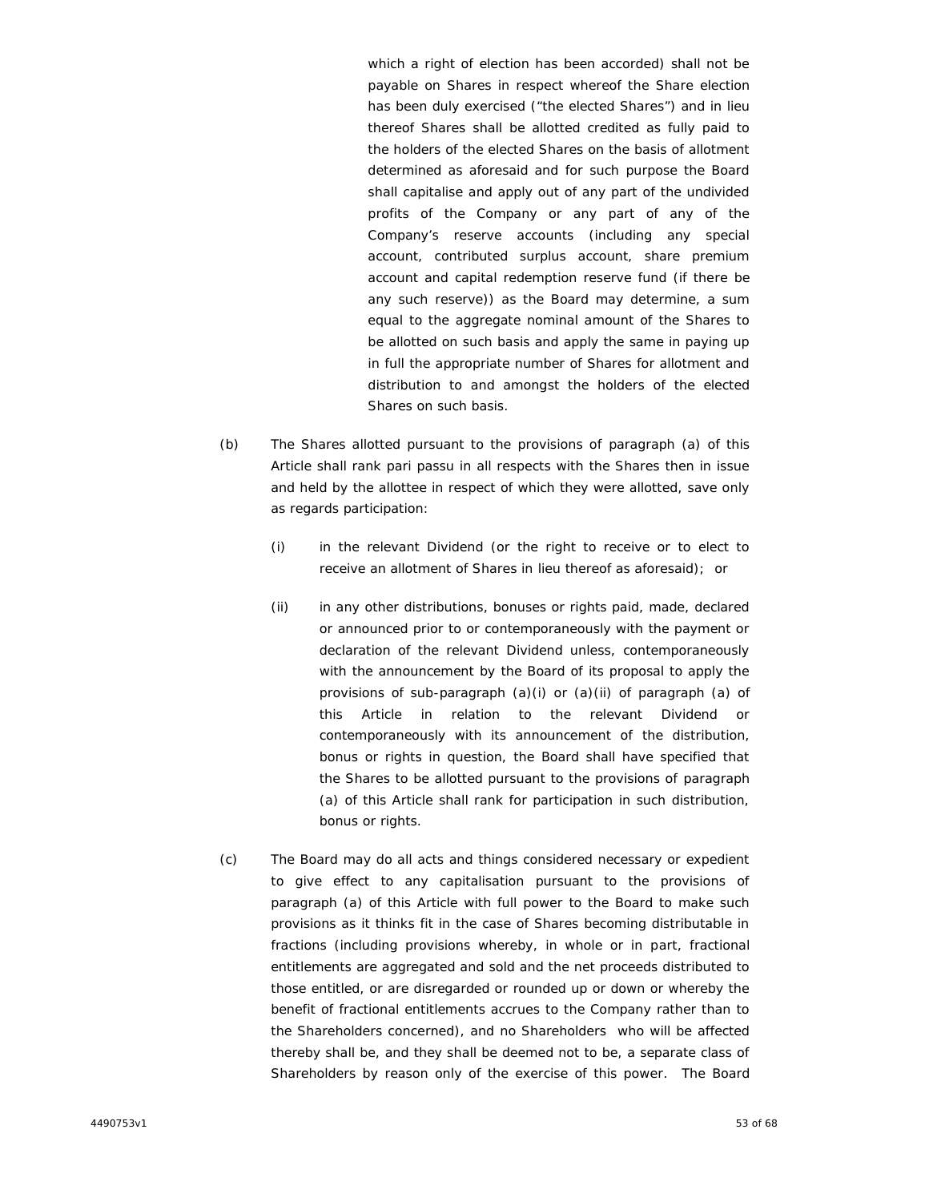which a right of election has been accorded) shall not be payable on Shares in respect whereof the Share election has been duly exercised ("the elected Shares") and in lieu thereof Shares shall be allotted credited as fully paid to the holders of the elected Shares on the basis of allotment determined as aforesaid and for such purpose the Board shall capitalise and apply out of any part of the undivided profits of the Company or any part of any of the Company's reserve accounts (including any special account, contributed surplus account, share premium account and capital redemption reserve fund (if there be any such reserve)) as the Board may determine, a sum equal to the aggregate nominal amount of the Shares to be allotted on such basis and apply the same in paying up in full the appropriate number of Shares for allotment and distribution to and amongst the holders of the elected Shares on such basis.

(b) The Shares allotted pursuant to the provisions of paragraph (a) of this Article shall rank pari passu in all respects with the Shares then in issue and held by the allottee in respect of which they were allotted, save only as regards participation:

(i) in the relevant Dividend (or the right to receive or to elect to receive an allotment of Shares in lieu thereof as aforesaid); or

(ii) in any other distributions, bonuses or rights paid, made, declared or announced prior to or contemporaneously with the payment or declaration of the relevant Dividend unless, contemporaneously with the announcement by the Board of its proposal to apply the provisions of sub-paragraph (a)(i) or (a)(ii) of paragraph (a) of this Article in relation to the relevant Dividend or contemporaneously with its announcement of the distribution, bonus or rights in question, the Board shall have specified that the Shares to be allotted pursuant to the provisions of paragraph (a) of this Article shall rank for participation in such distribution, bonus or rights.

(c) The Board may do all acts and things considered necessary or expedient to give effect to any capitalisation pursuant to the provisions of paragraph (a) of this Article with full power to the Board to make such provisions as it thinks fit in the case of Shares becoming distributable in fractions (including provisions whereby, in whole or in part, fractional entitlements are aggregated and sold and the net proceeds distributed to those entitled, or are disregarded or rounded up or down or whereby the benefit of fractional entitlements accrues to the Company rather than to the Shareholders concerned), and no Shareholders who will be affected thereby shall be, and they shall be deemed not to be, a separate class of Shareholders by reason only of the exercise of this power. The Board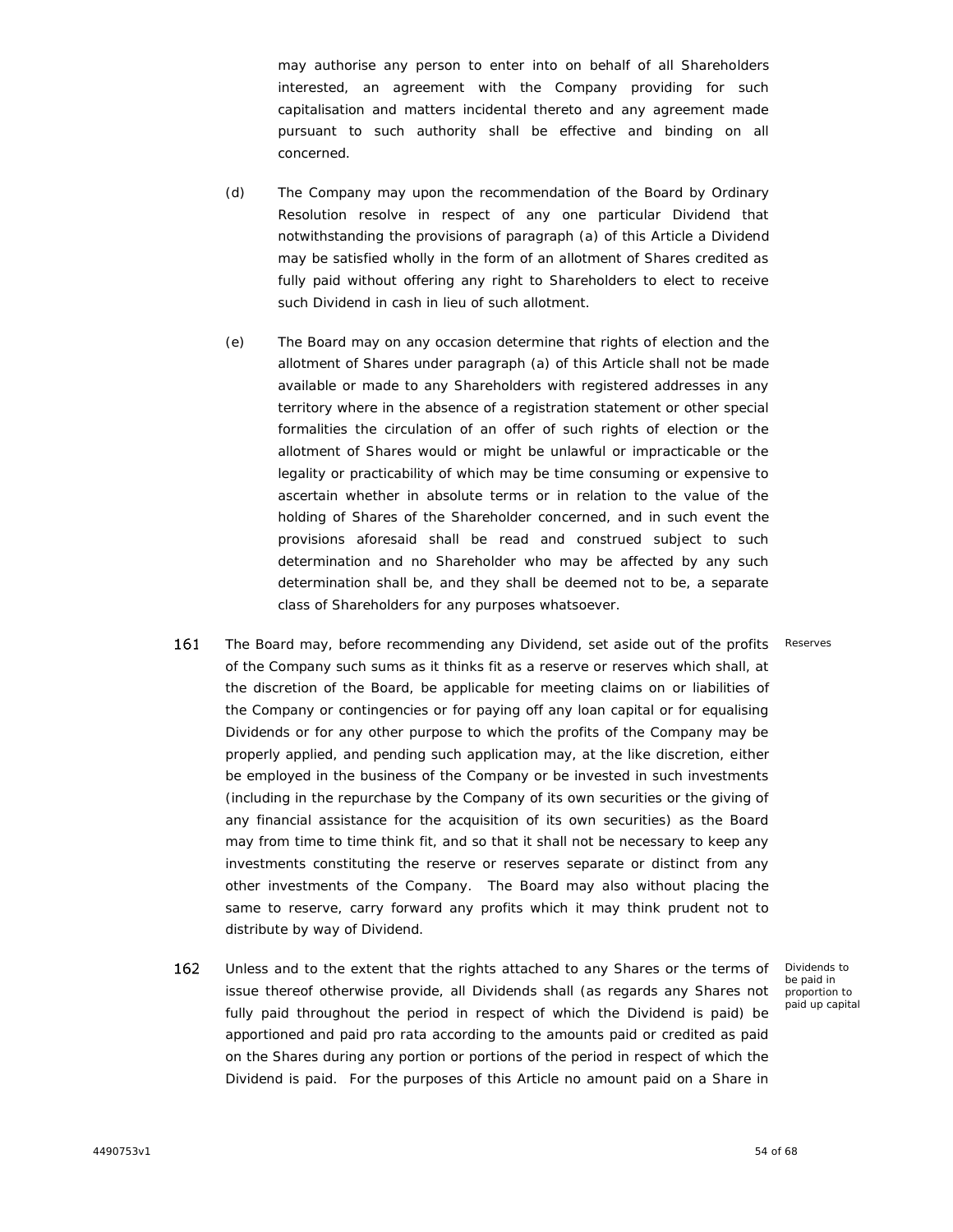may authorise any person to enter into on behalf of all Shareholders interested, an agreement with the Company providing for such capitalisation and matters incidental thereto and any agreement made pursuant to such authority shall be effective and binding on all concerned.

(d) The Company may upon the recommendation of the Board by Ordinary Resolution resolve in respect of any one particular Dividend that notwithstanding the provisions of paragraph (a) of this Article a Dividend may be satisfied wholly in the form of an allotment of Shares credited as fully paid without offering any right to Shareholders to elect to receive such Dividend in cash in lieu of such allotment.

(e) The Board may on any occasion determine that rights of election and the allotment of Shares under paragraph (a) of this Article shall not be made available or made to any Shareholders with registered addresses in any territory where in the absence of a registration statement or other special formalities the circulation of an offer of such rights of election or the allotment of Shares would or might be unlawful or impracticable or the legality or practicability of which may be time consuming or expensive to ascertain whether in absolute terms or in relation to the value of the holding of Shares of the Shareholder concerned, and in such event the provisions aforesaid shall be read and construed subject to such determination and no Shareholder who may be affected by any such determination shall be, and they shall be deemed not to be, a separate class of Shareholders for any purposes whatsoever.

161 The Board may, before recommending any Dividend, set aside out of the profits of the Company such sums as it thinks fit as a reserve or reserves which shall, at the discretion of the Board, be applicable for meeting claims on or liabilities of the Company or contingencies or for paying off any loan capital or for equalising Dividends or for any other purpose to which the profits of the Company may be properly applied, and pending such application may, at the like discretion, either be employed in the business of the Company or be invested in such investments (including in the repurchase by the Company of its own securities or the giving of any financial assistance for the acquisition of its own securities) as the Board may from time to time think fit, and so that it shall not be necessary to keep any investments constituting the reserve or reserves separate or distinct from any other investments of the Company. The Board may also without placing the same to reserve, carry forward any profits which it may think prudent not to distribute by way of Dividend. *Reserves*

162 Unless and to the extent that the rights attached to any Shares or the terms of issue thereof otherwise provide, all Dividends shall (as regards any Shares not fully paid throughout the period in respect of which the Dividend is paid) be apportioned and paid pro rata according to the amounts paid or credited as paid on the Shares during any portion or portions of the period in respect of which the Dividend is paid. For the purposes of this Article no amount paid on a Share in *Dividends to be paid in proportion to paid up capital*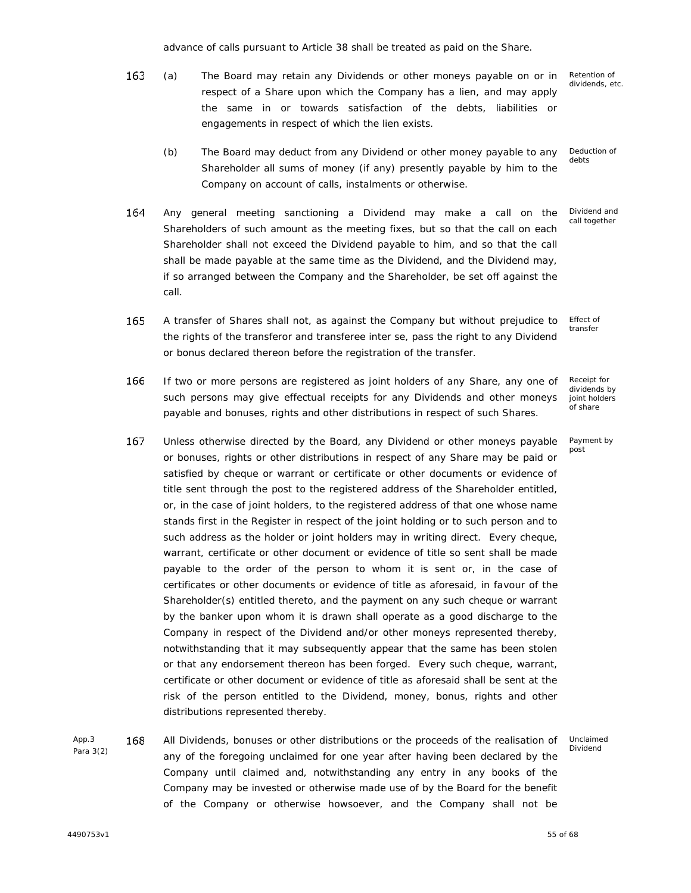advance of calls pursuant to Article 38 shall be treated as paid on the Share.

163 (a) The Board may retain any Dividends or other moneys payable on or in respect of a Share upon which the Company has a lien, and may apply the same in or towards satisfaction of the debts, liabilities or engagements in respect of which the lien exists. *Retention of dividends, etc.*

(b) The Board may deduct from any Dividend or other money payable to any Shareholder all sums of money (if any) presently payable by him to the Company on account of calls, instalments or otherwise. *Deduction of debts*

164 Any general meeting sanctioning a Dividend may make a call on the Shareholders of such amount as the meeting fixes, but so that the call on each Shareholder shall not exceed the Dividend payable to him, and so that the call shall be made payable at the same time as the Dividend, and the Dividend may, if so arranged between the Company and the Shareholder, be set off against the call. *Dividend and call together*

165 A transfer of Shares shall not, as against the Company but without prejudice to the rights of the transferor and transferee inter se, pass the right to any Dividend or bonus declared thereon before the registration of the transfer. *Effect of transfer*

166 If two or more persons are registered as joint holders of any Share, any one of such persons may give effectual receipts for any Dividends and other moneys payable and bonuses, rights and other distributions in respect of such Shares. *Receipt for dividends by joint holders of share*

167 Unless otherwise directed by the Board, any Dividend or other moneys payable or bonuses, rights or other distributions in respect of any Share may be paid or satisfied by cheque or warrant or certificate or other documents or evidence of title sent through the post to the registered address of the Shareholder entitled, or, in the case of joint holders, to the registered address of that one whose name stands first in the Register in respect of the joint holding or to such person and to such address as the holder or joint holders may in writing direct. Every cheque, warrant, certificate or other document or evidence of title so sent shall be made payable to the order of the person to whom it is sent or, in the case of certificates or other documents or evidence of title as aforesaid, in favour of the Shareholder(s) entitled thereto, and the payment on any such cheque or warrant by the banker upon whom it is drawn shall operate as a good discharge to the Company in respect of the Dividend and/or other moneys represented thereby, notwithstanding that it may subsequently appear that the same has been stolen or that any endorsement thereon has been forged. Every such cheque, warrant, certificate or other document or evidence of title as aforesaid shall be sent at the risk of the person entitled to the Dividend, money, bonus, rights and other distributions represented thereby. *Payment by post*

*App.3 Para 3(2)*

168 All Dividends, bonuses or other distributions or the proceeds of the realisation of any of the foregoing unclaimed for one year after having been declared by the Company until claimed and, notwithstanding any entry in any books of the Company may be invested or otherwise made use of by the Board for the benefit of the Company or otherwise howsoever, and the Company shall not be *Unclaimed Dividend*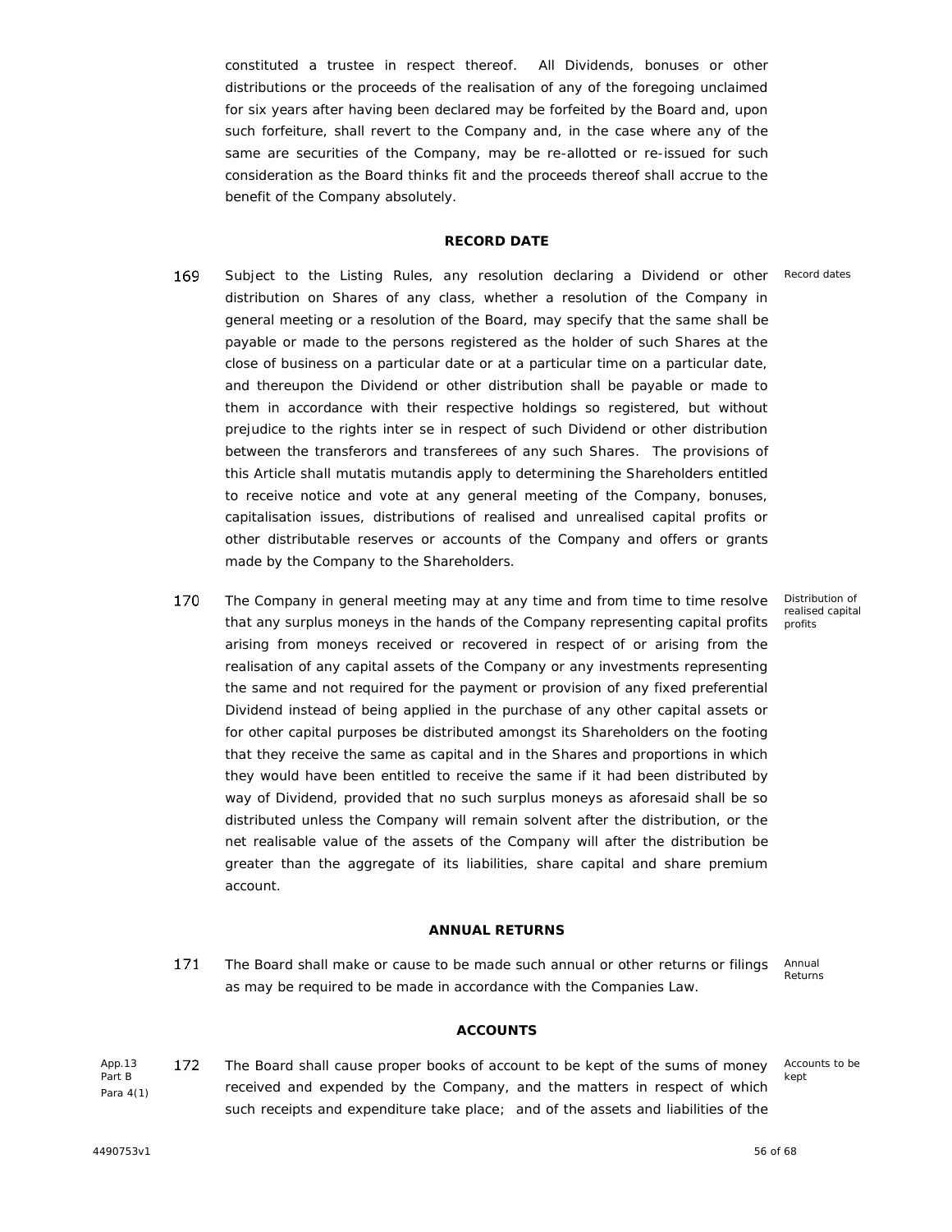constituted a trustee in respect thereof. All Dividends, bonuses or other distributions or the proceeds of the realisation of any of the foregoing unclaimed for six years after having been declared may be forfeited by the Board and, upon such forfeiture, shall revert to the Company and, in the case where any of the same are securities of the Company, may be re-allotted or re-issued for such consideration as the Board thinks fit and the proceeds thereof shall accrue to the benefit of the Company absolutely.

## RECORD DATE

169 Subject to the Listing Rules, any resolution declaring a Dividend or other distribution on Shares of any class, whether a resolution of the Company in general meeting or a resolution of the Board, may specify that the same shall be payable or made to the persons registered as the holder of such Shares at the close of business on a particular date or at a particular time on a particular date, and thereupon the Dividend or other distribution shall be payable or made to them in accordance with their respective holdings so registered, but without prejudice to the rights inter se in respect of such Dividend or other distribution between the transferors and transferees of any such Shares. The provisions of this Article shall mutatis mutandis apply to determining the Shareholders entitled to receive notice and vote at any general meeting of the Company, bonuses, capitalisation issues, distributions of realised and unrealised capital profits or other distributable reserves or accounts of the Company and offers or grants made by the Company to the Shareholders.

*Record dates*

170 The Company in general meeting may at any time and from time to time resolve that any surplus moneys in the hands of the Company representing capital profits arising from moneys received or recovered in respect of or arising from the realisation of any capital assets of the Company or any investments representing the same and not required for the payment or provision of any fixed preferential Dividend instead of being applied in the purchase of any other capital assets or for other capital purposes be distributed amongst its Shareholders on the footing that they receive the same as capital and in the Shares and proportions in which they would have been entitled to receive the same if it had been distributed by way of Dividend, provided that no such surplus moneys as aforesaid shall be so distributed unless the Company will remain solvent after the distribution, or the net realisable value of the assets of the Company will after the distribution be greater than the aggregate of its liabilities, share capital and share premium account.

*Distribution of realised capital profits*

## ANNUAL RETURNS

171 The Board shall make or cause to be made such annual or other returns or filings as may be required to be made in accordance with the Companies Law.

*Annual Returns*

## ACCOUNTS

*App.13 Part B Para 4(1)*

172 The Board shall cause proper books of account to be kept of the sums of money received and expended by the Company, and the matters in respect of which such receipts and expenditure take place; and of the assets and liabilities of the

*Accounts to be kept*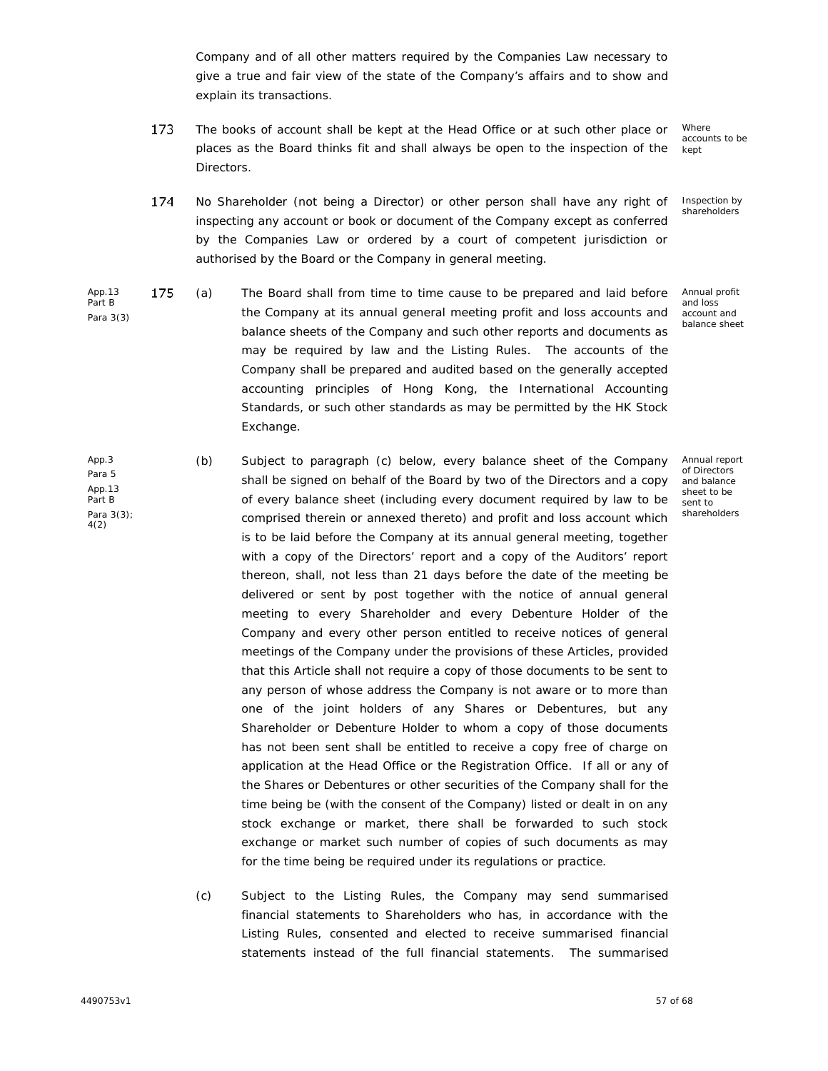Company and of all other matters required by the Companies Law necessary to give a true and fair view of the state of the Company's affairs and to show and explain its transactions.

173 The books of account shall be kept at the Head Office or at such other place or places as the Board thinks fit and shall always be open to the inspection of the Directors. *Where accounts to be kept*

174 No Shareholder (not being a Director) or other person shall have any right of inspecting any account or book or document of the Company except as conferred by the Companies Law or ordered by a court of competent jurisdiction or authorised by the Board or the Company in general meeting. *Inspection by shareholders*

*App.13 Part B Para 3(3)*

175 (a) The Board shall from time to time cause to be prepared and laid before the Company at its annual general meeting profit and loss accounts and balance sheets of the Company and such other reports and documents as may be required by law and the Listing Rules. The accounts of the Company shall be prepared and audited based on the generally accepted accounting principles of Hong Kong, the International Accounting Standards, or such other standards as may be permitted by the HK Stock Exchange. *Annual profit and loss account and balance sheet*

*App.3 Para 5 App.13 Part B Para 3(3); 4(2)*

(b) Subject to paragraph (c) below, every balance sheet of the Company shall be signed on behalf of the Board by two of the Directors and a copy of every balance sheet (including every document required by law to be comprised therein or annexed thereto) and profit and loss account which is to be laid before the Company at its annual general meeting, together with a copy of the Directors' report and a copy of the Auditors' report thereon, shall, not less than 21 days before the date of the meeting be delivered or sent by post together with the notice of annual general meeting to every Shareholder and every Debenture Holder of the Company and every other person entitled to receive notices of general meetings of the Company under the provisions of these Articles, provided that this Article shall not require a copy of those documents to be sent to any person of whose address the Company is not aware or to more than one of the joint holders of any Shares or Debentures, but any Shareholder or Debenture Holder to whom a copy of those documents has not been sent shall be entitled to receive a copy free of charge on application at the Head Office or the Registration Office. If all or any of the Shares or Debentures or other securities of the Company shall for the time being be (with the consent of the Company) listed or dealt in on any stock exchange or market, there shall be forwarded to such stock exchange or market such number of copies of such documents as may for the time being be required under its regulations or practice. *Annual report of Directors and balance sheet to be sent to shareholders*

(c) Subject to the Listing Rules, the Company may send summarised financial statements to Shareholders who has, in accordance with the Listing Rules, consented and elected to receive summarised financial statements instead of the full financial statements. The summarised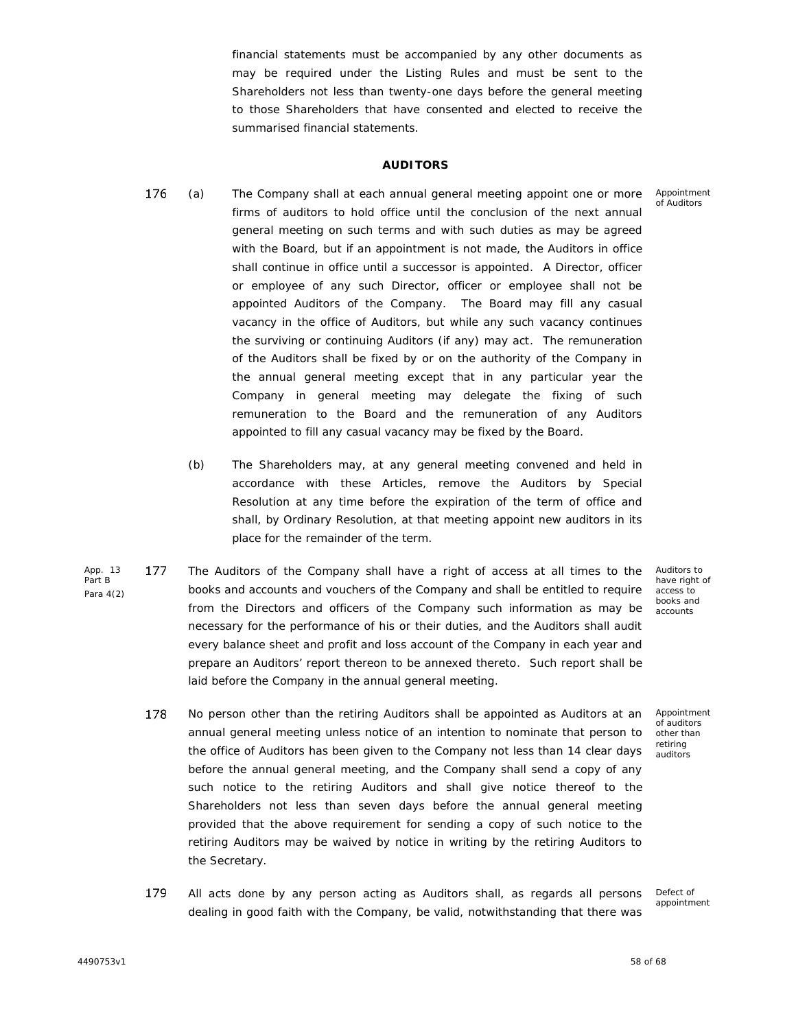financial statements must be accompanied by any other documents as may be required under the Listing Rules and must be sent to the Shareholders not less than twenty-one days before the general meeting to those Shareholders that have consented and elected to receive the summarised financial statements.

## AUDITORS

176 (a) The Company shall at each annual general meeting appoint one or more firms of auditors to hold office until the conclusion of the next annual general meeting on such terms and with such duties as may be agreed with the Board, but if an appointment is not made, the Auditors in office shall continue in office until a successor is appointed. A Director, officer or employee of any such Director, officer or employee shall not be appointed Auditors of the Company. The Board may fill any casual vacancy in the office of Auditors, but while any such vacancy continues the surviving or continuing Auditors (if any) may act. The remuneration of the Auditors shall be fixed by or on the authority of the Company in the annual general meeting except that in any particular year the Company in general meeting may delegate the fixing of such remuneration to the Board and the remuneration of any Auditors appointed to fill any casual vacancy may be fixed by the Board.

*Appointment of Auditors*

(b) The Shareholders may, at any general meeting convened and held in accordance with these Articles, remove the Auditors by Special Resolution at any time before the expiration of the term of office and shall, by Ordinary Resolution, at that meeting appoint new auditors in its place for the remainder of the term.

*App. 13 Part B Para 4(2)*

177 The Auditors of the Company shall have a right of access at all times to the books and accounts and vouchers of the Company and shall be entitled to require from the Directors and officers of the Company such information as may be necessary for the performance of his or their duties, and the Auditors shall audit every balance sheet and profit and loss account of the Company in each year and prepare an Auditors' report thereon to be annexed thereto. Such report shall be laid before the Company in the annual general meeting.

*Auditors to have right of access to books and accounts*

178 No person other than the retiring Auditors shall be appointed as Auditors at an annual general meeting unless notice of an intention to nominate that person to the office of Auditors has been given to the Company not less than 14 clear days before the annual general meeting, and the Company shall send a copy of any such notice to the retiring Auditors and shall give notice thereof to the Shareholders not less than seven days before the annual general meeting provided that the above requirement for sending a copy of such notice to the retiring Auditors may be waived by notice in writing by the retiring Auditors to the Secretary.

*Appointment of auditors other than retiring auditors*

179 All acts done by any person acting as Auditors shall, as regards all persons dealing in good faith with the Company, be valid, notwithstanding that there was

*Defect of appointment*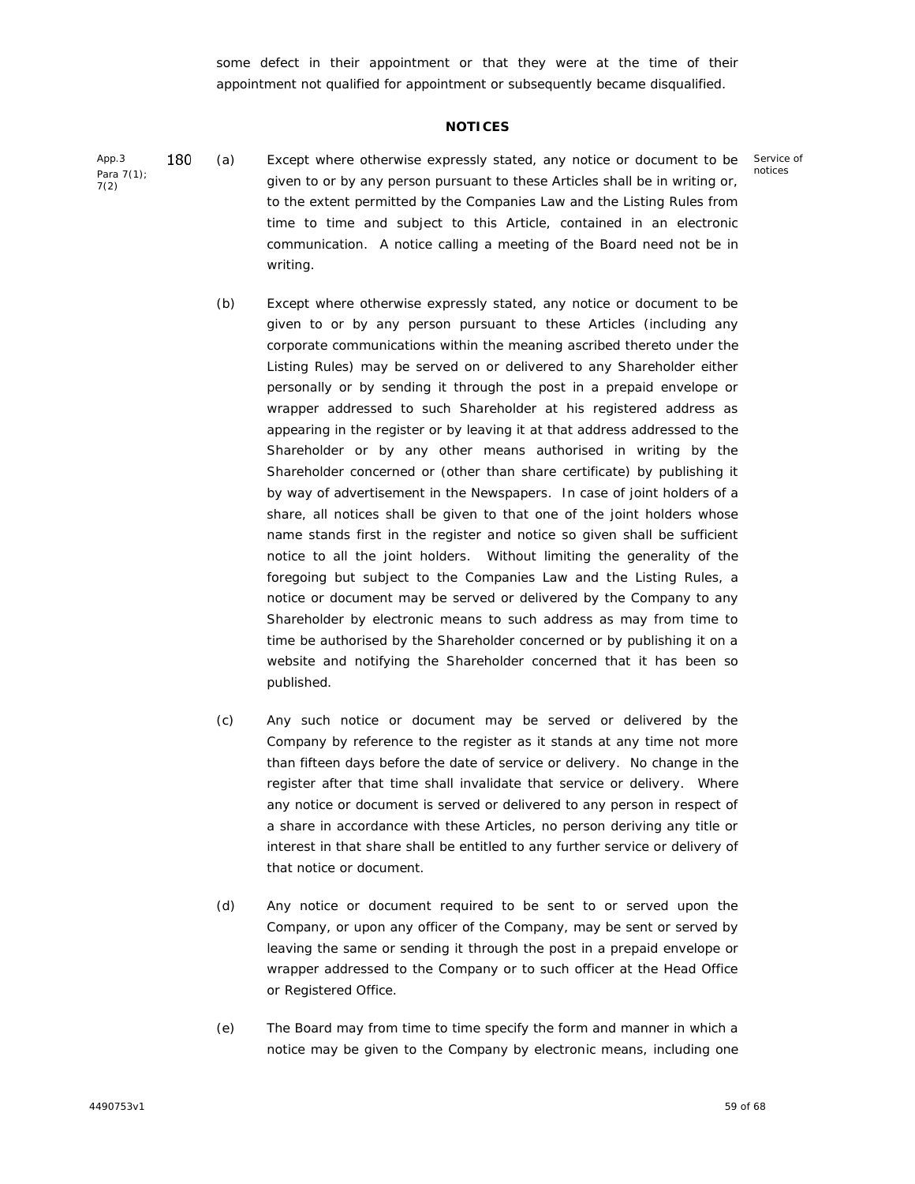some defect in their appointment or that they were at the time of their appointment not qualified for appointment or subsequently became disqualified.

## NOTICES

App.3 Para 7(1); 7(2)

180 (a) Except where otherwise expressly stated, any notice or document to be given to or by any person pursuant to these Articles shall be in writing or, to the extent permitted by the Companies Law and the Listing Rules from time to time and subject to this Article, contained in an electronic communication. A notice calling a meeting of the Board need not be in writing.

Service of notices

(b) Except where otherwise expressly stated, any notice or document to be given to or by any person pursuant to these Articles (including any corporate communications within the meaning ascribed thereto under the Listing Rules) may be served on or delivered to any Shareholder either personally or by sending it through the post in a prepaid envelope or wrapper addressed to such Shareholder at his registered address as appearing in the register or by leaving it at that address addressed to the Shareholder or by any other means authorised in writing by the Shareholder concerned or (other than share certificate) by publishing it by way of advertisement in the Newspapers. In case of joint holders of a share, all notices shall be given to that one of the joint holders whose name stands first in the register and notice so given shall be sufficient notice to all the joint holders. Without limiting the generality of the foregoing but subject to the Companies Law and the Listing Rules, a notice or document may be served or delivered by the Company to any Shareholder by electronic means to such address as may from time to time be authorised by the Shareholder concerned or by publishing it on a website and notifying the Shareholder concerned that it has been so published.

(c) Any such notice or document may be served or delivered by the Company by reference to the register as it stands at any time not more than fifteen days before the date of service or delivery. No change in the register after that time shall invalidate that service or delivery. Where any notice or document is served or delivered to any person in respect of a share in accordance with these Articles, no person deriving any title or interest in that share shall be entitled to any further service or delivery of that notice or document.

(d) Any notice or document required to be sent to or served upon the Company, or upon any officer of the Company, may be sent or served by leaving the same or sending it through the post in a prepaid envelope or wrapper addressed to the Company or to such officer at the Head Office or Registered Office.

(e) The Board may from time to time specify the form and manner in which a notice may be given to the Company by electronic means, including one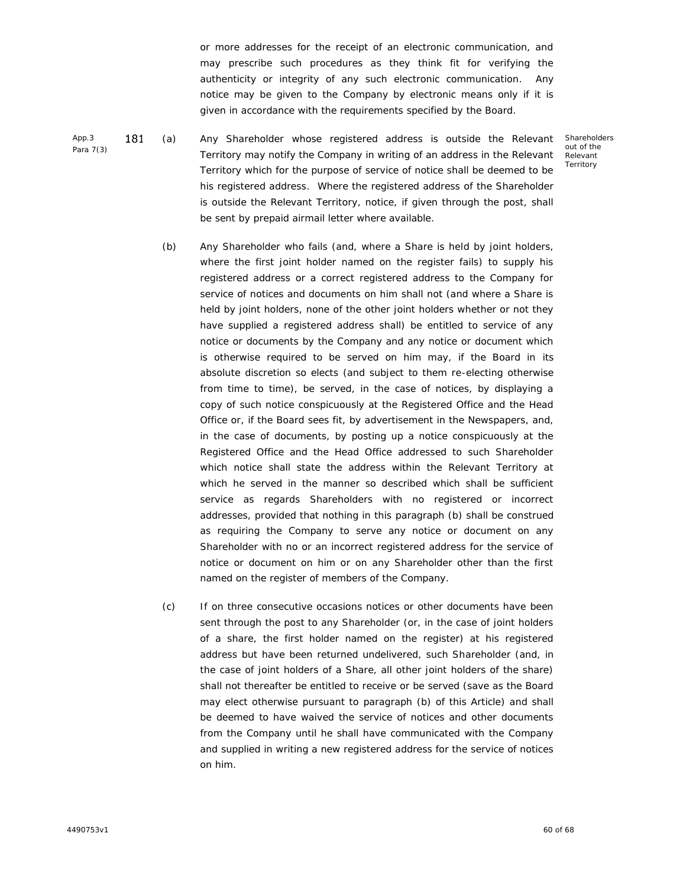or more addresses for the receipt of an electronic communication, and may prescribe such procedures as they think fit for verifying the authenticity or integrity of any such electronic communication. Any notice may be given to the Company by electronic means only if it is given in accordance with the requirements specified by the Board.

App.3 Para 7(3)

**Shareholders out of the Relevant Territory**

181 (a) Any Shareholder whose registered address is outside the Relevant Territory may notify the Company in writing of an address in the Relevant Territory which for the purpose of service of notice shall be deemed to be his registered address. Where the registered address of the Shareholder is outside the Relevant Territory, notice, if given through the post, shall be sent by prepaid airmail letter where available.

(b) Any Shareholder who fails (and, where a Share is held by joint holders, where the first joint holder named on the register fails) to supply his registered address or a correct registered address to the Company for service of notices and documents on him shall not (and where a Share is held by joint holders, none of the other joint holders whether or not they have supplied a registered address shall) be entitled to service of any notice or documents by the Company and any notice or document which is otherwise required to be served on him may, if the Board in its absolute discretion so elects (and subject to them re-electing otherwise from time to time), be served, in the case of notices, by displaying a copy of such notice conspicuously at the Registered Office and the Head Office or, if the Board sees fit, by advertisement in the Newspapers, and, in the case of documents, by posting up a notice conspicuously at the Registered Office and the Head Office addressed to such Shareholder which notice shall state the address within the Relevant Territory at which he served in the manner so described which shall be sufficient service as regards Shareholders with no registered or incorrect addresses, provided that nothing in this paragraph (b) shall be construed as requiring the Company to serve any notice or document on any Shareholder with no or an incorrect registered address for the service of notice or document on him or on any Shareholder other than the first named on the register of members of the Company.

(c) If on three consecutive occasions notices or other documents have been sent through the post to any Shareholder (or, in the case of joint holders of a share, the first holder named on the register) at his registered address but have been returned undelivered, such Shareholder (and, in the case of joint holders of a Share, all other joint holders of the share) shall not thereafter be entitled to receive or be served (save as the Board may elect otherwise pursuant to paragraph (b) of this Article) and shall be deemed to have waived the service of notices and other documents from the Company until he shall have communicated with the Company and supplied in writing a new registered address for the service of notices on him.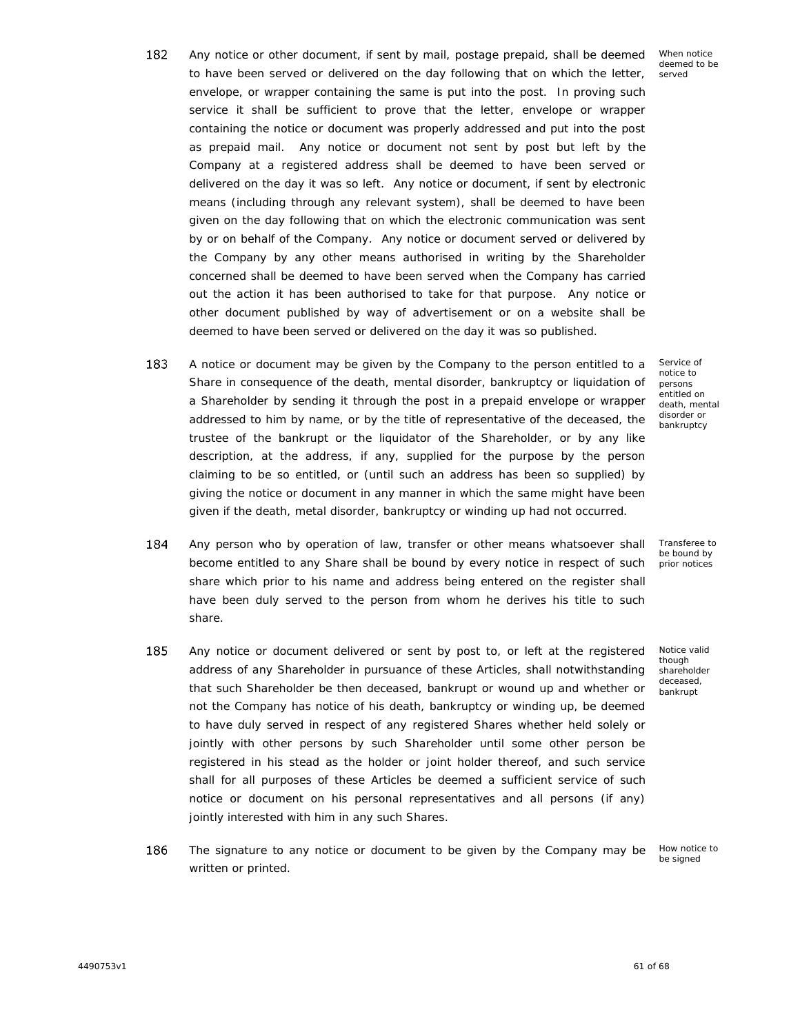182 Any notice or other document, if sent by mail, postage prepaid, shall be deemed to have been served or delivered on the day following that on which the letter, envelope, or wrapper containing the same is put into the post. In proving such service it shall be sufficient to prove that the letter, envelope or wrapper containing the notice or document was properly addressed and put into the post as prepaid mail. Any notice or document not sent by post but left by the Company at a registered address shall be deemed to have been served or delivered on the day it was so left. Any notice or document, if sent by electronic means (including through any relevant system), shall be deemed to have been given on the day following that on which the electronic communication was sent by or on behalf of the Company. Any notice or document served or delivered by the Company by any other means authorised in writing by the Shareholder concerned shall be deemed to have been served when the Company has carried out the action it has been authorised to take for that purpose. Any notice or other document published by way of advertisement or on a website shall be deemed to have been served or delivered on the day it was so published.

*When notice deemed to be served*

183 A notice or document may be given by the Company to the person entitled to a Share in consequence of the death, mental disorder, bankruptcy or liquidation of a Shareholder by sending it through the post in a prepaid envelope or wrapper addressed to him by name, or by the title of representative of the deceased, the trustee of the bankrupt or the liquidator of the Shareholder, or by any like description, at the address, if any, supplied for the purpose by the person claiming to be so entitled, or (until such an address has been so supplied) by giving the notice or document in any manner in which the same might have been given if the death, metal disorder, bankruptcy or winding up had not occurred.

*Service of notice to persons entitled on death, mental disorder or bankruptcy*

184 Any person who by operation of law, transfer or other means whatsoever shall become entitled to any Share shall be bound by every notice in respect of such share which prior to his name and address being entered on the register shall have been duly served to the person from whom he derives his title to such share.

*Transferee to be bound by prior notices*

185 Any notice or document delivered or sent by post to, or left at the registered address of any Shareholder in pursuance of these Articles, shall notwithstanding that such Shareholder be then deceased, bankrupt or wound up and whether or not the Company has notice of his death, bankruptcy or winding up, be deemed to have duly served in respect of any registered Shares whether held solely or jointly with other persons by such Shareholder until some other person be registered in his stead as the holder or joint holder thereof, and such service shall for all purposes of these Articles be deemed a sufficient service of such notice or document on his personal representatives and all persons (if any) jointly interested with him in any such Shares.

*Notice valid though shareholder deceased, bankrupt*

186 The signature to any notice or document to be given by the Company may be written or printed.

*How notice to be signed*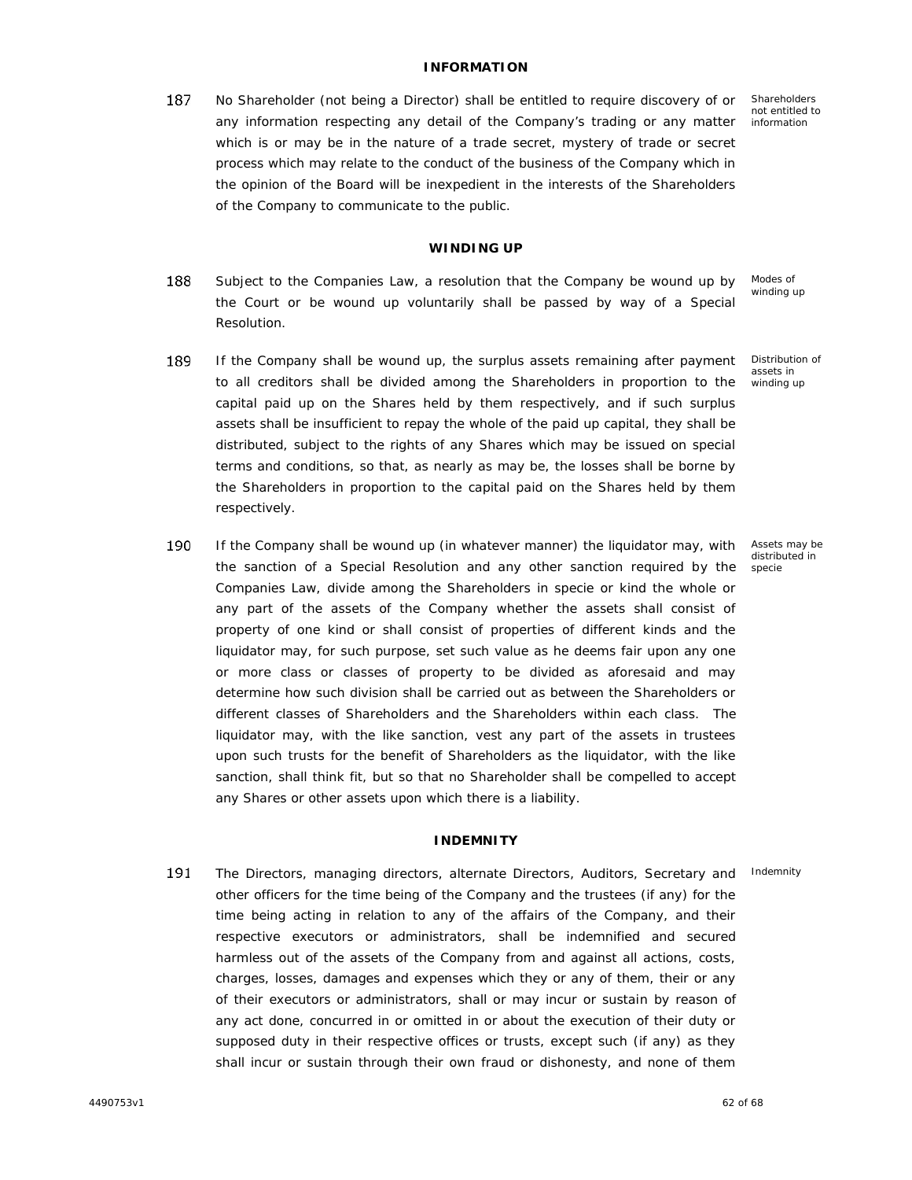## INFORMATION

187 No Shareholder (not being a Director) shall be entitled to require discovery of or any information respecting any detail of the Company's trading or any matter which is or may be in the nature of a trade secret, mystery of trade or secret process which may relate to the conduct of the business of the Company which in the opinion of the Board will be inexpedient in the interests of the Shareholders of the Company to communicate to the public.

*Shareholders not entitled to information*

## WINDING UP

188 Subject to the Companies Law, a resolution that the Company be wound up by the Court or be wound up voluntarily shall be passed by way of a Special Resolution.

*Modes of winding up*

189 If the Company shall be wound up, the surplus assets remaining after payment to all creditors shall be divided among the Shareholders in proportion to the capital paid up on the Shares held by them respectively, and if such surplus assets shall be insufficient to repay the whole of the paid up capital, they shall be distributed, subject to the rights of any Shares which may be issued on special terms and conditions, so that, as nearly as may be, the losses shall be borne by the Shareholders in proportion to the capital paid on the Shares held by them respectively.

*Distribution of assets in winding up*

190 If the Company shall be wound up (in whatever manner) the liquidator may, with the sanction of a Special Resolution and any other sanction required by the Companies Law, divide among the Shareholders in specie or kind the whole or any part of the assets of the Company whether the assets shall consist of property of one kind or shall consist of properties of different kinds and the liquidator may, for such purpose, set such value as he deems fair upon any one or more class or classes of property to be divided as aforesaid and may determine how such division shall be carried out as between the Shareholders or different classes of Shareholders and the Shareholders within each class. The liquidator may, with the like sanction, vest any part of the assets in trustees upon such trusts for the benefit of Shareholders as the liquidator, with the like sanction, shall think fit, but so that no Shareholder shall be compelled to accept any Shares or other assets upon which there is a liability.

*Assets may be distributed in specie*

## INDEMNITY

191 The Directors, managing directors, alternate Directors, Auditors, Secretary and other officers for the time being of the Company and the trustees (if any) for the time being acting in relation to any of the affairs of the Company, and their respective executors or administrators, shall be indemnified and secured harmless out of the assets of the Company from and against all actions, costs, charges, losses, damages and expenses which they or any of them, their or any of their executors or administrators, shall or may incur or sustain by reason of any act done, concurred in or omitted in or about the execution of their duty or supposed duty in their respective offices or trusts, except such (if any) as they shall incur or sustain through their own fraud or dishonesty, and none of them

*Indemnity*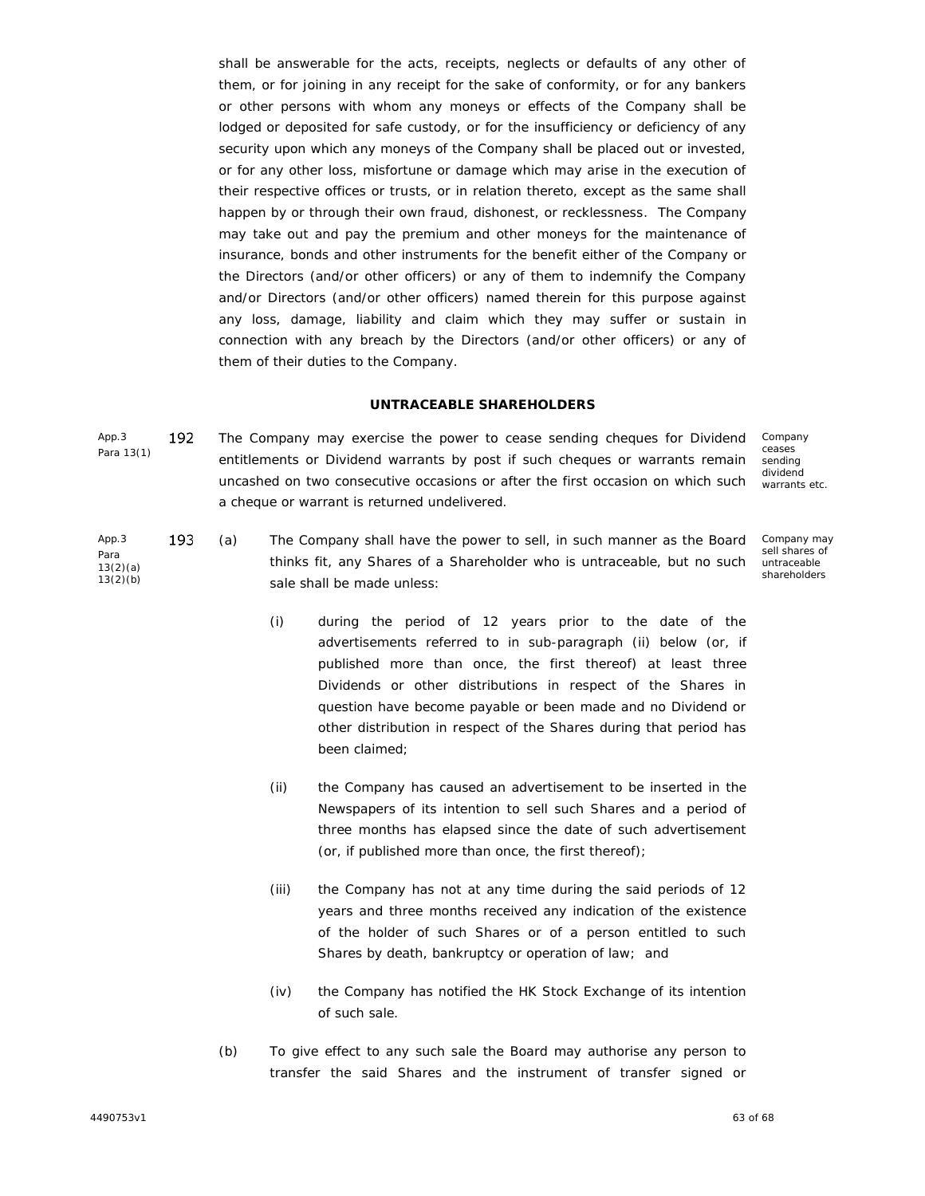shall be answerable for the acts, receipts, neglects or defaults of any other of them, or for joining in any receipt for the sake of conformity, or for any bankers or other persons with whom any moneys or effects of the Company shall be lodged or deposited for safe custody, or for the insufficiency or deficiency of any security upon which any moneys of the Company shall be placed out or invested, or for any other loss, misfortune or damage which may arise in the execution of their respective offices or trusts, or in relation thereto, except as the same shall happen by or through their own fraud, dishonest, or recklessness. The Company may take out and pay the premium and other moneys for the maintenance of insurance, bonds and other instruments for the benefit either of the Company or the Directors (and/or other officers) or any of them to indemnify the Company and/or Directors (and/or other officers) named therein for this purpose against any loss, damage, liability and claim which they may suffer or sustain in connection with any breach by the Directors (and/or other officers) or any of them of their duties to the Company.

**UNTRACEABLE SHAREHOLDERS**

App.3 Para 13(1)

192 The Company may exercise the power to cease sending cheques for Dividend entitlements or Dividend warrants by post if such cheques or warrants remain uncashed on two consecutive occasions or after the first occasion on which such a cheque or warrant is returned undelivered.

Company ceases sending dividend warrants etc.

App.3 Para 13(2)(a) 13(2)(b)

193 (a) The Company shall have the power to sell, in such manner as the Board thinks fit, any Shares of a Shareholder who is untraceable, but no such sale shall be made unless:

Company may sell shares of untraceable shareholders

(i) during the period of 12 years prior to the date of the advertisements referred to in sub-paragraph (ii) below (or, if published more than once, the first thereof) at least three Dividends or other distributions in respect of the Shares in question have become payable or been made and no Dividend or other distribution in respect of the Shares during that period has been claimed;

(ii) the Company has caused an advertisement to be inserted in the Newspapers of its intention to sell such Shares and a period of three months has elapsed since the date of such advertisement (or, if published more than once, the first thereof);

(iii) the Company has not at any time during the said periods of 12 years and three months received any indication of the existence of the holder of such Shares or of a person entitled to such Shares by death, bankruptcy or operation of law; and

(iv) the Company has notified the HK Stock Exchange of its intention of such sale.

(b) To give effect to any such sale the Board may authorise any person to transfer the said Shares and the instrument of transfer signed or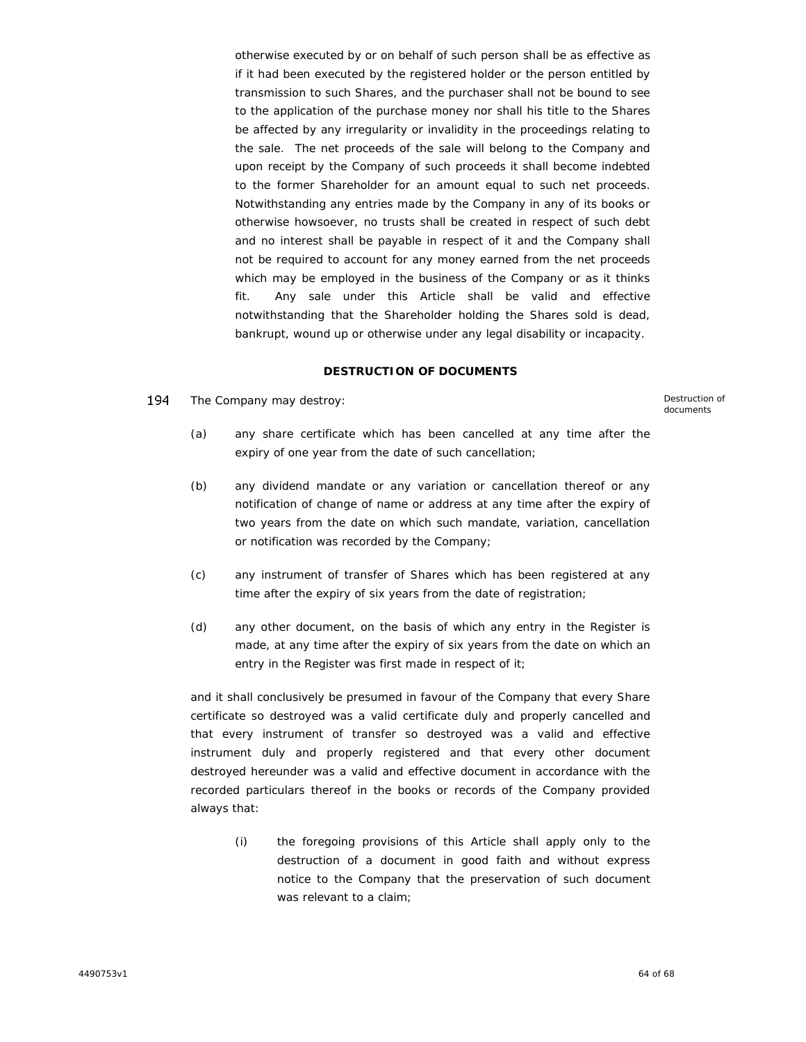otherwise executed by or on behalf of such person shall be as effective as if it had been executed by the registered holder or the person entitled by transmission to such Shares, and the purchaser shall not be bound to see to the application of the purchase money nor shall his title to the Shares be affected by any irregularity or invalidity in the proceedings relating to the sale. The net proceeds of the sale will belong to the Company and upon receipt by the Company of such proceeds it shall become indebted to the former Shareholder for an amount equal to such net proceeds. Notwithstanding any entries made by the Company in any of its books or otherwise howsoever, no trusts shall be created in respect of such debt and no interest shall be payable in respect of it and the Company shall not be required to account for any money earned from the net proceeds which may be employed in the business of the Company or as it thinks fit. Any sale under this Article shall be valid and effective notwithstanding that the Shareholder holding the Shares sold is dead, bankrupt, wound up or otherwise under any legal disability or incapacity.

## DESTRUCTION OF DOCUMENTS

194 The Company may destroy: *Destruction of documents*

(a) any share certificate which has been cancelled at any time after the expiry of one year from the date of such cancellation;

(b) any dividend mandate or any variation or cancellation thereof or any notification of change of name or address at any time after the expiry of two years from the date on which such mandate, variation, cancellation or notification was recorded by the Company;

(c) any instrument of transfer of Shares which has been registered at any time after the expiry of six years from the date of registration;

(d) any other document, on the basis of which any entry in the Register is made, at any time after the expiry of six years from the date on which an entry in the Register was first made in respect of it;

and it shall conclusively be presumed in favour of the Company that every Share certificate so destroyed was a valid certificate duly and properly cancelled and that every instrument of transfer so destroyed was a valid and effective instrument duly and properly registered and that every other document destroyed hereunder was a valid and effective document in accordance with the recorded particulars thereof in the books or records of the Company provided always that:

(i) the foregoing provisions of this Article shall apply only to the destruction of a document in good faith and without express notice to the Company that the preservation of such document was relevant to a claim;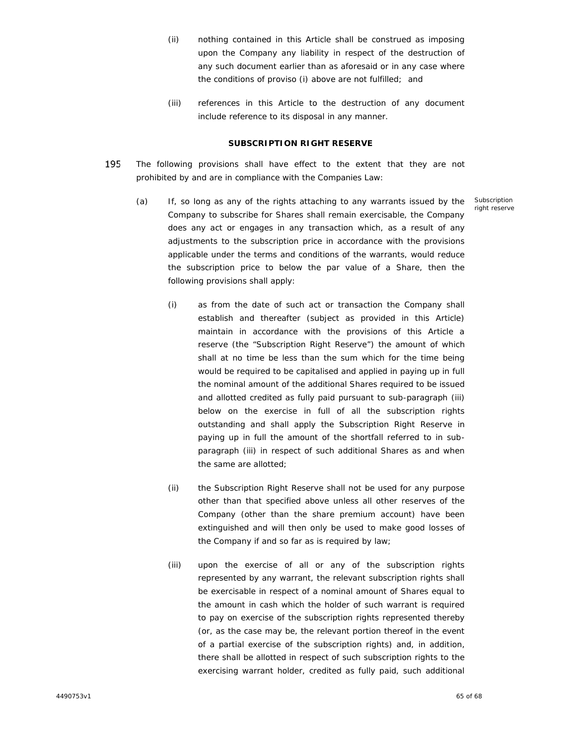(ii) nothing contained in this Article shall be construed as imposing upon the Company any liability in respect of the destruction of any such document earlier than as aforesaid or in any case where the conditions of proviso (i) above are not fulfilled; and

(iii) references in this Article to the destruction of any document include reference to its disposal in any manner.

**SUBSCRIPTION RIGHT RESERVE**

195 The following provisions shall have effect to the extent that they are not prohibited by and are in compliance with the Companies Law:

(a) If, so long as any of the rights attaching to any warrants issued by the Company to subscribe for Shares shall remain exercisable, the Company does any act or engages in any transaction which, as a result of any adjustments to the subscription price in accordance with the provisions applicable under the terms and conditions of the warrants, would reduce the subscription price to below the par value of a Share, then the following provisions shall apply:

Subscription right reserve

(i) as from the date of such act or transaction the Company shall establish and thereafter (subject as provided in this Article) maintain in accordance with the provisions of this Article a reserve (the "Subscription Right Reserve") the amount of which shall at no time be less than the sum which for the time being would be required to be capitalised and applied in paying up in full the nominal amount of the additional Shares required to be issued and allotted credited as fully paid pursuant to sub-paragraph (iii) below on the exercise in full of all the subscription rights outstanding and shall apply the Subscription Right Reserve in paying up in full the amount of the shortfall referred to in sub-paragraph (iii) in respect of such additional Shares as and when the same are allotted;

(ii) the Subscription Right Reserve shall not be used for any purpose other than that specified above unless all other reserves of the Company (other than the share premium account) have been extinguished and will then only be used to make good losses of the Company if and so far as is required by law;

(iii) upon the exercise of all or any of the subscription rights represented by any warrant, the relevant subscription rights shall be exercisable in respect of a nominal amount of Shares equal to the amount in cash which the holder of such warrant is required to pay on exercise of the subscription rights represented thereby (or, as the case may be, the relevant portion thereof in the event of a partial exercise of the subscription rights) and, in addition, there shall be allotted in respect of such subscription rights to the exercising warrant holder, credited as fully paid, such additional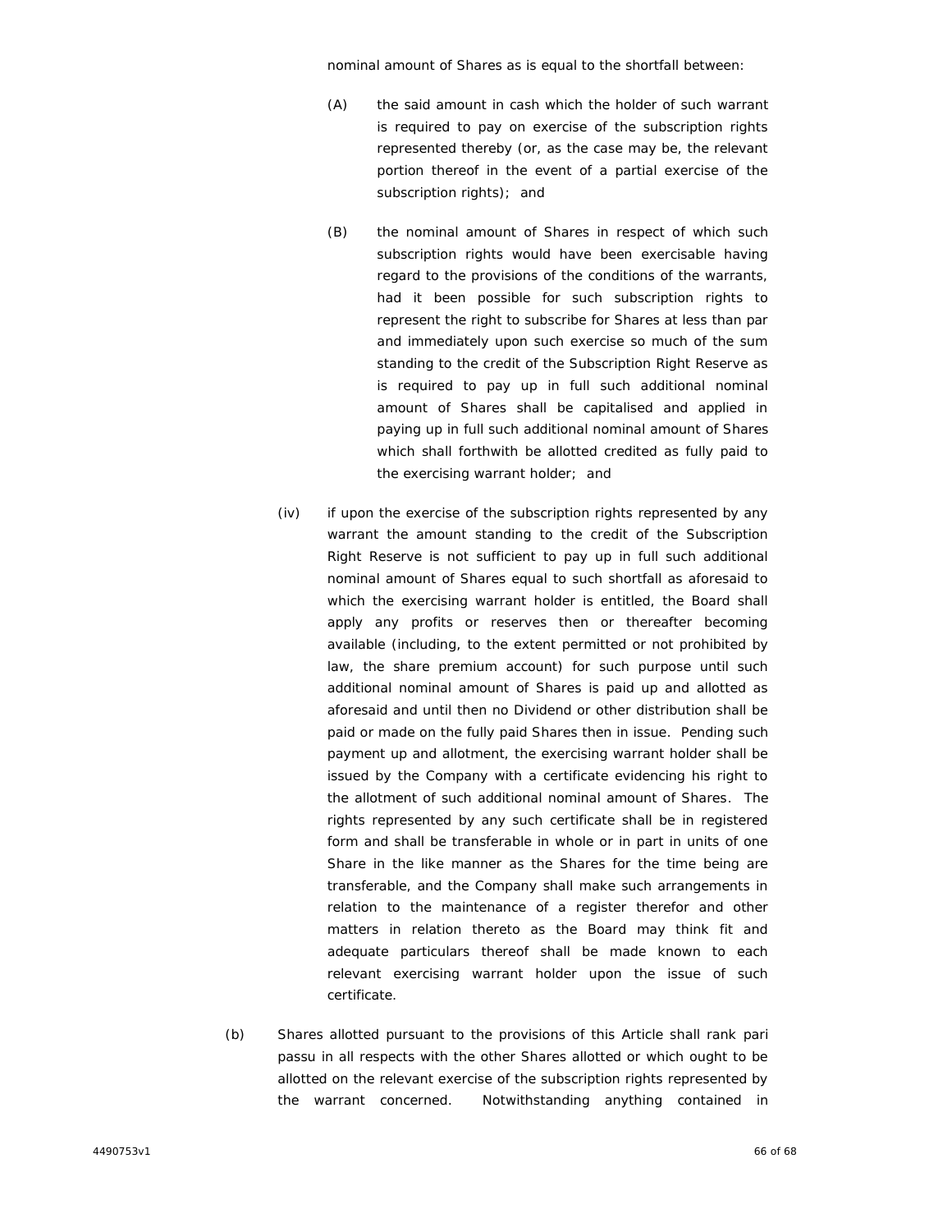nominal amount of Shares as is equal to the shortfall between:

(A) the said amount in cash which the holder of such warrant is required to pay on exercise of the subscription rights represented thereby (or, as the case may be, the relevant portion thereof in the event of a partial exercise of the subscription rights); and

(B) the nominal amount of Shares in respect of which such subscription rights would have been exercisable having regard to the provisions of the conditions of the warrants, had it been possible for such subscription rights to represent the right to subscribe for Shares at less than par and immediately upon such exercise so much of the sum standing to the credit of the Subscription Right Reserve as is required to pay up in full such additional nominal amount of Shares shall be capitalised and applied in paying up in full such additional nominal amount of Shares which shall forthwith be allotted credited as fully paid to the exercising warrant holder; and

(iv) if upon the exercise of the subscription rights represented by any warrant the amount standing to the credit of the Subscription Right Reserve is not sufficient to pay up in full such additional nominal amount of Shares equal to such shortfall as aforesaid to which the exercising warrant holder is entitled, the Board shall apply any profits or reserves then or thereafter becoming available (including, to the extent permitted or not prohibited by law, the share premium account) for such purpose until such additional nominal amount of Shares is paid up and allotted as aforesaid and until then no Dividend or other distribution shall be paid or made on the fully paid Shares then in issue. Pending such payment up and allotment, the exercising warrant holder shall be issued by the Company with a certificate evidencing his right to the allotment of such additional nominal amount of Shares. The rights represented by any such certificate shall be in registered form and shall be transferable in whole or in part in units of one Share in the like manner as the Shares for the time being are transferable, and the Company shall make such arrangements in relation to the maintenance of a register therefor and other matters in relation thereto as the Board may think fit and adequate particulars thereof shall be made known to each relevant exercising warrant holder upon the issue of such certificate.

(b) Shares allotted pursuant to the provisions of this Article shall rank pari passu in all respects with the other Shares allotted or which ought to be allotted on the relevant exercise of the subscription rights represented by the warrant concerned. Notwithstanding anything contained in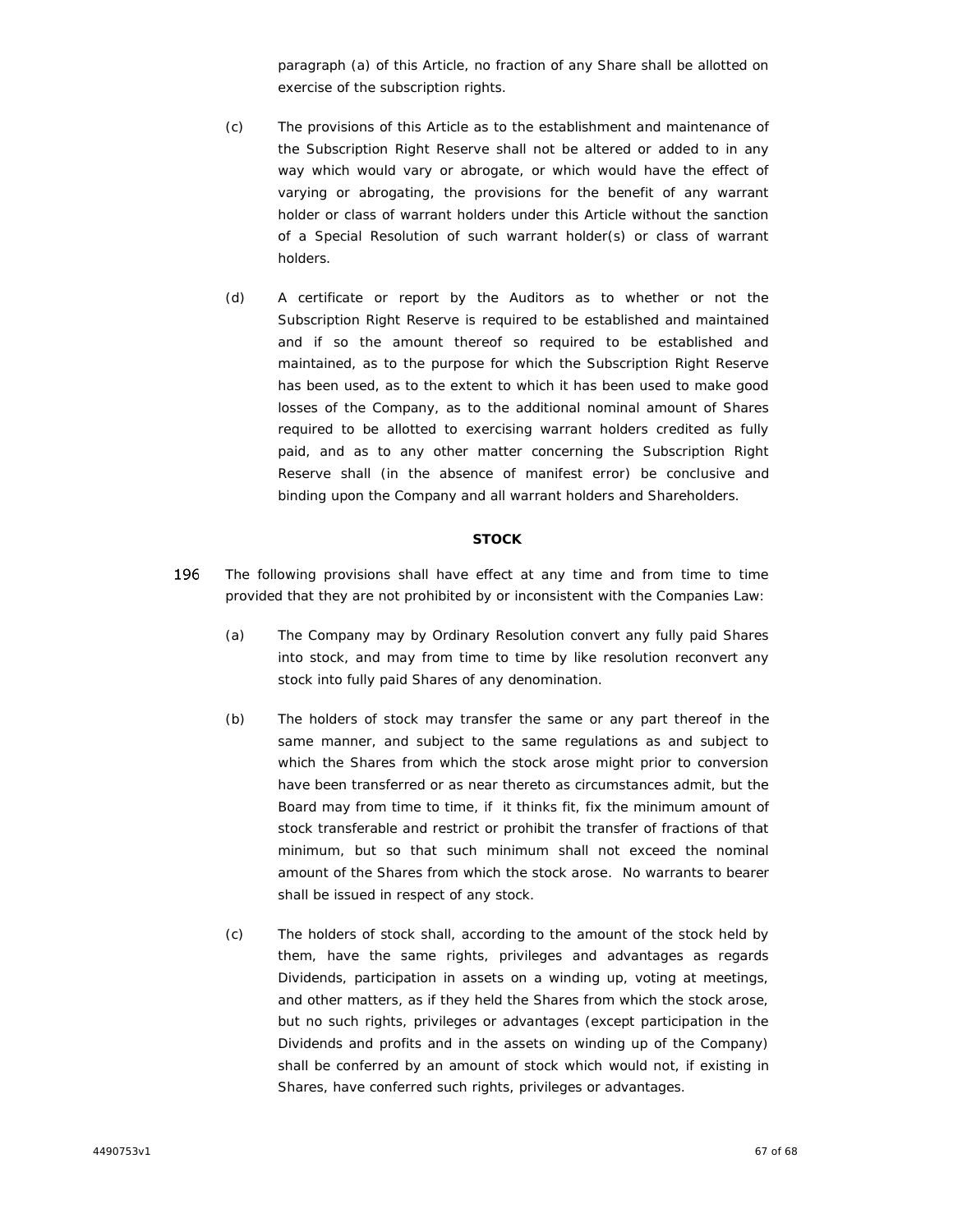paragraph (a) of this Article, no fraction of any Share shall be allotted on exercise of the subscription rights.

(c) The provisions of this Article as to the establishment and maintenance of the Subscription Right Reserve shall not be altered or added to in any way which would vary or abrogate, or which would have the effect of varying or abrogating, the provisions for the benefit of any warrant holder or class of warrant holders under this Article without the sanction of a Special Resolution of such warrant holder(s) or class of warrant holders.

(d) A certificate or report by the Auditors as to whether or not the Subscription Right Reserve is required to be established and maintained and if so the amount thereof so required to be established and maintained, as to the purpose for which the Subscription Right Reserve has been used, as to the extent to which it has been used to make good losses of the Company, as to the additional nominal amount of Shares required to be allotted to exercising warrant holders credited as fully paid, and as to any other matter concerning the Subscription Right Reserve shall (in the absence of manifest error) be conclusive and binding upon the Company and all warrant holders and Shareholders.

**STOCK**

196 The following provisions shall have effect at any time and from time to time provided that they are not prohibited by or inconsistent with the Companies Law:

(a) The Company may by Ordinary Resolution convert any fully paid Shares into stock, and may from time to time by like resolution reconvert any stock into fully paid Shares of any denomination.

(b) The holders of stock may transfer the same or any part thereof in the same manner, and subject to the same regulations as and subject to which the Shares from which the stock arose might prior to conversion have been transferred or as near thereto as circumstances admit, but the Board may from time to time, if it thinks fit, fix the minimum amount of stock transferable and restrict or prohibit the transfer of fractions of that minimum, but so that such minimum shall not exceed the nominal amount of the Shares from which the stock arose. No warrants to bearer shall be issued in respect of any stock.

(c) The holders of stock shall, according to the amount of the stock held by them, have the same rights, privileges and advantages as regards Dividends, participation in assets on a winding up, voting at meetings, and other matters, as if they held the Shares from which the stock arose, but no such rights, privileges or advantages (except participation in the Dividends and profits and in the assets on winding up of the Company) shall be conferred by an amount of stock which would not, if existing in Shares, have conferred such rights, privileges or advantages.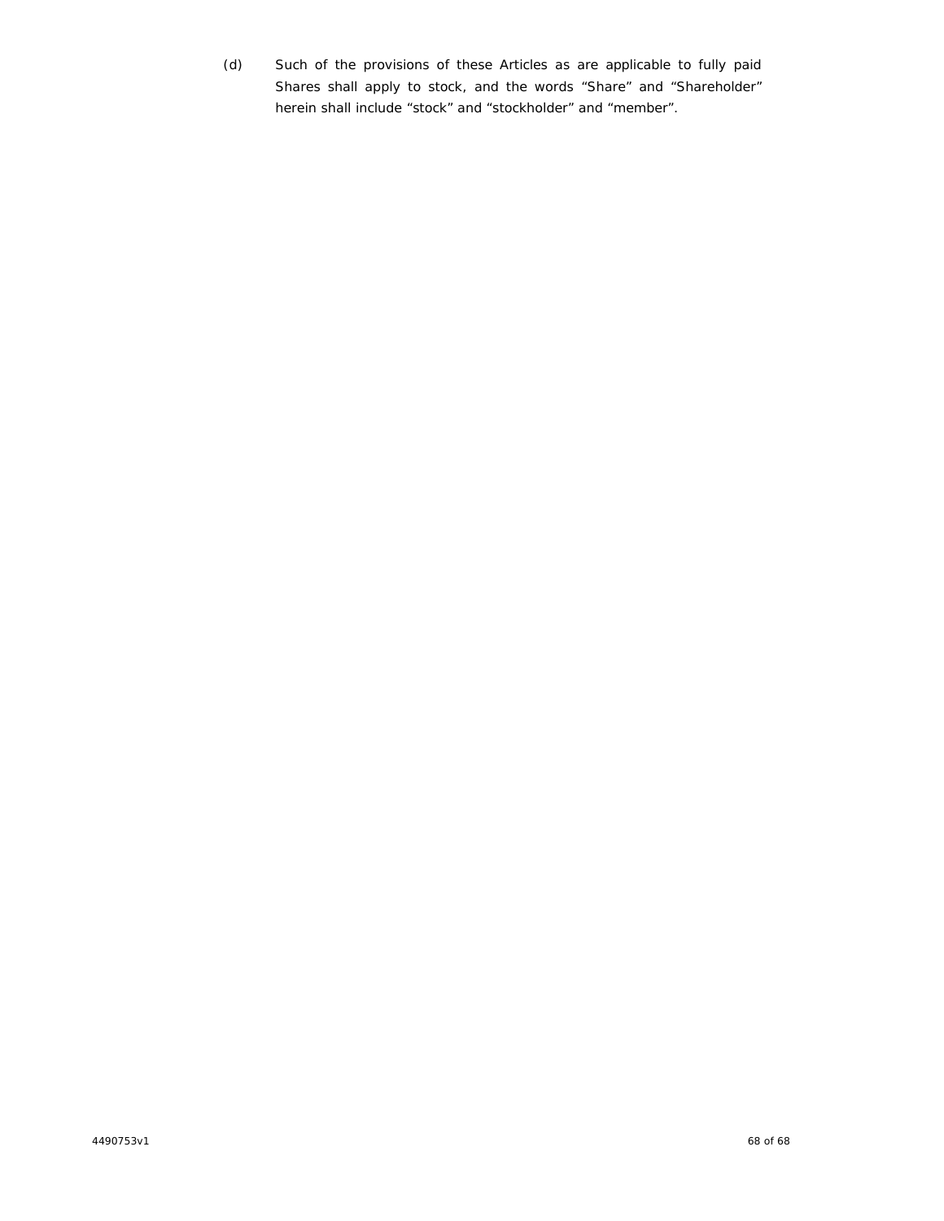(d) Such of the provisions of these Articles as are applicable to fully paid Shares shall apply to stock, and the words "Share" and "Shareholder" herein shall include "stock" and "stockholder" and "member".